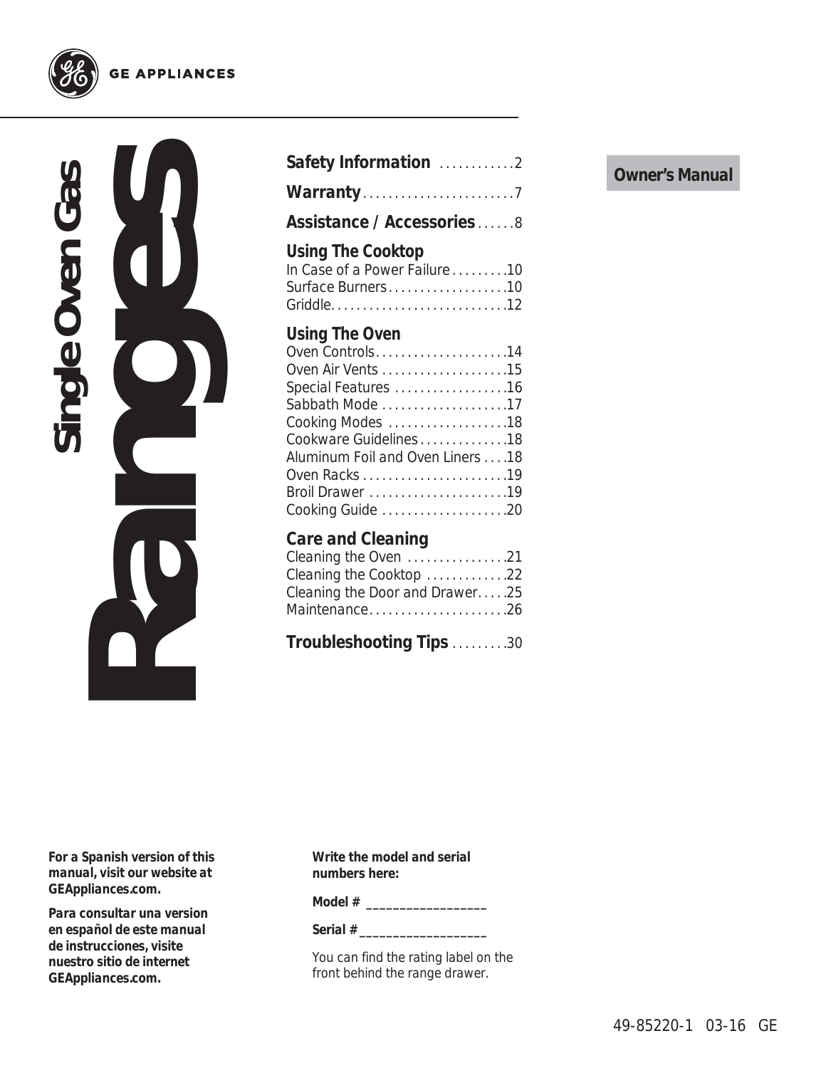GE APPLIANCES

# Single Oven Gas Ranges

**Owner's Manual**

**Safety Information** . . . . . . . . . . . .2

**Warranty** . . . . . . . . . . . . . . . . . . . . . . . .7

**Assistance / Accessories** . . . . . .8

**Using The Cooktop**
- In Case of a Power Failure . . . . . . . . .10
- Surface Burners . . . . . . . . . . . . . . . . . . .10
- Griddle. . . . . . . . . . . . . . . . . . . . . . . . . . . .12

**Using The Oven**
- Oven Controls . . . . . . . . . . . . . . . . . . . . .14
- Oven Air Vents . . . . . . . . . . . . . . . . . . . .15
- Special Features . . . . . . . . . . . . . . . . . .16
- Sabbath Mode . . . . . . . . . . . . . . . . . . . .17
- Cooking Modes . . . . . . . . . . . . . . . . . . .18
- Cookware Guidelines . . . . . . . . . . . . . .18
- Aluminum Foil and Oven Liners . . . .18
- Oven Racks . . . . . . . . . . . . . . . . . . . . . . .19
- Broil Drawer . . . . . . . . . . . . . . . . . . . . . .19
- Cooking Guide . . . . . . . . . . . . . . . . . . . .20

**Care and Cleaning**
- Cleaning the Oven . . . . . . . . . . . . . . . .21
- Cleaning the Cooktop . . . . . . . . . . . . .22
- Cleaning the Door and Drawer. . . . . .25
- Maintenance. . . . . . . . . . . . . . . . . . . . . .26

**Troubleshooting Tips** . . . . . . . . .30

***For a Spanish version of this manual, visit our website at GEAppliances.com.***

***Para consultar una version en español de este manual de instrucciones, visite nuestro sitio de internet GEAppliances.com.***

**Write the model and serial numbers here:**

**Model #** __________________

**Serial #**___________________

You can find the rating label on the front behind the range drawer.

49-85220-1 03-16 GE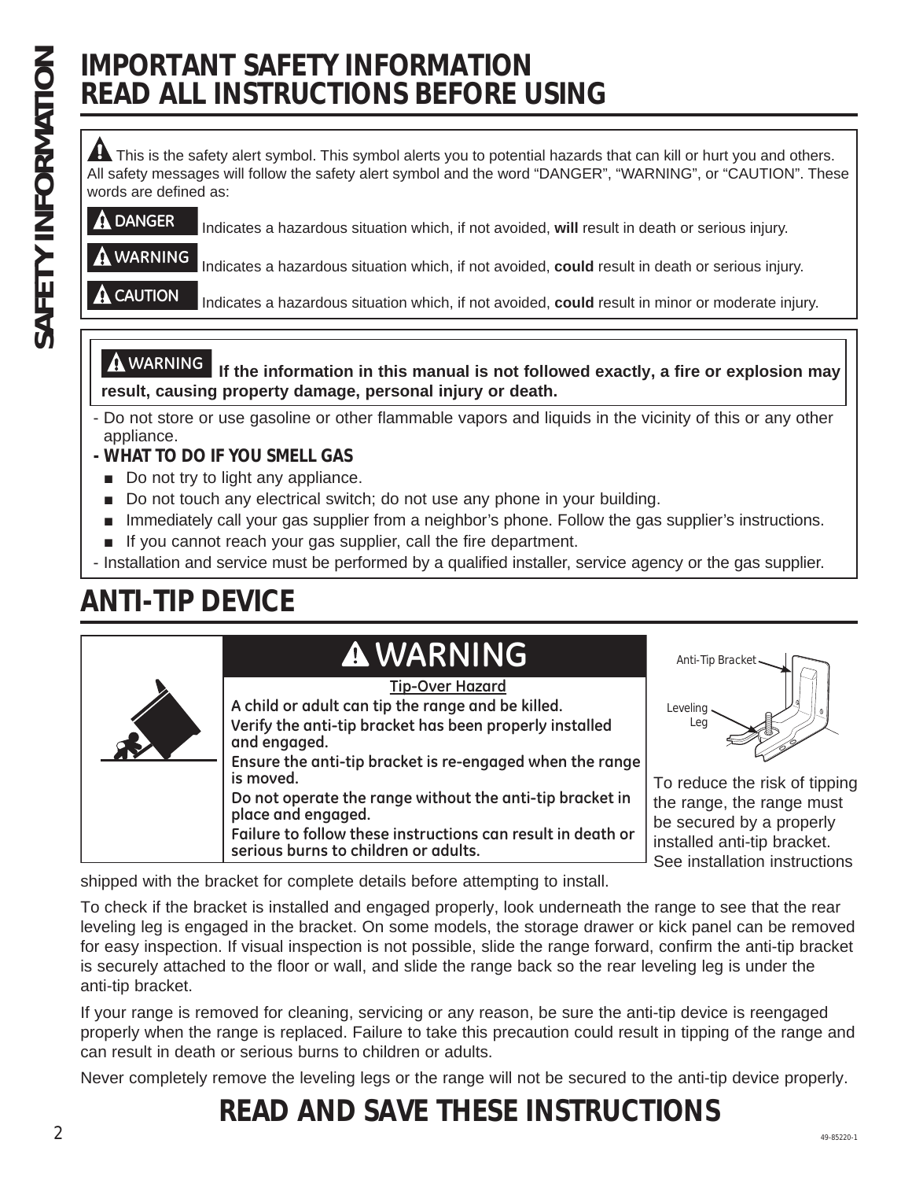# IMPORTANT SAFETY INFORMATION
# READ ALL INSTRUCTIONS BEFORE USING

⚠ This is the safety alert symbol. This symbol alerts you to potential hazards that can kill or hurt you and others. All safety messages will follow the safety alert symbol and the word "DANGER", "WARNING", or "CAUTION". These words are defined as:

**⚠ DANGER** Indicates a hazardous situation which, if not avoided, **will** result in death or serious injury.

**⚠ WARNING** Indicates a hazardous situation which, if not avoided, **could** result in death or serious injury.

**⚠ CAUTION** Indicates a hazardous situation which, if not avoided, **could** result in minor or moderate injury.

**⚠ WARNING** **If the information in this manual is not followed exactly, a fire or explosion may result, causing property damage, personal injury or death.**

- Do not store or use gasoline or other flammable vapors and liquids in the vicinity of this or any other appliance.
- ***WHAT TO DO IF YOU SMELL GAS***
  - Do not try to light any appliance.
  - Do not touch any electrical switch; do not use any phone in your building.
  - Immediately call your gas supplier from a neighbor's phone. Follow the gas supplier's instructions.
  - If you cannot reach your gas supplier, call the fire department.
- Installation and service must be performed by a qualified installer, service agency or the gas supplier.

## ANTI-TIP DEVICE

**⚠ WARNING**

**Tip-Over Hazard**

**A child or adult can tip the range and be killed.**

**Verify the anti-tip bracket has been properly installed and engaged.**

**Ensure the anti-tip bracket is re-engaged when the range is moved.**

**Do not operate the range without the anti-tip bracket in place and engaged.**

**Failure to follow these instructions can result in death or serious burns to children or adults.**

Anti-Tip Bracket

Leveling Leg

To reduce the risk of tipping the range, the range must be secured by a properly installed anti-tip bracket. See installation instructions shipped with the bracket for complete details before attempting to install.

To check if the bracket is installed and engaged properly, look underneath the range to see that the rear leveling leg is engaged in the bracket. On some models, the storage drawer or kick panel can be removed for easy inspection. If visual inspection is not possible, slide the range forward, confirm the anti-tip bracket is securely attached to the floor or wall, and slide the range back so the rear leveling leg is under the anti-tip bracket.

If your range is removed for cleaning, servicing or any reason, be sure the anti-tip device is reengaged properly when the range is replaced. Failure to take this precaution could result in tipping of the range and can result in death or serious burns to children or adults.

Never completely remove the leveling legs or the range will not be secured to the anti-tip device properly.

# READ AND SAVE THESE INSTRUCTIONS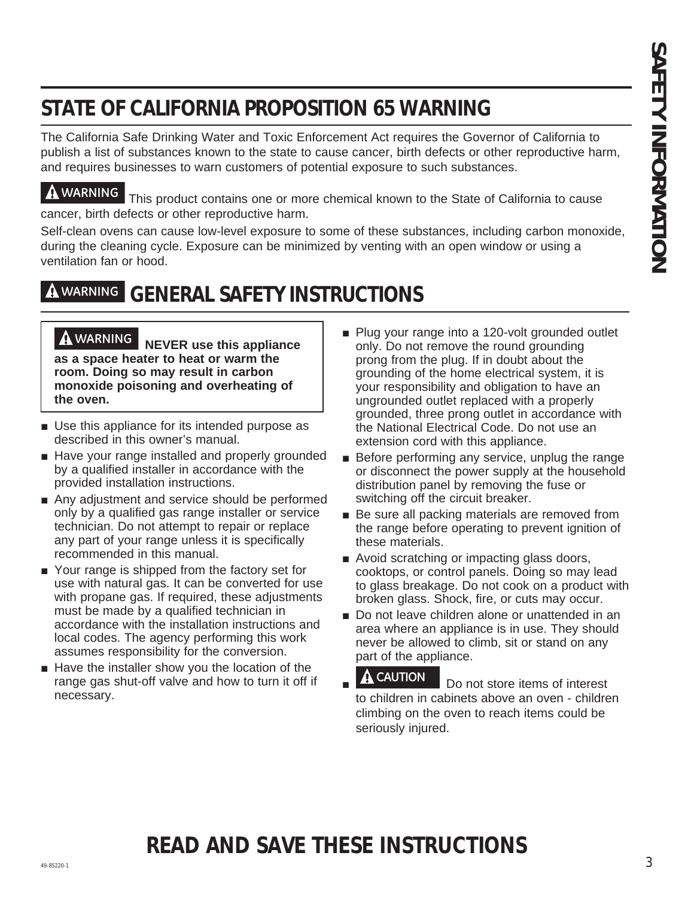## STATE OF CALIFORNIA PROPOSITION 65 WARNING

The California Safe Drinking Water and Toxic Enforcement Act requires the Governor of California to publish a list of substances known to the state to cause cancer, birth defects or other reproductive harm, and requires businesses to warn customers of potential exposure to such substances.

**⚠ WARNING** This product contains one or more chemical known to the State of California to cause cancer, birth defects or other reproductive harm.

Self-clean ovens can cause low-level exposure to some of these substances, including carbon monoxide, during the cleaning cycle. Exposure can be minimized by venting with an open window or using a ventilation fan or hood.

## ⚠ WARNING GENERAL SAFETY INSTRUCTIONS

**⚠ WARNING NEVER use this appliance as a space heater to heat or warm the room. Doing so may result in carbon monoxide poisoning and overheating of the oven.**

- Use this appliance for its intended purpose as described in this owner's manual.
- Have your range installed and properly grounded by a qualified installer in accordance with the provided installation instructions.
- Any adjustment and service should be performed only by a qualified gas range installer or service technician. Do not attempt to repair or replace any part of your range unless it is specifically recommended in this manual.
- Your range is shipped from the factory set for use with natural gas. It can be converted for use with propane gas. If required, these adjustments must be made by a qualified technician in accordance with the installation instructions and local codes. The agency performing this work assumes responsibility for the conversion.
- Have the installer show you the location of the range gas shut-off valve and how to turn it off if necessary.
- Plug your range into a 120-volt grounded outlet only. Do not remove the round grounding prong from the plug. If in doubt about the grounding of the home electrical system, it is your responsibility and obligation to have an ungrounded outlet replaced with a properly grounded, three prong outlet in accordance with the National Electrical Code. Do not use an extension cord with this appliance.
- Before performing any service, unplug the range or disconnect the power supply at the household distribution panel by removing the fuse or switching off the circuit breaker.
- Be sure all packing materials are removed from the range before operating to prevent ignition of these materials.
- Avoid scratching or impacting glass doors, cooktops, or control panels. Doing so may lead to glass breakage. Do not cook on a product with broken glass. Shock, fire, or cuts may occur.
- Do not leave children alone or unattended in an area where an appliance is in use. They should never be allowed to climb, sit or stand on any part of the appliance.
- **⚠ CAUTION** Do not store items of interest to children in cabinets above an oven - children climbing on the oven to reach items could be seriously injured.

## READ AND SAVE THESE INSTRUCTIONS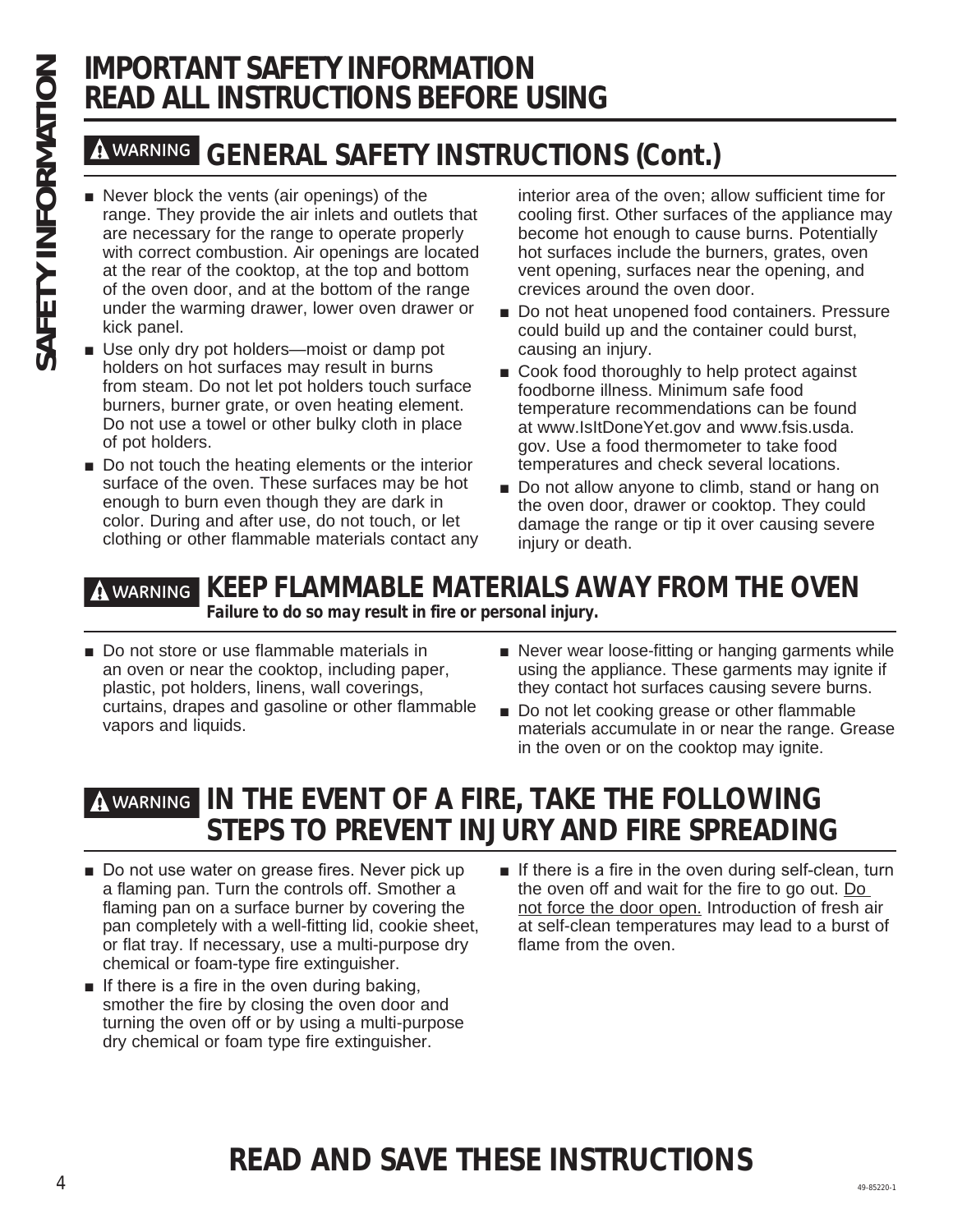# IMPORTANT SAFETY INFORMATION
# READ ALL INSTRUCTIONS BEFORE USING

## ⚠ WARNING GENERAL SAFETY INSTRUCTIONS (Cont.)

- Never block the vents (air openings) of the range. They provide the air inlets and outlets that are necessary for the range to operate properly with correct combustion. Air openings are located at the rear of the cooktop, at the top and bottom of the oven door, and at the bottom of the range under the warming drawer, lower oven drawer or kick panel.
- Use only dry pot holders—moist or damp pot holders on hot surfaces may result in burns from steam. Do not let pot holders touch surface burners, burner grate, or oven heating element. Do not use a towel or other bulky cloth in place of pot holders.
- Do not touch the heating elements or the interior surface of the oven. These surfaces may be hot enough to burn even though they are dark in color. During and after use, do not touch, or let clothing or other flammable materials contact any interior area of the oven; allow sufficient time for cooling first. Other surfaces of the appliance may become hot enough to cause burns. Potentially hot surfaces include the burners, grates, oven vent opening, surfaces near the opening, and crevices around the oven door.
- Do not heat unopened food containers. Pressure could build up and the container could burst, causing an injury.
- Cook food thoroughly to help protect against foodborne illness. Minimum safe food temperature recommendations can be found at www.IsItDoneYet.gov and www.fsis.usda.gov. Use a food thermometer to take food temperatures and check several locations.
- Do not allow anyone to climb, stand or hang on the oven door, drawer or cooktop. They could damage the range or tip it over causing severe injury or death.

## ⚠ WARNING KEEP FLAMMABLE MATERIALS AWAY FROM THE OVEN

***Failure to do so may result in fire or personal injury.***

- Do not store or use flammable materials in an oven or near the cooktop, including paper, plastic, pot holders, linens, wall coverings, curtains, drapes and gasoline or other flammable vapors and liquids.
- Never wear loose-fitting or hanging garments while using the appliance. These garments may ignite if they contact hot surfaces causing severe burns.
- Do not let cooking grease or other flammable materials accumulate in or near the range. Grease in the oven or on the cooktop may ignite.

## ⚠ WARNING IN THE EVENT OF A FIRE, TAKE THE FOLLOWING STEPS TO PREVENT INJURY AND FIRE SPREADING

- Do not use water on grease fires. Never pick up a flaming pan. Turn the controls off. Smother a flaming pan on a surface burner by covering the pan completely with a well-fitting lid, cookie sheet, or flat tray. If necessary, use a multi-purpose dry chemical or foam-type fire extinguisher.
- If there is a fire in the oven during baking, smother the fire by closing the oven door and turning the oven off or by using a multi-purpose dry chemical or foam type fire extinguisher.
- If there is a fire in the oven during self-clean, turn the oven off and wait for the fire to go out. Do not force the door open. Introduction of fresh air at self-clean temperatures may lead to a burst of flame from the oven.

## READ AND SAVE THESE INSTRUCTIONS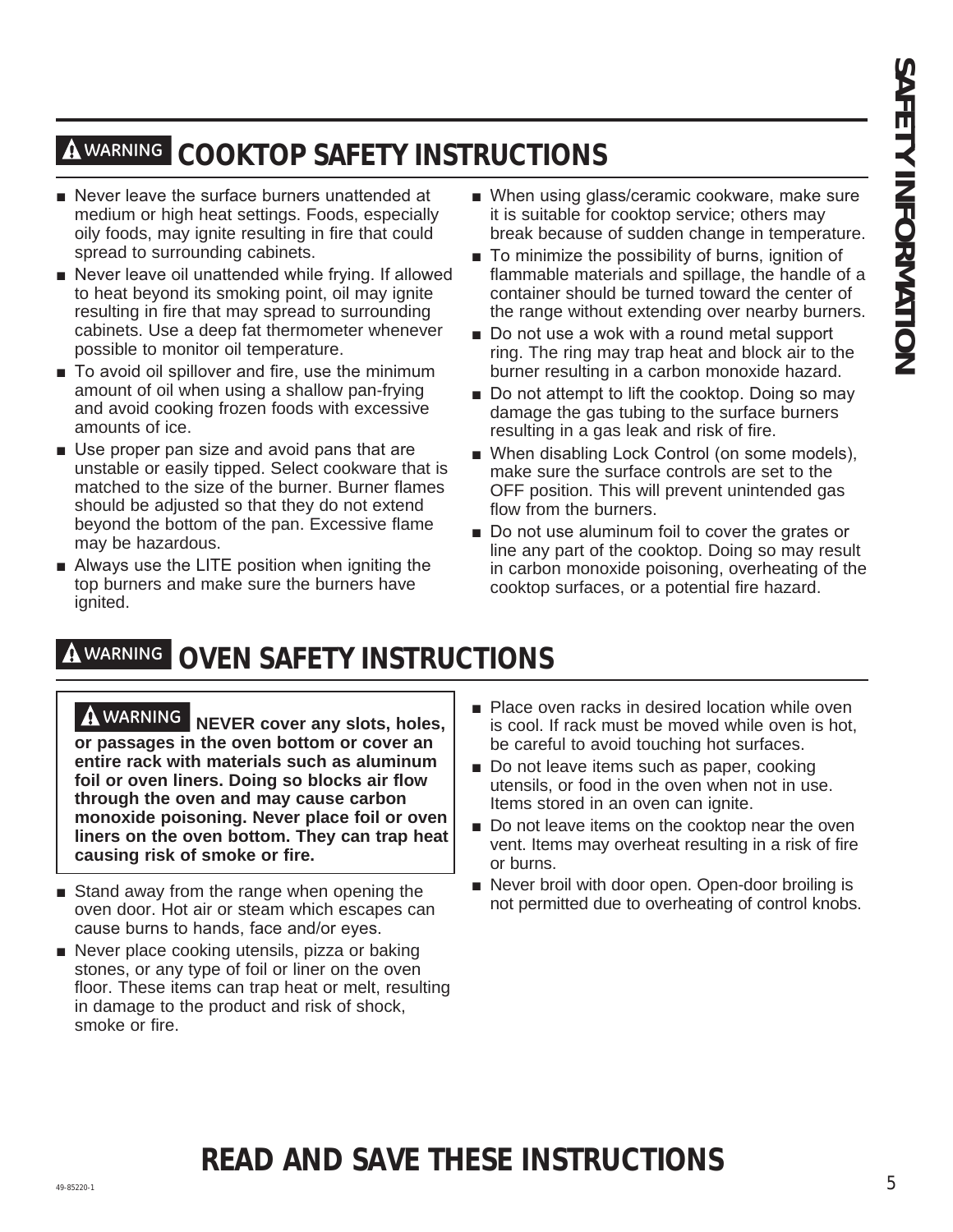## ⚠ WARNING COOKTOP SAFETY INSTRUCTIONS

- Never leave the surface burners unattended at medium or high heat settings. Foods, especially oily foods, may ignite resulting in fire that could spread to surrounding cabinets.
- Never leave oil unattended while frying. If allowed to heat beyond its smoking point, oil may ignite resulting in fire that may spread to surrounding cabinets. Use a deep fat thermometer whenever possible to monitor oil temperature.
- To avoid oil spillover and fire, use the minimum amount of oil when using a shallow pan-frying and avoid cooking frozen foods with excessive amounts of ice.
- Use proper pan size and avoid pans that are unstable or easily tipped. Select cookware that is matched to the size of the burner. Burner flames should be adjusted so that they do not extend beyond the bottom of the pan. Excessive flame may be hazardous.
- Always use the LITE position when igniting the top burners and make sure the burners have ignited.
- When using glass/ceramic cookware, make sure it is suitable for cooktop service; others may break because of sudden change in temperature.
- To minimize the possibility of burns, ignition of flammable materials and spillage, the handle of a container should be turned toward the center of the range without extending over nearby burners.
- Do not use a wok with a round metal support ring. The ring may trap heat and block air to the burner resulting in a carbon monoxide hazard.
- Do not attempt to lift the cooktop. Doing so may damage the gas tubing to the surface burners resulting in a gas leak and risk of fire.
- When disabling Lock Control (on some models), make sure the surface controls are set to the OFF position. This will prevent unintended gas flow from the burners.
- Do not use aluminum foil to cover the grates or line any part of the cooktop. Doing so may result in carbon monoxide poisoning, overheating of the cooktop surfaces, or a potential fire hazard.

## ⚠ WARNING OVEN SAFETY INSTRUCTIONS

**⚠ WARNING NEVER cover any slots, holes, or passages in the oven bottom or cover an entire rack with materials such as aluminum foil or oven liners. Doing so blocks air flow through the oven and may cause carbon monoxide poisoning. Never place foil or oven liners on the oven bottom. They can trap heat causing risk of smoke or fire.**

- Stand away from the range when opening the oven door. Hot air or steam which escapes can cause burns to hands, face and/or eyes.
- Never place cooking utensils, pizza or baking stones, or any type of foil or liner on the oven floor. These items can trap heat or melt, resulting in damage to the product and risk of shock, smoke or fire.
- Place oven racks in desired location while oven is cool. If rack must be moved while oven is hot, be careful to avoid touching hot surfaces.
- Do not leave items such as paper, cooking utensils, or food in the oven when not in use. Items stored in an oven can ignite.
- Do not leave items on the cooktop near the oven vent. Items may overheat resulting in a risk of fire or burns.
- Never broil with door open. Open-door broiling is not permitted due to overheating of control knobs.

# READ AND SAVE THESE INSTRUCTIONS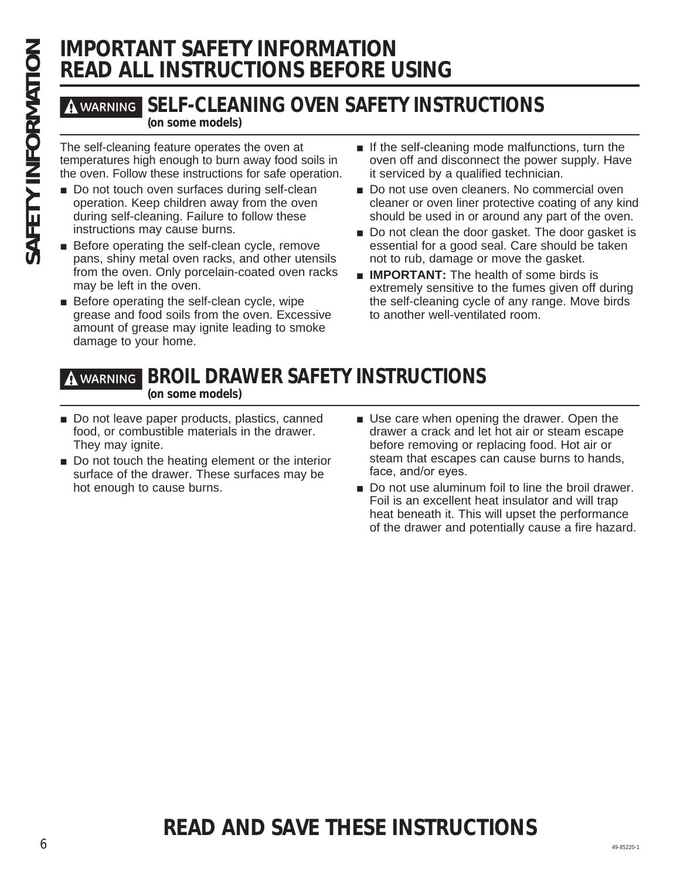# IMPORTANT SAFETY INFORMATION READ ALL INSTRUCTIONS BEFORE USING

## ⚠ WARNING SELF-CLEANING OVEN SAFETY INSTRUCTIONS

**(on some models)**

The self-cleaning feature operates the oven at temperatures high enough to burn away food soils in the oven. Follow these instructions for safe operation.

- Do not touch oven surfaces during self-clean operation. Keep children away from the oven during self-cleaning. Failure to follow these instructions may cause burns.
- Before operating the self-clean cycle, remove pans, shiny metal oven racks, and other utensils from the oven. Only porcelain-coated oven racks may be left in the oven.
- Before operating the self-clean cycle, wipe grease and food soils from the oven. Excessive amount of grease may ignite leading to smoke damage to your home.
- If the self-cleaning mode malfunctions, turn the oven off and disconnect the power supply. Have it serviced by a qualified technician.
- Do not use oven cleaners. No commercial oven cleaner or oven liner protective coating of any kind should be used in or around any part of the oven.
- Do not clean the door gasket. The door gasket is essential for a good seal. Care should be taken not to rub, damage or move the gasket.
- **IMPORTANT:** The health of some birds is extremely sensitive to the fumes given off during the self-cleaning cycle of any range. Move birds to another well-ventilated room.

## ⚠ WARNING BROIL DRAWER SAFETY INSTRUCTIONS

**(on some models)**

- Do not leave paper products, plastics, canned food, or combustible materials in the drawer. They may ignite.
- Do not touch the heating element or the interior surface of the drawer. These surfaces may be hot enough to cause burns.
- Use care when opening the drawer. Open the drawer a crack and let hot air or steam escape before removing or replacing food. Hot air or steam that escapes can cause burns to hands, face, and/or eyes.
- Do not use aluminum foil to line the broil drawer. Foil is an excellent heat insulator and will trap heat beneath it. This will upset the performance of the drawer and potentially cause a fire hazard.

## READ AND SAVE THESE INSTRUCTIONS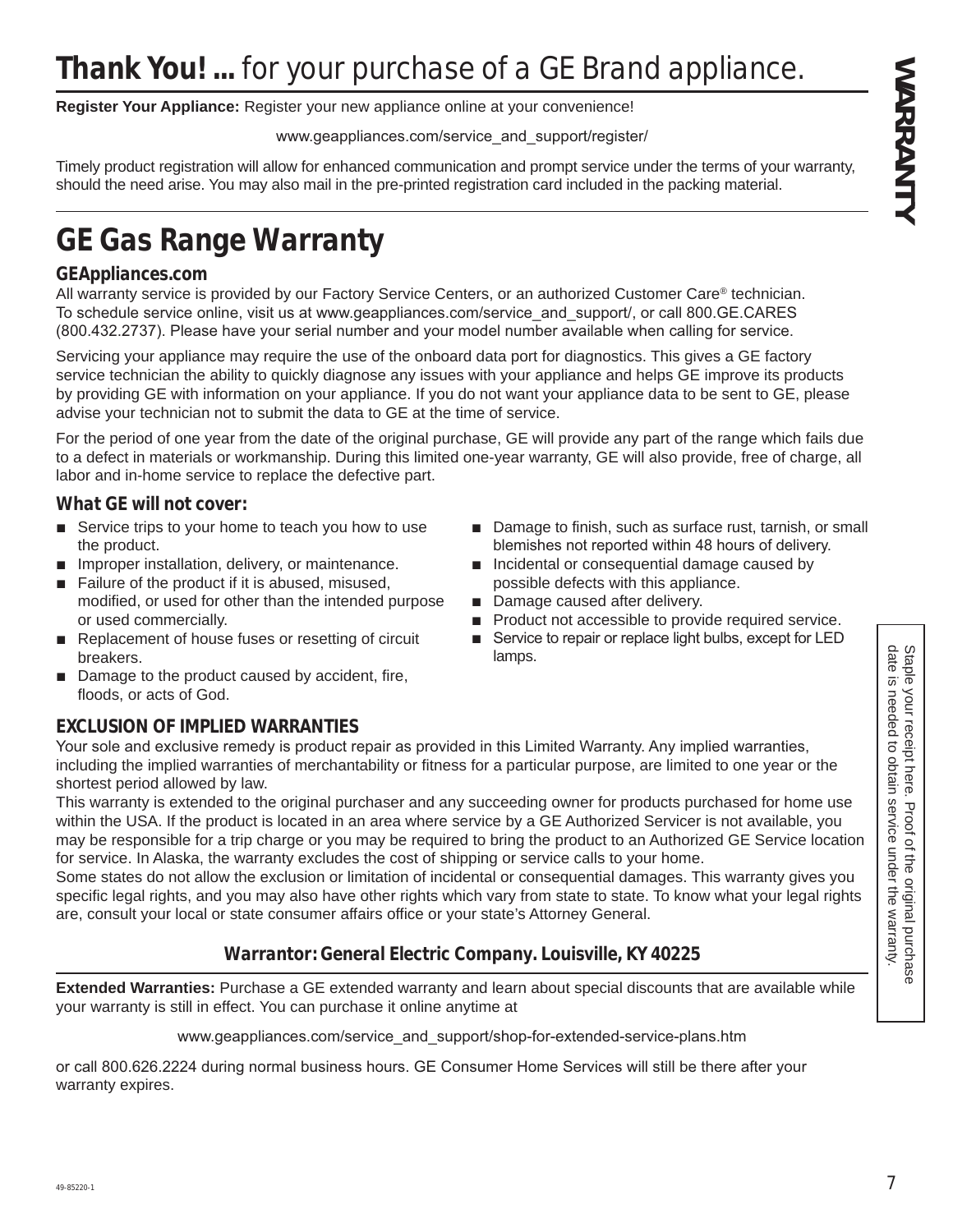# **Thank You! ...** for your purchase of a GE Brand appliance.

**Register Your Appliance:** Register your new appliance online at your convenience!

www.geappliances.com/service_and_support/register/

Timely product registration will allow for enhanced communication and prompt service under the terms of your warranty, should the need arise. You may also mail in the pre-printed registration card included in the packing material.

# GE Gas Range Warranty

### GEAppliances.com

All warranty service is provided by our Factory Service Centers, or an authorized Customer Care® technician. To schedule service online, visit us at www.geappliances.com/service_and_support/, or call 800.GE.CARES (800.432.2737). Please have your serial number and your model number available when calling for service.

Servicing your appliance may require the use of the onboard data port for diagnostics. This gives a GE factory service technician the ability to quickly diagnose any issues with your appliance and helps GE improve its products by providing GE with information on your appliance. If you do not want your appliance data to be sent to GE, please advise your technician not to submit the data to GE at the time of service.

For the period of one year from the date of the original purchase, GE will provide any part of the range which fails due to a defect in materials or workmanship. During this limited one-year warranty, GE will also provide, free of charge, all labor and in-home service to replace the defective part.

### What GE will not cover:

- Service trips to your home to teach you how to use the product.
- Improper installation, delivery, or maintenance.
- Failure of the product if it is abused, misused, modified, or used for other than the intended purpose or used commercially.
- Replacement of house fuses or resetting of circuit breakers.
- Damage to the product caused by accident, fire, floods, or acts of God.
- Damage to finish, such as surface rust, tarnish, or small blemishes not reported within 48 hours of delivery.
- Incidental or consequential damage caused by possible defects with this appliance.
- Damage caused after delivery.
- Product not accessible to provide required service.
- Service to repair or replace light bulbs, except for LED lamps.

### EXCLUSION OF IMPLIED WARRANTIES

Your sole and exclusive remedy is product repair as provided in this Limited Warranty. Any implied warranties, including the implied warranties of merchantability or fitness for a particular purpose, are limited to one year or the shortest period allowed by law.

This warranty is extended to the original purchaser and any succeeding owner for products purchased for home use within the USA. If the product is located in an area where service by a GE Authorized Servicer is not available, you may be responsible for a trip charge or you may be required to bring the product to an Authorized GE Service location for service. In Alaska, the warranty excludes the cost of shipping or service calls to your home.

Some states do not allow the exclusion or limitation of incidental or consequential damages. This warranty gives you specific legal rights, and you may also have other rights which vary from state to state. To know what your legal rights are, consult your local or state consumer affairs office or your state's Attorney General.

***Warrantor: General Electric Company. Louisville, KY 40225***

**Extended Warranties:** Purchase a GE extended warranty and learn about special discounts that are available while your warranty is still in effect. You can purchase it online anytime at

www.geappliances.com/service_and_support/shop-for-extended-service-plans.htm

or call 800.626.2224 during normal business hours. GE Consumer Home Services will still be there after your warranty expires.

Staple your receipt here. Proof of the original purchase date is needed to obtain service under the warranty.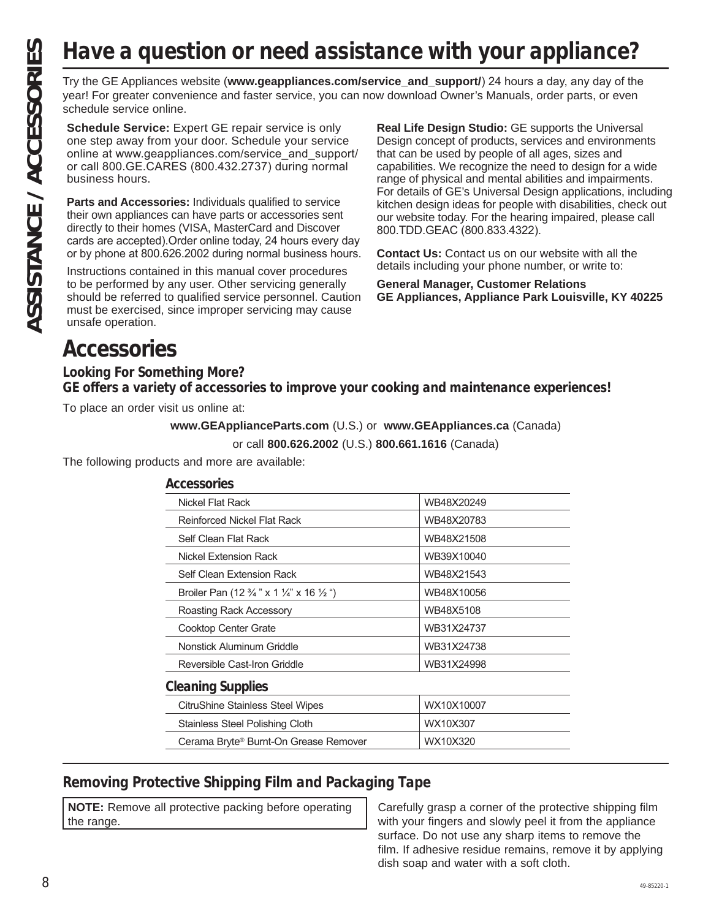# Have a question or need assistance with your appliance?

Try the GE Appliances website (**www.geappliances.com/service_and_support/**) 24 hours a day, any day of the year! For greater convenience and faster service, you can now download Owner's Manuals, order parts, or even schedule service online.

**Schedule Service:** Expert GE repair service is only one step away from your door. Schedule your service online at www.geappliances.com/service_and_support/ or call 800.GE.CARES (800.432.2737) during normal business hours.

**Parts and Accessories:** Individuals qualified to service their own appliances can have parts or accessories sent directly to their homes (VISA, MasterCard and Discover cards are accepted).Order online today, 24 hours every day or by phone at 800.626.2002 during normal business hours.

Instructions contained in this manual cover procedures to be performed by any user. Other servicing generally should be referred to qualified service personnel. Caution must be exercised, since improper servicing may cause unsafe operation.

**Real Life Design Studio:** GE supports the Universal Design concept of products, services and environments that can be used by people of all ages, sizes and capabilities. We recognize the need to design for a wide range of physical and mental abilities and impairments. For details of GE's Universal Design applications, including kitchen design ideas for people with disabilities, check out our website today. For the hearing impaired, please call 800.TDD.GEAC (800.833.4322).

**Contact Us:** Contact us on our website with all the details including your phone number, or write to:

**General Manager, Customer Relations**
**GE Appliances, Appliance Park Louisville, KY 40225**

# Accessories

### Looking For Something More?
### GE offers a variety of accessories to improve your cooking and maintenance experiences!

To place an order visit us online at:

**www.GEApplianceParts.com** (U.S.) or **www.GEAppliances.ca** (Canada)

or call **800.626.2002** (U.S.) **800.661.1616** (Canada)

The following products and more are available:

**Accessories**

| | |
|---|---|
| Nickel Flat Rack | WB48X20249 |
| Reinforced Nickel Flat Rack | WB48X20783 |
| Self Clean Flat Rack | WB48X21508 |
| Nickel Extension Rack | WB39X10040 |
| Self Clean Extension Rack | WB48X21543 |
| Broiler Pan (12 ¾ " x 1 ¼" x 16 ½ ") | WB48X10056 |
| Roasting Rack Accessory | WB48X5108 |
| Cooktop Center Grate | WB31X24737 |
| Nonstick Aluminum Griddle | WB31X24738 |
| Reversible Cast-Iron Griddle | WB31X24998 |

**Cleaning Supplies**

| | |
|---|---|
| CitruShine Stainless Steel Wipes | WX10X10007 |
| Stainless Steel Polishing Cloth | WX10X307 |
| Cerama Bryte® Burnt-On Grease Remover | WX10X320 |

### Removing Protective Shipping Film and Packaging Tape

**NOTE:** Remove all protective packing before operating the range.

Carefully grasp a corner of the protective shipping film with your fingers and slowly peel it from the appliance surface. Do not use any sharp items to remove the film. If adhesive residue remains, remove it by applying dish soap and water with a soft cloth.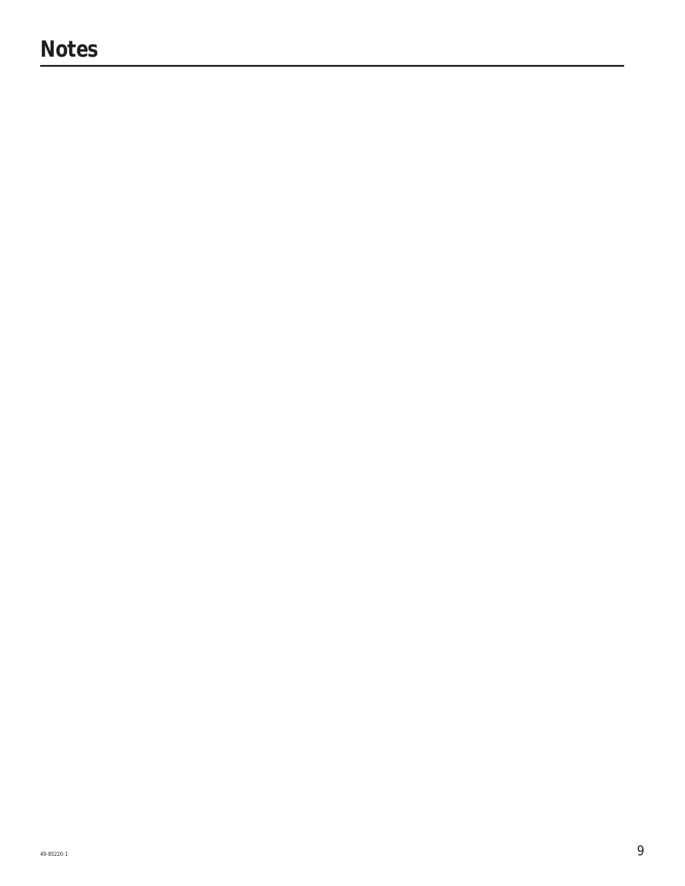# Notes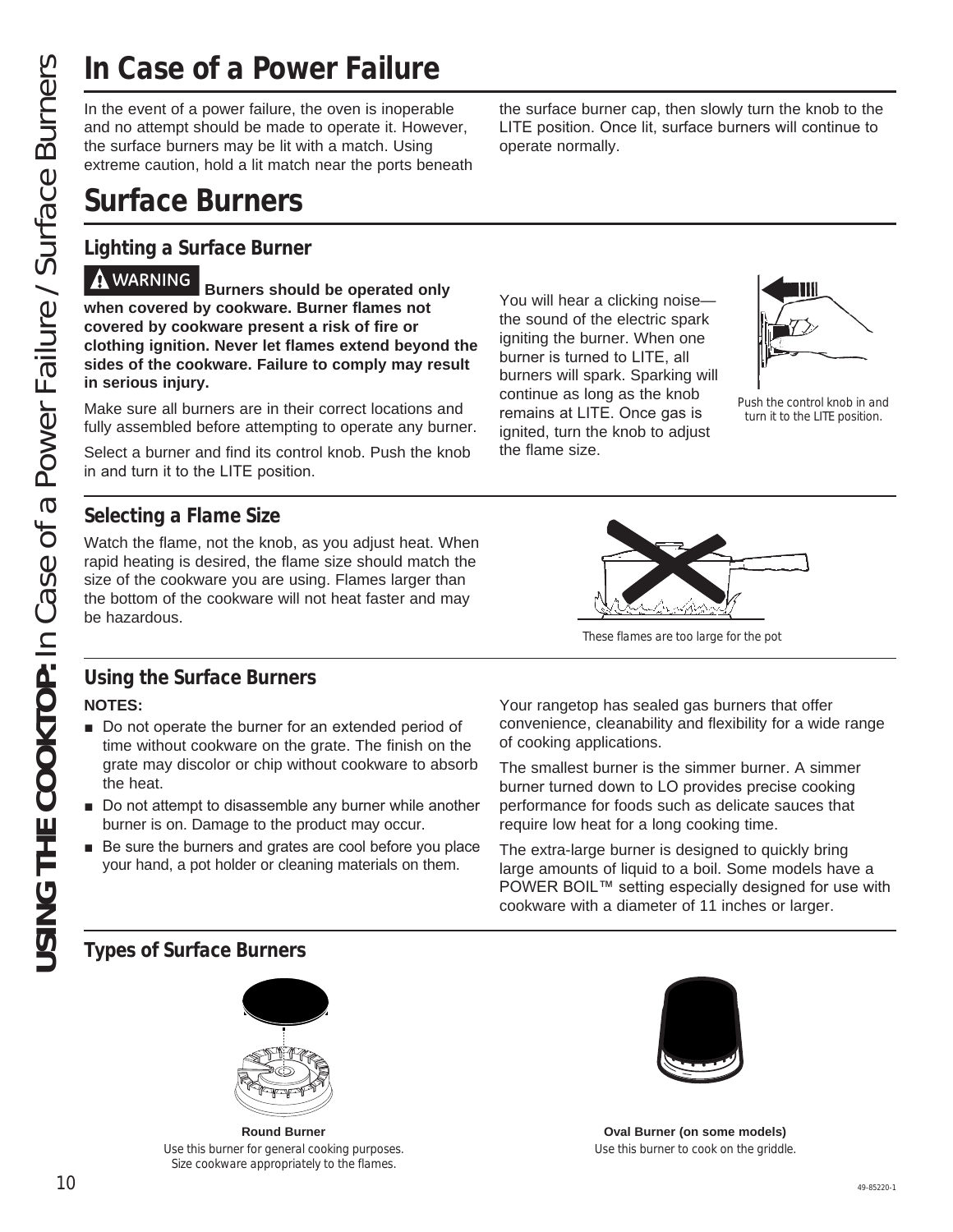# In Case of a Power Failure

In the event of a power failure, the oven is inoperable and no attempt should be made to operate it. However, the surface burners may be lit with a match. Using extreme caution, hold a lit match near the ports beneath the surface burner cap, then slowly turn the knob to the LITE position. Once lit, surface burners will continue to operate normally.

# Surface Burners

## Lighting a Surface Burner

**⚠ WARNING Burners should be operated only when covered by cookware. Burner flames not covered by cookware present a risk of fire or clothing ignition. Never let flames extend beyond the sides of the cookware. Failure to comply may result in serious injury.**

Make sure all burners are in their correct locations and fully assembled before attempting to operate any burner.

Select a burner and find its control knob. Push the knob in and turn it to the LITE position.

You will hear a clicking noise—the sound of the electric spark igniting the burner. When one burner is turned to LITE, all burners will spark. Sparking will continue as long as the knob remains at LITE. Once gas is ignited, turn the knob to adjust the flame size.

Push the control knob in and turn it to the LITE position.

## Selecting a Flame Size

Watch the flame, not the knob, as you adjust heat. When rapid heating is desired, the flame size should match the size of the cookware you are using. Flames larger than the bottom of the cookware will not heat faster and may be hazardous.

These flames are too large for the pot

## Using the Surface Burners

**NOTES:**

- Do not operate the burner for an extended period of time without cookware on the grate. The finish on the grate may discolor or chip without cookware to absorb the heat.
- Do not attempt to disassemble any burner while another burner is on. Damage to the product may occur.
- Be sure the burners and grates are cool before you place your hand, a pot holder or cleaning materials on them.

Your rangetop has sealed gas burners that offer convenience, cleanability and flexibility for a wide range of cooking applications.

The smallest burner is the simmer burner. A simmer burner turned down to LO provides precise cooking performance for foods such as delicate sauces that require low heat for a long cooking time.

The extra-large burner is designed to quickly bring large amounts of liquid to a boil. Some models have a POWER BOIL™ setting especially designed for use with cookware with a diameter of 11 inches or larger.

## Types of Surface Burners

**Round Burner**
Use this burner for general cooking purposes. Size cookware appropriately to the flames.

**Oval Burner (on some models)**
Use this burner to cook on the griddle.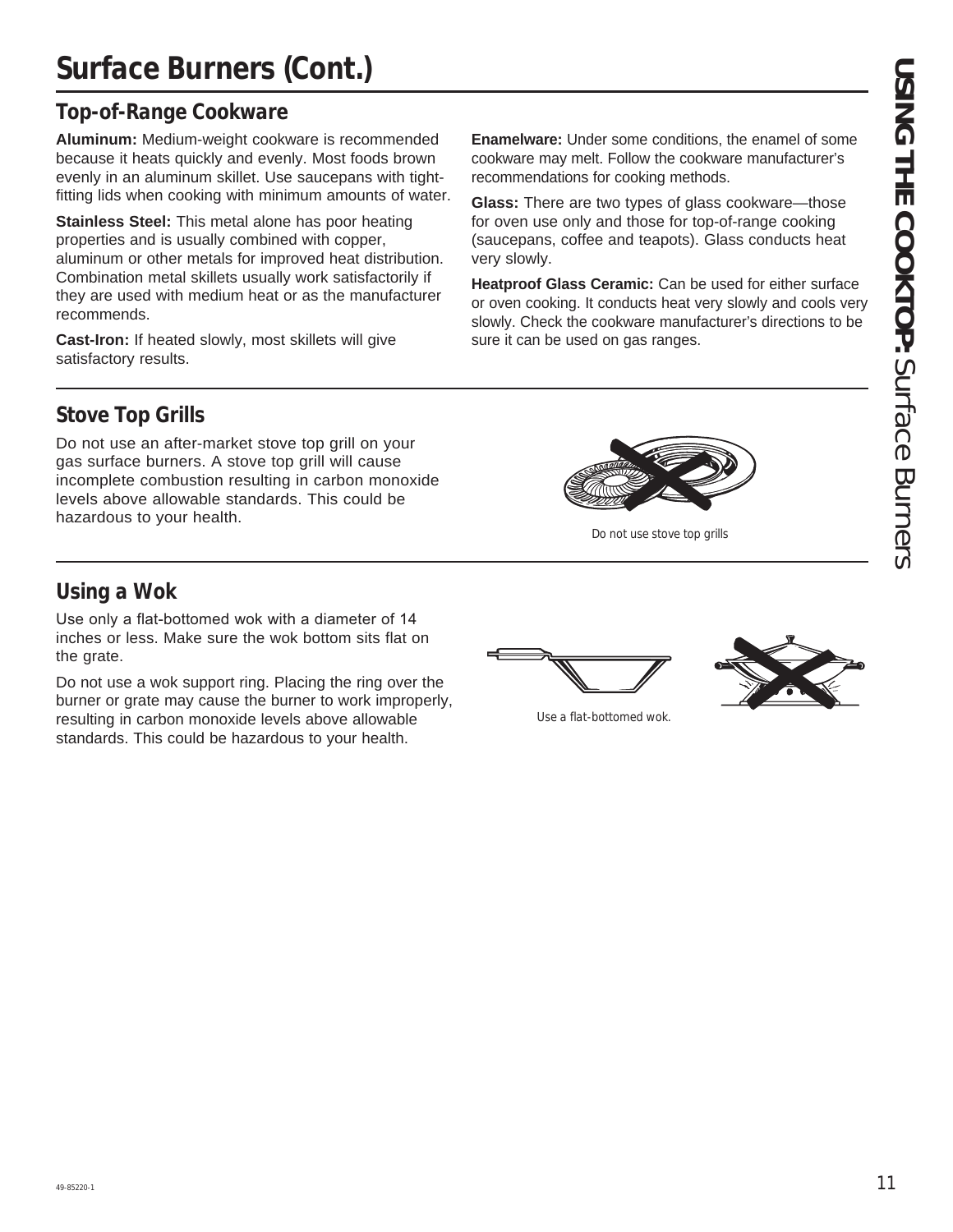# Surface Burners (Cont.)

## Top-of-Range Cookware

**Aluminum:** Medium-weight cookware is recommended because it heats quickly and evenly. Most foods brown evenly in an aluminum skillet. Use saucepans with tight-fitting lids when cooking with minimum amounts of water.

**Stainless Steel:** This metal alone has poor heating properties and is usually combined with copper, aluminum or other metals for improved heat distribution. Combination metal skillets usually work satisfactorily if they are used with medium heat or as the manufacturer recommends.

**Cast-Iron:** If heated slowly, most skillets will give satisfactory results.

**Enamelware:** Under some conditions, the enamel of some cookware may melt. Follow the cookware manufacturer's recommendations for cooking methods.

**Glass:** There are two types of glass cookware—those for oven use only and those for top-of-range cooking (saucepans, coffee and teapots). Glass conducts heat very slowly.

**Heatproof Glass Ceramic:** Can be used for either surface or oven cooking. It conducts heat very slowly and cools very slowly. Check the cookware manufacturer's directions to be sure it can be used on gas ranges.

## Stove Top Grills

Do not use an after-market stove top grill on your gas surface burners. A stove top grill will cause incomplete combustion resulting in carbon monoxide levels above allowable standards. This could be hazardous to your health.

Do not use stove top grills

## Using a Wok

Use only a flat-bottomed wok with a diameter of 14 inches or less. Make sure the wok bottom sits flat on the grate.

Do not use a wok support ring. Placing the ring over the burner or grate may cause the burner to work improperly, resulting in carbon monoxide levels above allowable standards. This could be hazardous to your health.

Use a flat-bottomed wok.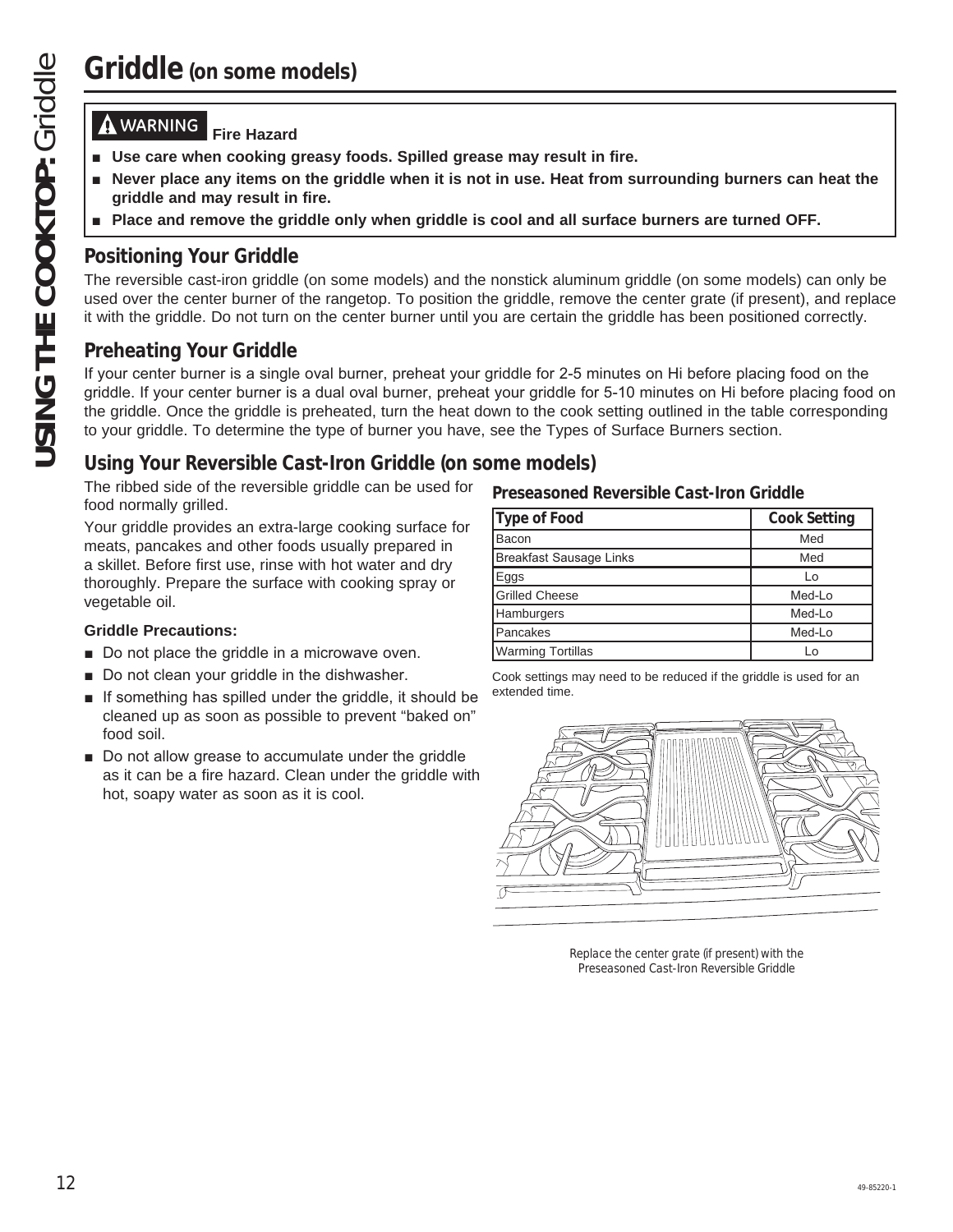# Griddle (on some models)

**⚠ WARNING Fire Hazard**

- **Use care when cooking greasy foods. Spilled grease may result in fire.**
- **Never place any items on the griddle when it is not in use. Heat from surrounding burners can heat the griddle and may result in fire.**
- **Place and remove the griddle only when griddle is cool and all surface burners are turned OFF.**

## Positioning Your Griddle

The reversible cast-iron griddle (on some models) and the nonstick aluminum griddle (on some models) can only be used over the center burner of the rangetop. To position the griddle, remove the center grate (if present), and replace it with the griddle. Do not turn on the center burner until you are certain the griddle has been positioned correctly.

## Preheating Your Griddle

If your center burner is a single oval burner, preheat your griddle for 2-5 minutes on Hi before placing food on the griddle. If your center burner is a dual oval burner, preheat your griddle for 5-10 minutes on Hi before placing food on the griddle. Once the griddle is preheated, turn the heat down to the cook setting outlined in the table corresponding to your griddle. To determine the type of burner you have, see the Types of Surface Burners section.

## Using Your Reversible Cast-Iron Griddle (on some models)

The ribbed side of the reversible griddle can be used for food normally grilled.

Your griddle provides an extra-large cooking surface for meats, pancakes and other foods usually prepared in a skillet. Before first use, rinse with hot water and dry thoroughly. Prepare the surface with cooking spray or vegetable oil.

**Griddle Precautions:**

- Do not place the griddle in a microwave oven.
- Do not clean your griddle in the dishwasher.
- If something has spilled under the griddle, it should be cleaned up as soon as possible to prevent "baked on" food soil.
- Do not allow grease to accumulate under the griddle as it can be a fire hazard. Clean under the griddle with hot, soapy water as soon as it is cool.

**Preseasoned Reversible Cast-Iron Griddle**

| Type of Food | Cook Setting |
|---|---|
| Bacon | Med |
| Breakfast Sausage Links | Med |
| Eggs | Lo |
| Grilled Cheese | Med-Lo |
| Hamburgers | Med-Lo |
| Pancakes | Med-Lo |
| Warming Tortillas | Lo |

Cook settings may need to be reduced if the griddle is used for an extended time.

Replace the center grate (if present) with the Preseasoned Cast-Iron Reversible Griddle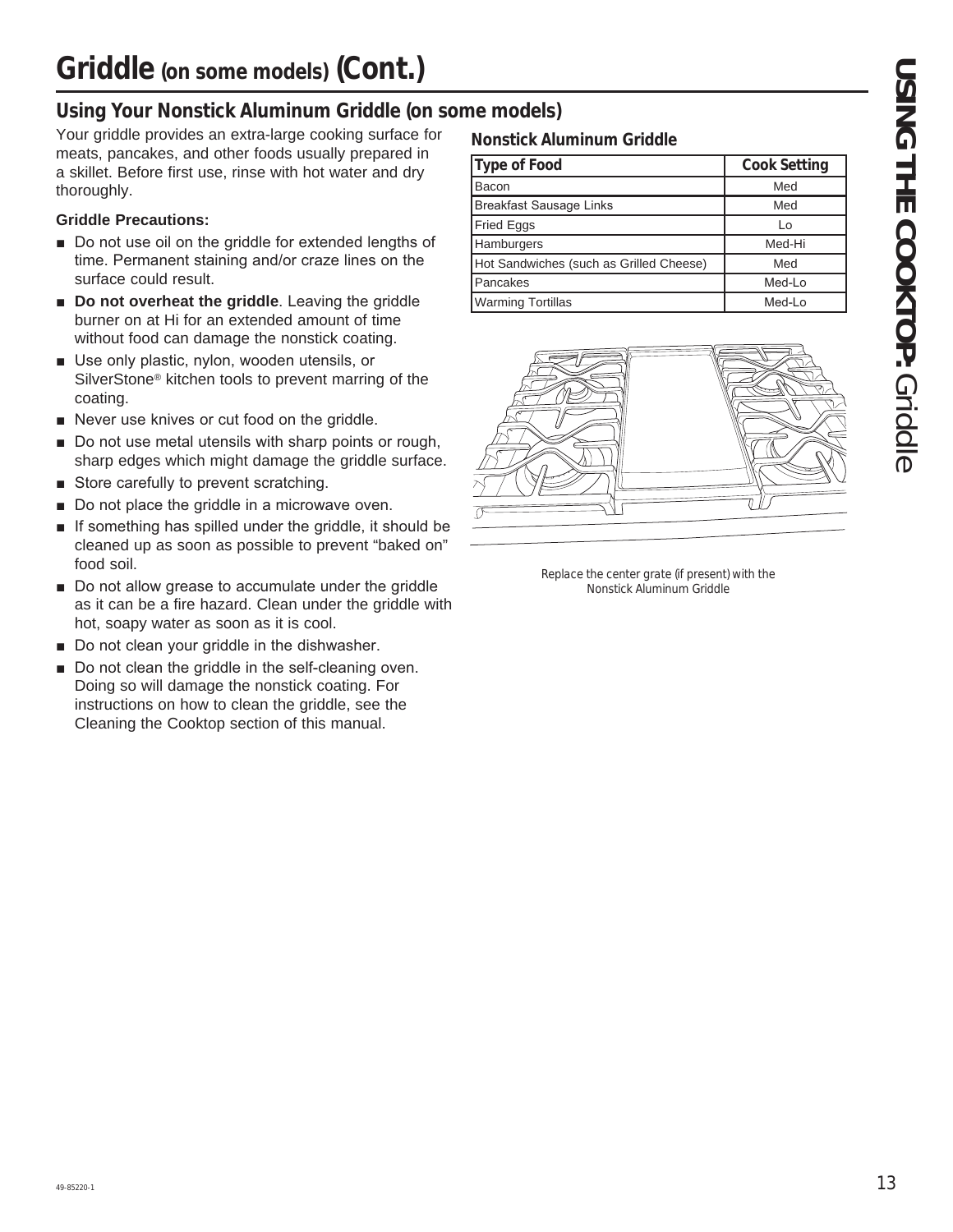# Griddle (on some models) (Cont.)

## Using Your Nonstick Aluminum Griddle (on some models)

Your griddle provides an extra-large cooking surface for meats, pancakes, and other foods usually prepared in a skillet. Before first use, rinse with hot water and dry thoroughly.

**Griddle Precautions:**

- Do not use oil on the griddle for extended lengths of time. Permanent staining and/or craze lines on the surface could result.
- **Do not overheat the griddle**. Leaving the griddle burner on at Hi for an extended amount of time without food can damage the nonstick coating.
- Use only plastic, nylon, wooden utensils, or SilverStone® kitchen tools to prevent marring of the coating.
- Never use knives or cut food on the griddle.
- Do not use metal utensils with sharp points or rough, sharp edges which might damage the griddle surface.
- Store carefully to prevent scratching.
- Do not place the griddle in a microwave oven.
- If something has spilled under the griddle, it should be cleaned up as soon as possible to prevent "baked on" food soil.
- Do not allow grease to accumulate under the griddle as it can be a fire hazard. Clean under the griddle with hot, soapy water as soon as it is cool.
- Do not clean your griddle in the dishwasher.
- Do not clean the griddle in the self-cleaning oven. Doing so will damage the nonstick coating. For instructions on how to clean the griddle, see the Cleaning the Cooktop section of this manual.

### Nonstick Aluminum Griddle

| Type of Food | Cook Setting |
|---|---|
| Bacon | Med |
| Breakfast Sausage Links | Med |
| Fried Eggs | Lo |
| Hamburgers | Med-Hi |
| Hot Sandwiches (such as Grilled Cheese) | Med |
| Pancakes | Med-Lo |
| Warming Tortillas | Med-Lo |

Replace the center grate (if present) with the Nonstick Aluminum Griddle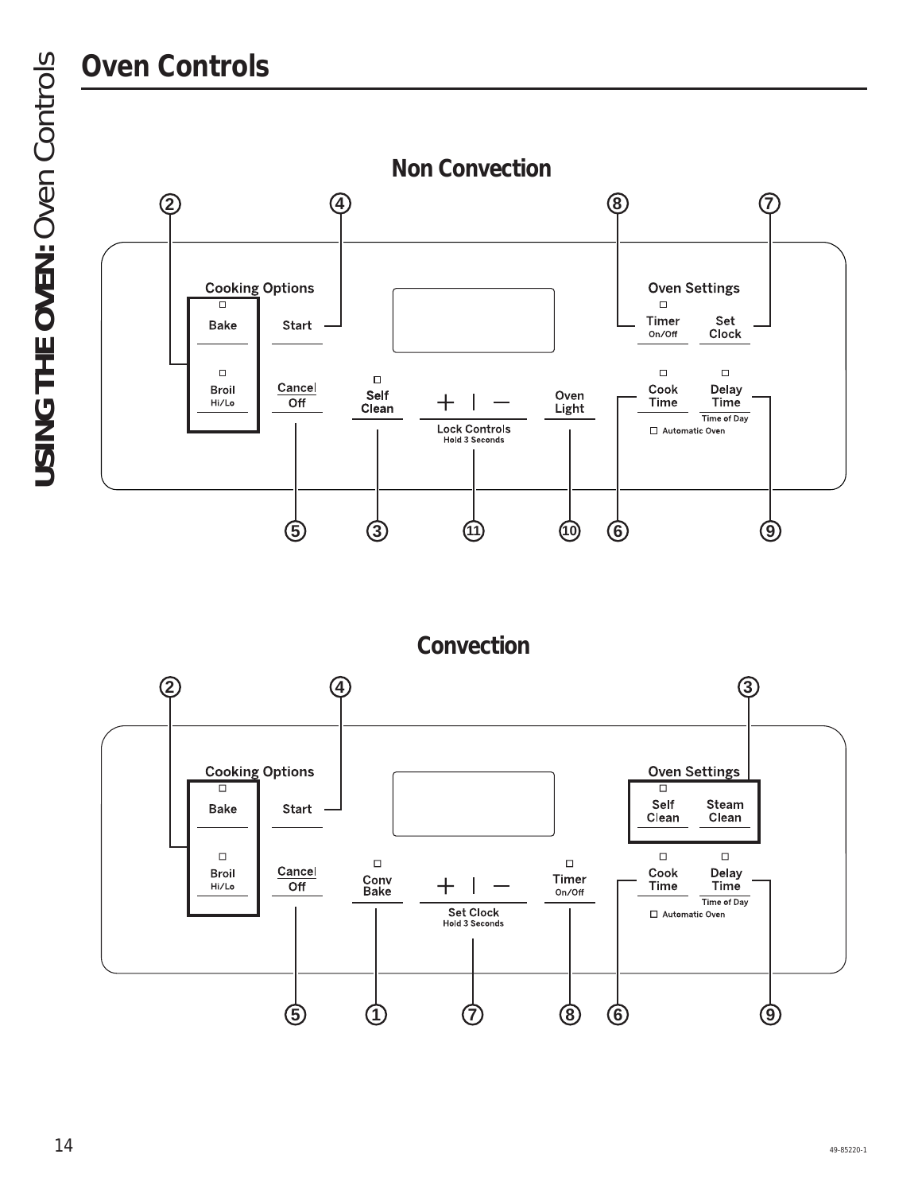# Oven Controls

## Non Convection

Cooking Options

Bake

Broil
Hi/Lo

Start

Cancel
Off

Self
Clean

\+ | —
Lock Controls
Hold 3 Seconds

Oven
Light

Oven Settings

Timer
On/Off

Set
Clock

Cook
Time

Delay
Time
Time of Day

Automatic Oven

② ④ ⑧ ⑦

⑤ ③ ⑪ ⑩ ⑥ ⑨

## Convection

Cooking Options

Bake

Broil
Hi/Lo

Start

Cancel
Off

Conv
Bake

\+ | —
Set Clock
Hold 3 Seconds

Timer
On/Off

Oven Settings

Self
Clean

Steam
Clean

Cook
Time

Delay
Time
Time of Day

Automatic Oven

② ④ ③

⑤ ① ⑦ ⑧ ⑥ ⑨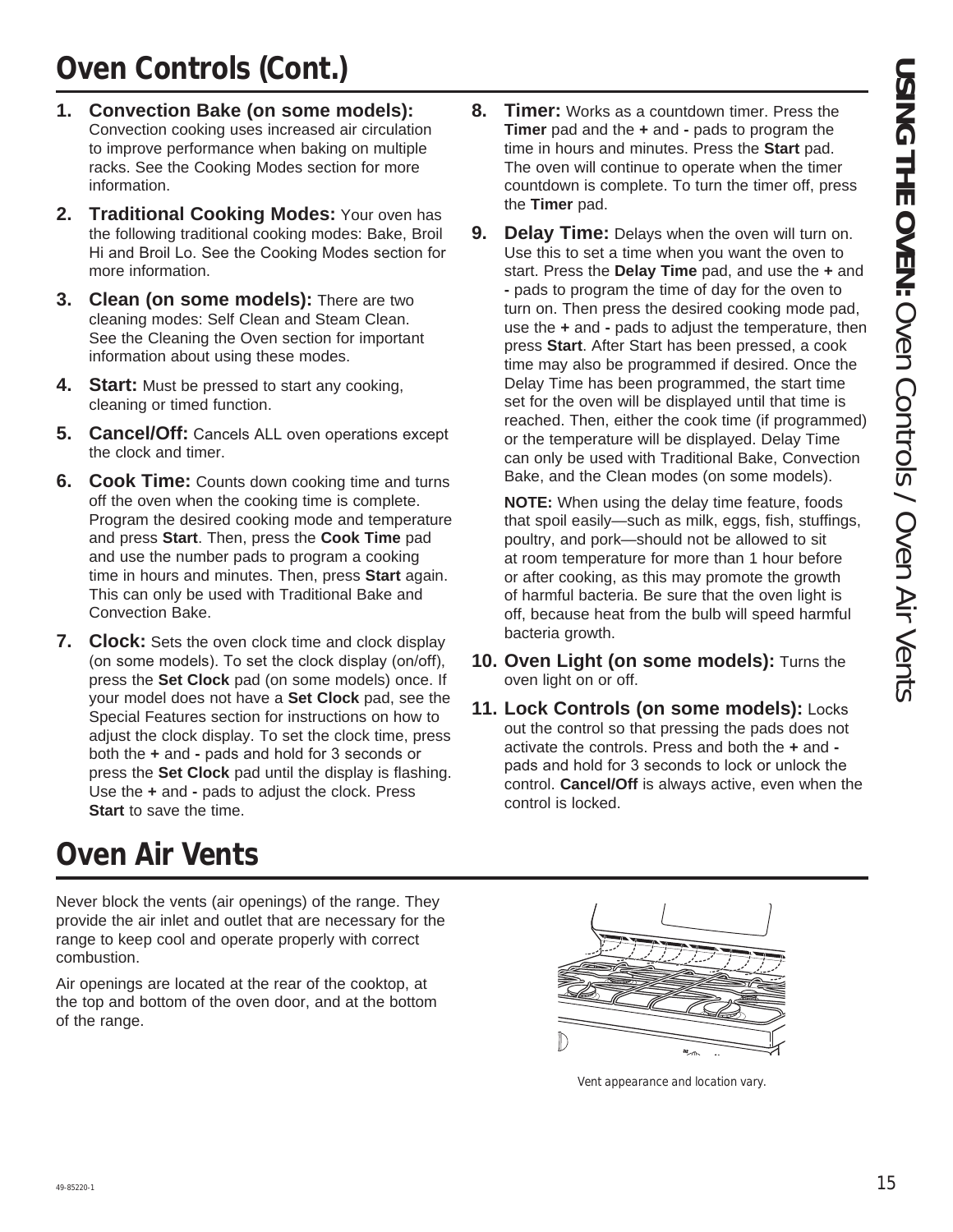# Oven Controls (Cont.)

1. **Convection Bake (on some models):** Convection cooking uses increased air circulation to improve performance when baking on multiple racks. See the Cooking Modes section for more information.

2. **Traditional Cooking Modes:** Your oven has the following traditional cooking modes: Bake, Broil Hi and Broil Lo. See the Cooking Modes section for more information.

3. **Clean (on some models):** There are two cleaning modes: Self Clean and Steam Clean. See the Cleaning the Oven section for important information about using these modes.

4. **Start:** Must be pressed to start any cooking, cleaning or timed function.

5. **Cancel/Off:** Cancels ALL oven operations except the clock and timer.

6. **Cook Time:** Counts down cooking time and turns off the oven when the cooking time is complete. Program the desired cooking mode and temperature and press **Start**. Then, press the **Cook Time** pad and use the number pads to program a cooking time in hours and minutes. Then, press **Start** again. This can only be used with Traditional Bake and Convection Bake.

7. **Clock:** Sets the oven clock time and clock display (on some models). To set the clock display (on/off), press the **Set Clock** pad (on some models) once. If your model does not have a **Set Clock** pad, see the Special Features section for instructions on how to adjust the clock display. To set the clock time, press both the **+** and **-** pads and hold for 3 seconds or press the **Set Clock** pad until the display is flashing. Use the **+** and **-** pads to adjust the clock. Press **Start** to save the time.

8. **Timer:** Works as a countdown timer. Press the **Timer** pad and the **+** and **-** pads to program the time in hours and minutes. Press the **Start** pad. The oven will continue to operate when the timer countdown is complete. To turn the timer off, press the **Timer** pad.

9. **Delay Time:** Delays when the oven will turn on. Use this to set a time when you want the oven to start. Press the **Delay Time** pad, and use the **+** and **-** pads to program the time of day for the oven to turn on. Then press the desired cooking mode pad, use the **+** and **-** pads to adjust the temperature, then press **Start**. After Start has been pressed, a cook time may also be programmed if desired. Once the Delay Time has been programmed, the start time set for the oven will be displayed until that time is reached. Then, either the cook time (if programmed) or the temperature will be displayed. Delay Time can only be used with Traditional Bake, Convection Bake, and the Clean modes (on some models).

   **NOTE:** When using the delay time feature, foods that spoil easily—such as milk, eggs, fish, stuffings, poultry, and pork—should not be allowed to sit at room temperature for more than 1 hour before or after cooking, as this may promote the growth of harmful bacteria. Be sure that the oven light is off, because heat from the bulb will speed harmful bacteria growth.

10. **Oven Light (on some models):** Turns the oven light on or off.

11. **Lock Controls (on some models):** Locks out the control so that pressing the pads does not activate the controls. Press and both the **+** and **-** pads and hold for 3 seconds to lock or unlock the control. **Cancel/Off** is always active, even when the control is locked.

# Oven Air Vents

Never block the vents (air openings) of the range. They provide the air inlet and outlet that are necessary for the range to keep cool and operate properly with correct combustion.

Air openings are located at the rear of the cooktop, at the top and bottom of the oven door, and at the bottom of the range.

*Vent appearance and location vary.*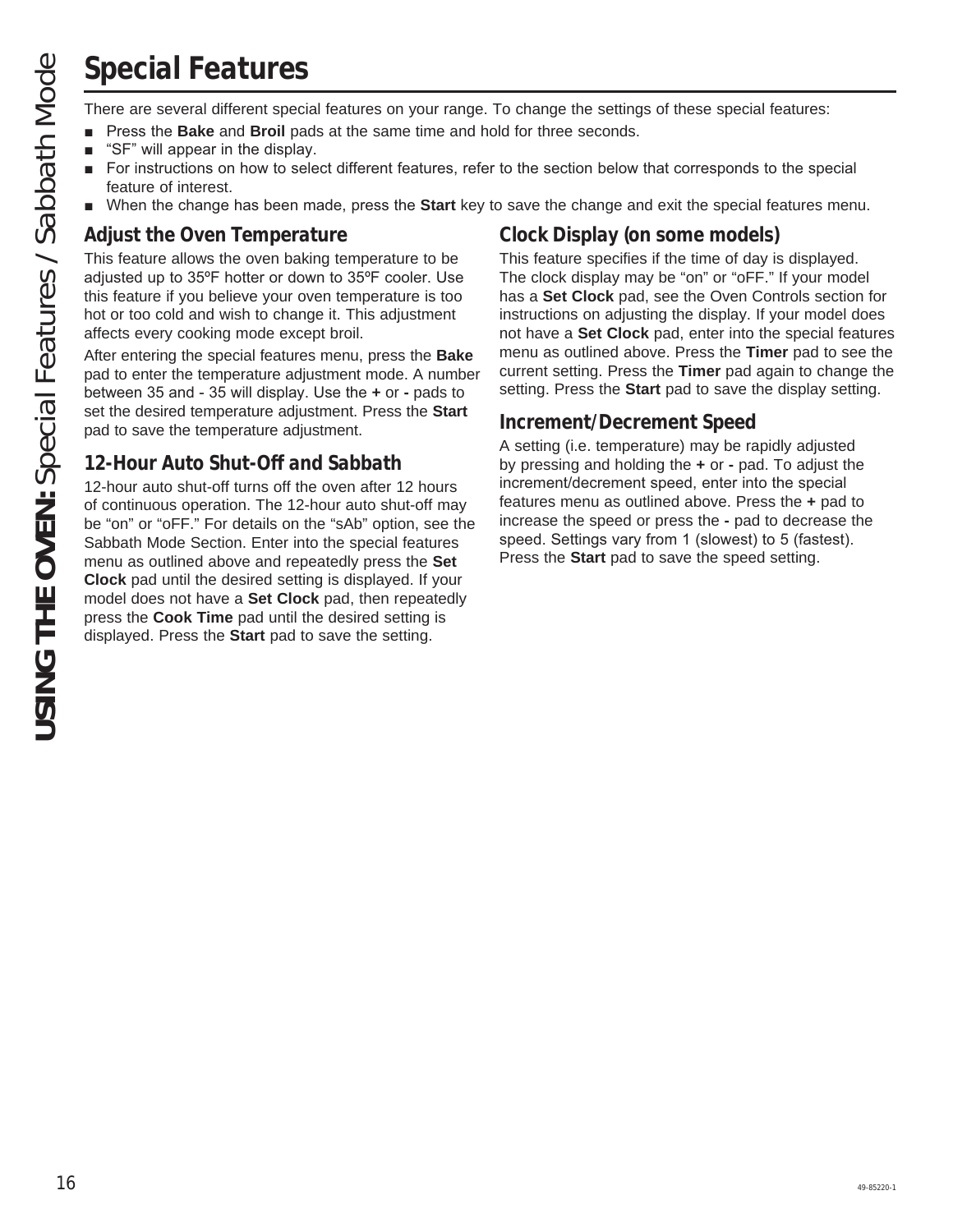# Special Features

There are several different special features on your range. To change the settings of these special features:

- Press the **Bake** and **Broil** pads at the same time and hold for three seconds.
- "SF" will appear in the display.
- For instructions on how to select different features, refer to the section below that corresponds to the special feature of interest.
- When the change has been made, press the **Start** key to save the change and exit the special features menu.

## Adjust the Oven Temperature

This feature allows the oven baking temperature to be adjusted up to 35ºF hotter or down to 35ºF cooler. Use this feature if you believe your oven temperature is too hot or too cold and wish to change it. This adjustment affects every cooking mode except broil.

After entering the special features menu, press the **Bake** pad to enter the temperature adjustment mode. A number between 35 and - 35 will display. Use the **+** or **-** pads to set the desired temperature adjustment. Press the **Start** pad to save the temperature adjustment.

## 12-Hour Auto Shut-Off and Sabbath

12-hour auto shut-off turns off the oven after 12 hours of continuous operation. The 12-hour auto shut-off may be "on" or "oFF." For details on the "sAb" option, see the Sabbath Mode Section. Enter into the special features menu as outlined above and repeatedly press the **Set Clock** pad until the desired setting is displayed. If your model does not have a **Set Clock** pad, then repeatedly press the **Cook Time** pad until the desired setting is displayed. Press the **Start** pad to save the setting.

## Clock Display (on some models)

This feature specifies if the time of day is displayed. The clock display may be "on" or "oFF." If your model has a **Set Clock** pad, see the Oven Controls section for instructions on adjusting the display. If your model does not have a **Set Clock** pad, enter into the special features menu as outlined above. Press the **Timer** pad to see the current setting. Press the **Timer** pad again to change the setting. Press the **Start** pad to save the display setting.

## Increment/Decrement Speed

A setting (i.e. temperature) may be rapidly adjusted by pressing and holding the **+** or **-** pad. To adjust the increment/decrement speed, enter into the special features menu as outlined above. Press the **+** pad to increase the speed or press the **-** pad to decrease the speed. Settings vary from 1 (slowest) to 5 (fastest). Press the **Start** pad to save the speed setting.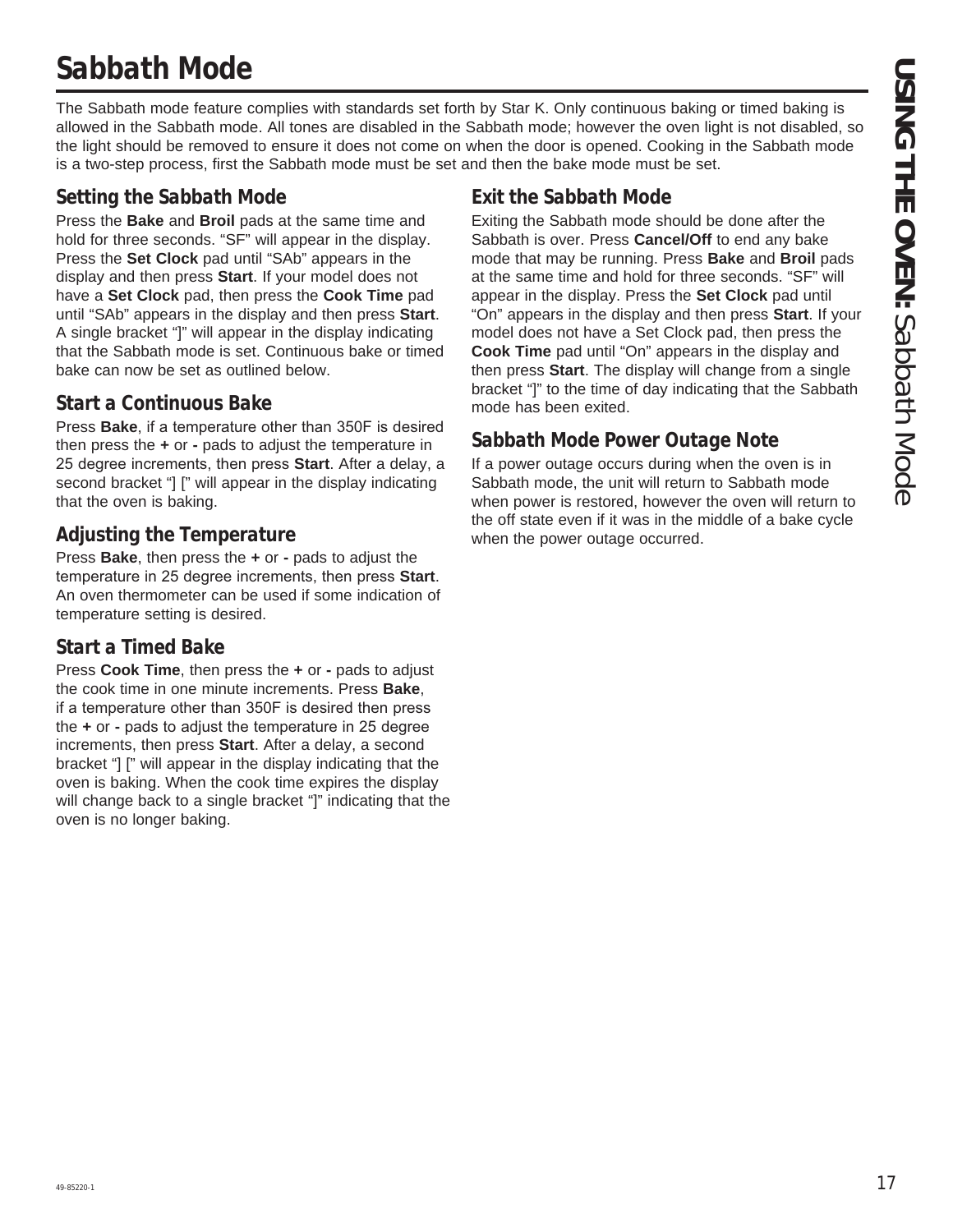# Sabbath Mode

The Sabbath mode feature complies with standards set forth by Star K. Only continuous baking or timed baking is allowed in the Sabbath mode. All tones are disabled in the Sabbath mode; however the oven light is not disabled, so the light should be removed to ensure it does not come on when the door is opened. Cooking in the Sabbath mode is a two-step process, first the Sabbath mode must be set and then the bake mode must be set.

## Setting the Sabbath Mode

Press the **Bake** and **Broil** pads at the same time and hold for three seconds. "SF" will appear in the display. Press the **Set Clock** pad until "SAb" appears in the display and then press **Start**. If your model does not have a **Set Clock** pad, then press the **Cook Time** pad until "SAb" appears in the display and then press **Start**. A single bracket "]" will appear in the display indicating that the Sabbath mode is set. Continuous bake or timed bake can now be set as outlined below.

## Start a Continuous Bake

Press **Bake**, if a temperature other than 350F is desired then press the **+** or **-** pads to adjust the temperature in 25 degree increments, then press **Start**. After a delay, a second bracket "] [" will appear in the display indicating that the oven is baking.

## Adjusting the Temperature

Press **Bake**, then press the **+** or **-** pads to adjust the temperature in 25 degree increments, then press **Start**. An oven thermometer can be used if some indication of temperature setting is desired.

## Start a Timed Bake

Press **Cook Time**, then press the **+** or **-** pads to adjust the cook time in one minute increments. Press **Bake**, if a temperature other than 350F is desired then press the **+** or **-** pads to adjust the temperature in 25 degree increments, then press **Start**. After a delay, a second bracket "] [" will appear in the display indicating that the oven is baking. When the cook time expires the display will change back to a single bracket "]" indicating that the oven is no longer baking.

## Exit the Sabbath Mode

Exiting the Sabbath mode should be done after the Sabbath is over. Press **Cancel/Off** to end any bake mode that may be running. Press **Bake** and **Broil** pads at the same time and hold for three seconds. "SF" will appear in the display. Press the **Set Clock** pad until "On" appears in the display and then press **Start**. If your model does not have a Set Clock pad, then press the **Cook Time** pad until "On" appears in the display and then press **Start**. The display will change from a single bracket "]" to the time of day indicating that the Sabbath mode has been exited.

## Sabbath Mode Power Outage Note

If a power outage occurs during when the oven is in Sabbath mode, the unit will return to Sabbath mode when power is restored, however the oven will return to the off state even if it was in the middle of a bake cycle when the power outage occurred.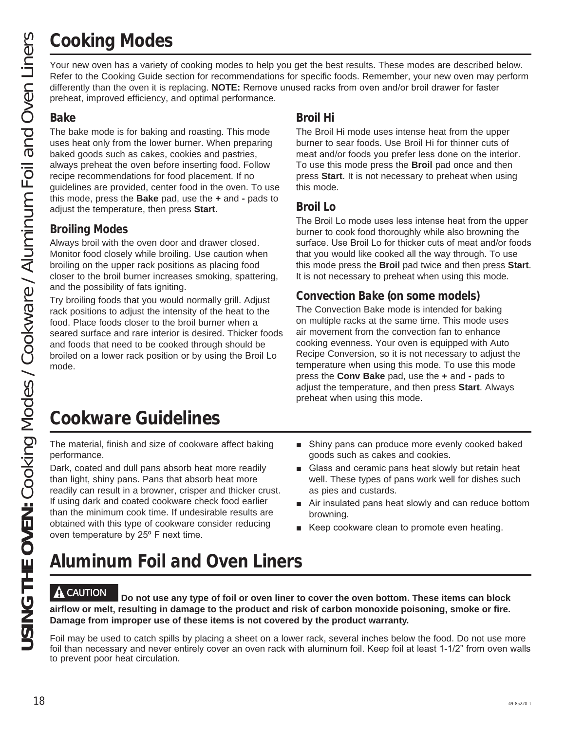# Cooking Modes

Your new oven has a variety of cooking modes to help you get the best results. These modes are described below. Refer to the Cooking Guide section for recommendations for specific foods. Remember, your new oven may perform differently than the oven it is replacing. **NOTE:** Remove unused racks from oven and/or broil drawer for faster preheat, improved efficiency, and optimal performance.

## Bake

The bake mode is for baking and roasting. This mode uses heat only from the lower burner. When preparing baked goods such as cakes, cookies and pastries, always preheat the oven before inserting food. Follow recipe recommendations for food placement. If no guidelines are provided, center food in the oven. To use this mode, press the **Bake** pad, use the **+** and **-** pads to adjust the temperature, then press **Start**.

## Broiling Modes

Always broil with the oven door and drawer closed. Monitor food closely while broiling. Use caution when broiling on the upper rack positions as placing food closer to the broil burner increases smoking, spattering, and the possibility of fats igniting.

Try broiling foods that you would normally grill. Adjust rack positions to adjust the intensity of the heat to the food. Place foods closer to the broil burner when a seared surface and rare interior is desired. Thicker foods and foods that need to be cooked through should be broiled on a lower rack position or by using the Broil Lo mode.

## Broil Hi

The Broil Hi mode uses intense heat from the upper burner to sear foods. Use Broil Hi for thinner cuts of meat and/or foods you prefer less done on the interior. To use this mode press the **Broil** pad once and then press **Start**. It is not necessary to preheat when using this mode.

## Broil Lo

The Broil Lo mode uses less intense heat from the upper burner to cook food thoroughly while also browning the surface. Use Broil Lo for thicker cuts of meat and/or foods that you would like cooked all the way through. To use this mode press the **Broil** pad twice and then press **Start**. It is not necessary to preheat when using this mode.

## Convection Bake (on some models)

The Convection Bake mode is intended for baking on multiple racks at the same time. This mode uses air movement from the convection fan to enhance cooking evenness. Your oven is equipped with Auto Recipe Conversion, so it is not necessary to adjust the temperature when using this mode. To use this mode press the **Conv Bake** pad, use the **+** and **-** pads to adjust the temperature, and then press **Start**. Always preheat when using this mode.

# Cookware Guidelines

The material, finish and size of cookware affect baking performance.

Dark, coated and dull pans absorb heat more readily than light, shiny pans. Pans that absorb heat more readily can result in a browner, crisper and thicker crust. If using dark and coated cookware check food earlier than the minimum cook time. If undesirable results are obtained with this type of cookware consider reducing oven temperature by 25º F next time.

- Shiny pans can produce more evenly cooked baked goods such as cakes and cookies.
- Glass and ceramic pans heat slowly but retain heat well. These types of pans work well for dishes such as pies and custards.
- Air insulated pans heat slowly and can reduce bottom browning.
- Keep cookware clean to promote even heating.

# Aluminum Foil and Oven Liners

**CAUTION Do not use any type of foil or oven liner to cover the oven bottom. These items can block airflow or melt, resulting in damage to the product and risk of carbon monoxide poisoning, smoke or fire. Damage from improper use of these items is not covered by the product warranty.**

Foil may be used to catch spills by placing a sheet on a lower rack, several inches below the food. Do not use more foil than necessary and never entirely cover an oven rack with aluminum foil. Keep foil at least 1-1/2" from oven walls to prevent poor heat circulation.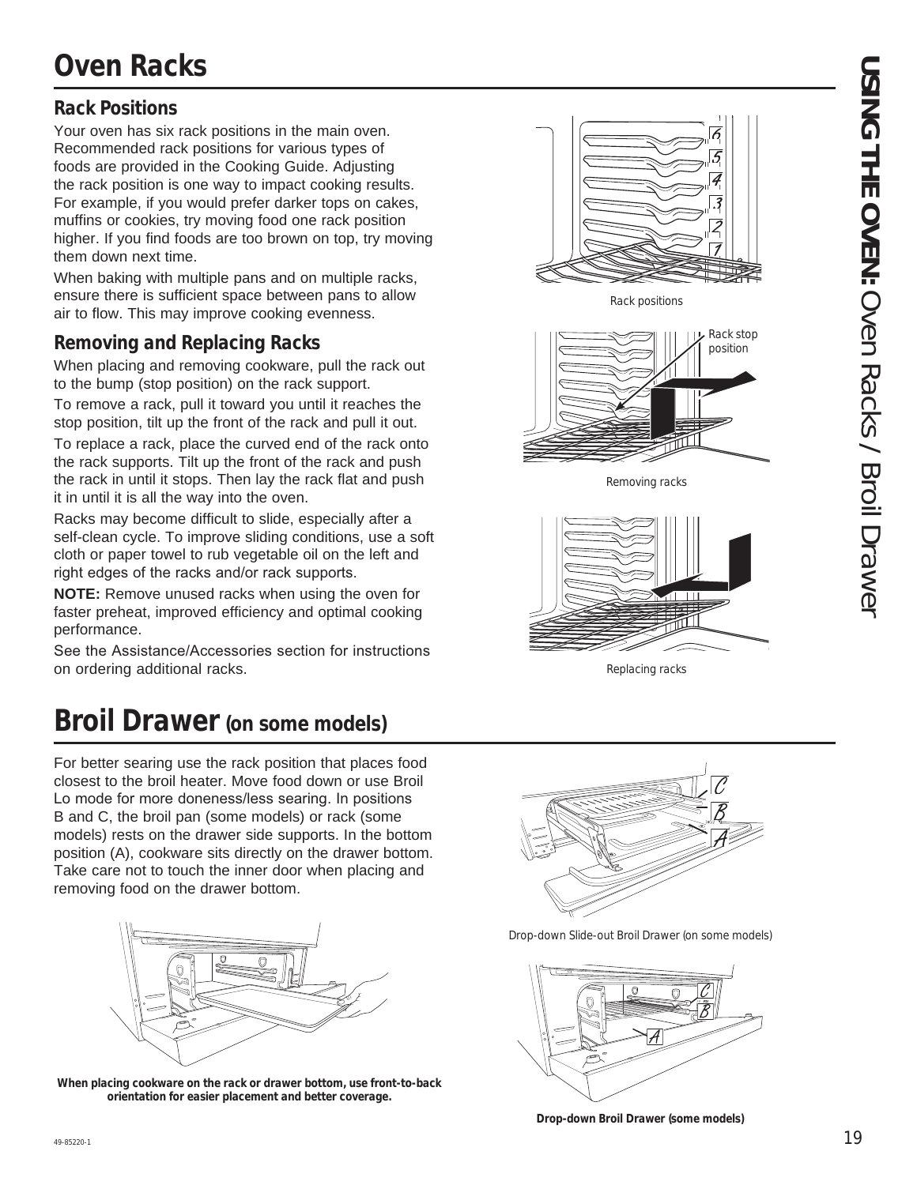# Oven Racks

## Rack Positions

Your oven has six rack positions in the main oven. Recommended rack positions for various types of foods are provided in the Cooking Guide. Adjusting the rack position is one way to impact cooking results. For example, if you would prefer darker tops on cakes, muffins or cookies, try moving food one rack position higher. If you find foods are too brown on top, try moving them down next time.

When baking with multiple pans and on multiple racks, ensure there is sufficient space between pans to allow air to flow. This may improve cooking evenness.

Rack positions

## Removing and Replacing Racks

When placing and removing cookware, pull the rack out to the bump (stop position) on the rack support.

To remove a rack, pull it toward you until it reaches the stop position, tilt up the front of the rack and pull it out.

To replace a rack, place the curved end of the rack onto the rack supports. Tilt up the front of the rack and push the rack in until it stops. Then lay the rack flat and push it in until it is all the way into the oven.

Racks may become difficult to slide, especially after a self-clean cycle. To improve sliding conditions, use a soft cloth or paper towel to rub vegetable oil on the left and right edges of the racks and/or rack supports.

**NOTE:** Remove unused racks when using the oven for faster preheat, improved efficiency and optimal cooking performance.

See the Assistance/Accessories section for instructions on ordering additional racks.

Rack stop position

Removing racks

Replacing racks

# Broil Drawer (on some models)

For better searing use the rack position that places food closest to the broil heater. Move food down or use Broil Lo mode for more doneness/less searing. In positions B and C, the broil pan (some models) or rack (some models) rests on the drawer side supports. In the bottom position (A), cookware sits directly on the drawer bottom. Take care not to touch the inner door when placing and removing food on the drawer bottom.

Drop-down Slide-out Broil Drawer (on some models)

**When placing cookware on the rack or drawer bottom, use front-to-back orientation for easier placement and better coverage.**

**Drop-down Broil Drawer (some models)**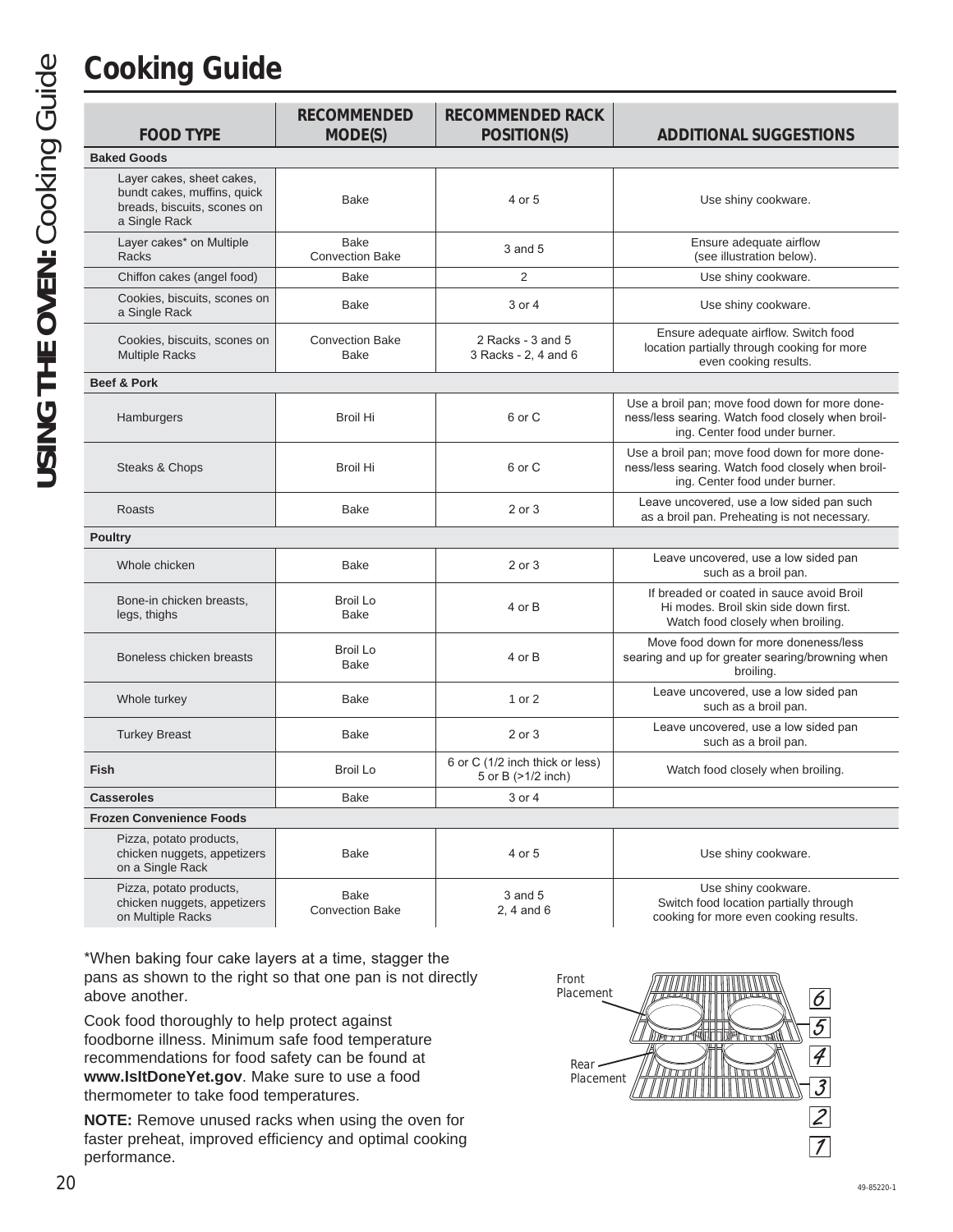# Cooking Guide

| FOOD TYPE | RECOMMENDED MODE(S) | RECOMMENDED RACK POSITION(S) | ADDITIONAL SUGGESTIONS |
|---|---|---|---|
| **Baked Goods** | | | |
| Layer cakes, sheet cakes, bundt cakes, muffins, quick breads, biscuits, scones on a Single Rack | Bake | 4 or 5 | Use shiny cookware. |
| Layer cakes* on Multiple Racks | Bake<br>Convection Bake | 3 and 5 | Ensure adequate airflow (see illustration below). |
| Chiffon cakes (angel food) | Bake | 2 | Use shiny cookware. |
| Cookies, biscuits, scones on a Single Rack | Bake | 3 or 4 | Use shiny cookware. |
| Cookies, biscuits, scones on Multiple Racks | Convection Bake<br>Bake | 2 Racks - 3 and 5<br>3 Racks - 2, 4 and 6 | Ensure adequate airflow. Switch food location partially through cooking for more even cooking results. |
| **Beef & Pork** | | | |
| Hamburgers | Broil Hi | 6 or C | Use a broil pan; move food down for more doneness/less searing. Watch food closely when broiling. Center food under burner. |
| Steaks & Chops | Broil Hi | 6 or C | Use a broil pan; move food down for more doneness/less searing. Watch food closely when broiling. Center food under burner. |
| Roasts | Bake | 2 or 3 | Leave uncovered, use a low sided pan such as a broil pan. Preheating is not necessary. |
| **Poultry** | | | |
| Whole chicken | Bake | 2 or 3 | Leave uncovered, use a low sided pan such as a broil pan. |
| Bone-in chicken breasts, legs, thighs | Broil Lo<br>Bake | 4 or B | If breaded or coated in sauce avoid Broil Hi modes. Broil skin side down first. Watch food closely when broiling. |
| Boneless chicken breasts | Broil Lo<br>Bake | 4 or B | Move food down for more doneness/less searing and up for greater searing/browning when broiling. |
| Whole turkey | Bake | 1 or 2 | Leave uncovered, use a low sided pan such as a broil pan. |
| Turkey Breast | Bake | 2 or 3 | Leave uncovered, use a low sided pan such as a broil pan. |
| **Fish** | Broil Lo | 6 or C (1/2 inch thick or less)<br>5 or B (>1/2 inch) | Watch food closely when broiling. |
| **Casseroles** | Bake | 3 or 4 | |
| **Frozen Convenience Foods** | | | |
| Pizza, potato products, chicken nuggets, appetizers on a Single Rack | Bake | 4 or 5 | Use shiny cookware. |
| Pizza, potato products, chicken nuggets, appetizers on Multiple Racks | Bake<br>Convection Bake | 3 and 5<br>2, 4 and 6 | Use shiny cookware. Switch food location partially through cooking for more even cooking results. |

*When baking four cake layers at a time, stagger the pans as shown to the right so that one pan is not directly above another.

Cook food thoroughly to help protect against foodborne illness. Minimum safe food temperature recommendations for food safety can be found at **www.IsItDoneYet.gov**. Make sure to use a food thermometer to take food temperatures.

**NOTE:** Remove unused racks when using the oven for faster preheat, improved efficiency and optimal cooking performance.

Front Placement

Rear Placement

6 5 4 3 2 1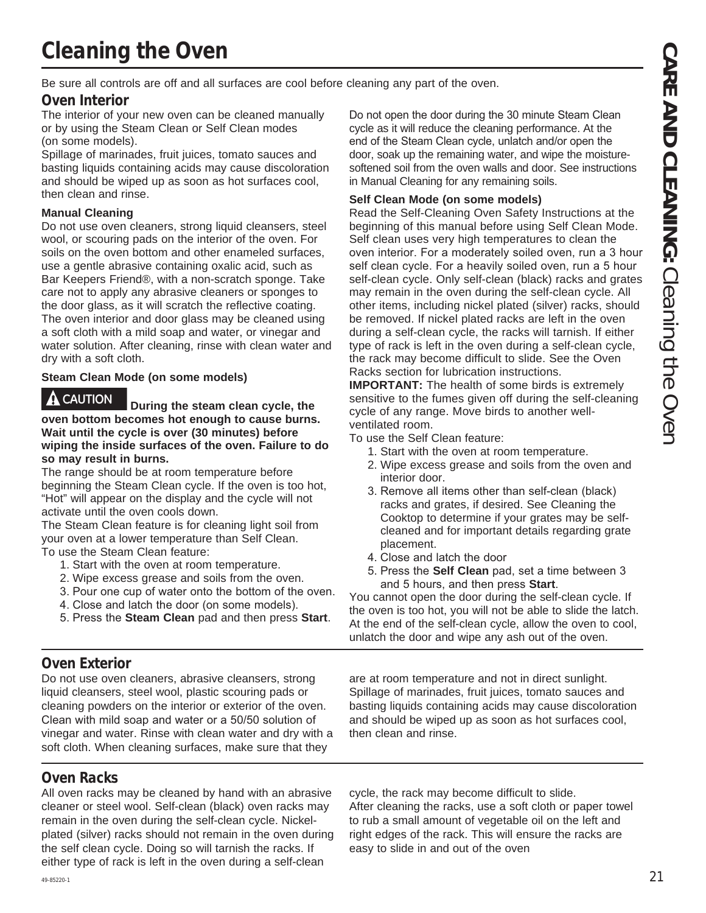# Cleaning the Oven

Be sure all controls are off and all surfaces are cool before cleaning any part of the oven.

## Oven Interior

The interior of your new oven can be cleaned manually or by using the Steam Clean or Self Clean modes (on some models).

Spillage of marinades, fruit juices, tomato sauces and basting liquids containing acids may cause discoloration and should be wiped up as soon as hot surfaces cool, then clean and rinse.

### Manual Cleaning

Do not use oven cleaners, strong liquid cleansers, steel wool, or scouring pads on the interior of the oven. For soils on the oven bottom and other enameled surfaces, use a gentle abrasive containing oxalic acid, such as Bar Keepers Friend®, with a non-scratch sponge. Take care not to apply any abrasive cleaners or sponges to the door glass, as it will scratch the reflective coating. The oven interior and door glass may be cleaned using a soft cloth with a mild soap and water, or vinegar and water solution. After cleaning, rinse with clean water and dry with a soft cloth.

### Steam Clean Mode (on some models)

**⚠ CAUTION During the steam clean cycle, the oven bottom becomes hot enough to cause burns. Wait until the cycle is over (30 minutes) before wiping the inside surfaces of the oven. Failure to do so may result in burns.**

The range should be at room temperature before beginning the Steam Clean cycle. If the oven is too hot, "Hot" will appear on the display and the cycle will not activate until the oven cools down.

The Steam Clean feature is for cleaning light soil from your oven at a lower temperature than Self Clean.

To use the Steam Clean feature:

1. Start with the oven at room temperature.
2. Wipe excess grease and soils from the oven.
3. Pour one cup of water onto the bottom of the oven.
4. Close and latch the door (on some models).
5. Press the **Steam Clean** pad and then press **Start**.

Do not open the door during the 30 minute Steam Clean cycle as it will reduce the cleaning performance. At the end of the Steam Clean cycle, unlatch and/or open the door, soak up the remaining water, and wipe the moisture-softened soil from the oven walls and door. See instructions in Manual Cleaning for any remaining soils.

### Self Clean Mode (on some models)

Read the Self-Cleaning Oven Safety Instructions at the beginning of this manual before using Self Clean Mode. Self clean uses very high temperatures to clean the oven interior. For a moderately soiled oven, run a 3 hour self clean cycle. For a heavily soiled oven, run a 5 hour self-clean cycle. Only self-clean (black) racks and grates may remain in the oven during the self-clean cycle. All other items, including nickel plated (silver) racks, should be removed. If nickel plated racks are left in the oven during a self-clean cycle, the racks will tarnish. If either type of rack is left in the oven during a self-clean cycle, the rack may become difficult to slide. See the Oven Racks section for lubrication instructions.

**IMPORTANT:** The health of some birds is extremely sensitive to the fumes given off during the self-cleaning cycle of any range. Move birds to another well-ventilated room.

To use the Self Clean feature:

1. Start with the oven at room temperature.
2. Wipe excess grease and soils from the oven and interior door.
3. Remove all items other than self-clean (black) racks and grates, if desired. See Cleaning the Cooktop to determine if your grates may be self-cleaned and for important details regarding grate placement.
4. Close and latch the door
5. Press the **Self Clean** pad, set a time between 3 and 5 hours, and then press **Start**.

You cannot open the door during the self-clean cycle. If the oven is too hot, you will not be able to slide the latch. At the end of the self-clean cycle, allow the oven to cool, unlatch the door and wipe any ash out of the oven.

## Oven Exterior

Do not use oven cleaners, abrasive cleansers, strong liquid cleansers, steel wool, plastic scouring pads or cleaning powders on the interior or exterior of the oven. Clean with mild soap and water or a 50/50 solution of vinegar and water. Rinse with clean water and dry with a soft cloth. When cleaning surfaces, make sure that they are at room temperature and not in direct sunlight.

Spillage of marinades, fruit juices, tomato sauces and basting liquids containing acids may cause discoloration and should be wiped up as soon as hot surfaces cool, then clean and rinse.

## Oven Racks

All oven racks may be cleaned by hand with an abrasive cleaner or steel wool. Self-clean (black) oven racks may remain in the oven during the self-clean cycle. Nickel-plated (silver) racks should not remain in the oven during the self clean cycle. Doing so will tarnish the racks. If either type of rack is left in the oven during a self-clean cycle, the rack may become difficult to slide.

After cleaning the racks, use a soft cloth or paper towel to rub a small amount of vegetable oil on the left and right edges of the rack. This will ensure the racks are easy to slide in and out of the oven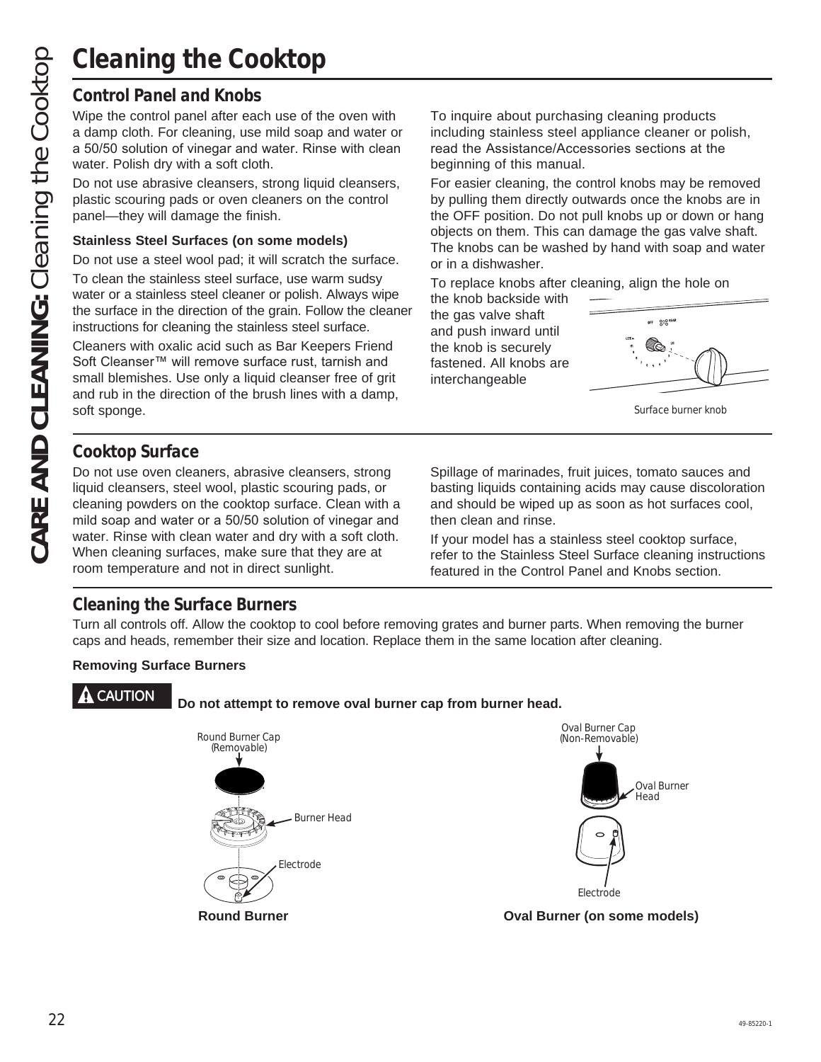# Cleaning the Cooktop

## Control Panel and Knobs

Wipe the control panel after each use of the oven with a damp cloth. For cleaning, use mild soap and water or a 50/50 solution of vinegar and water. Rinse with clean water. Polish dry with a soft cloth.

Do not use abrasive cleansers, strong liquid cleansers, plastic scouring pads or oven cleaners on the control panel—they will damage the finish.

### Stainless Steel Surfaces (on some models)

Do not use a steel wool pad; it will scratch the surface.

To clean the stainless steel surface, use warm sudsy water or a stainless steel cleaner or polish. Always wipe the surface in the direction of the grain. Follow the cleaner instructions for cleaning the stainless steel surface.

Cleaners with oxalic acid such as Bar Keepers Friend Soft Cleanser™ will remove surface rust, tarnish and small blemishes. Use only a liquid cleanser free of grit and rub in the direction of the brush lines with a damp, soft sponge.

To inquire about purchasing cleaning products including stainless steel appliance cleaner or polish, read the Assistance/Accessories sections at the beginning of this manual.

For easier cleaning, the control knobs may be removed by pulling them directly outwards once the knobs are in the OFF position. Do not pull knobs up or down or hang objects on them. This can damage the gas valve shaft. The knobs can be washed by hand with soap and water or in a dishwasher.

To replace knobs after cleaning, align the hole on the knob backside with the gas valve shaft and push inward until the knob is securely fastened. All knobs are interchangeable

Surface burner knob

## Cooktop Surface

Do not use oven cleaners, abrasive cleansers, strong liquid cleansers, steel wool, plastic scouring pads, or cleaning powders on the cooktop surface. Clean with a mild soap and water or a 50/50 solution of vinegar and water. Rinse with clean water and dry with a soft cloth. When cleaning surfaces, make sure that they are at room temperature and not in direct sunlight.

Spillage of marinades, fruit juices, tomato sauces and basting liquids containing acids may cause discoloration and should be wiped up as soon as hot surfaces cool, then clean and rinse.

If your model has a stainless steel cooktop surface, refer to the Stainless Steel Surface cleaning instructions featured in the Control Panel and Knobs section.

## Cleaning the Surface Burners

Turn all controls off. Allow the cooktop to cool before removing grates and burner parts. When removing the burner caps and heads, remember their size and location. Replace them in the same location after cleaning.

### Removing Surface Burners

**CAUTION** **Do not attempt to remove oval burner cap from burner head.**

Round Burner Cap (Removable)

Burner Head

Electrode

**Round Burner**

Oval Burner Cap (Non-Removable)

Oval Burner Head

Electrode

**Oval Burner (on some models)**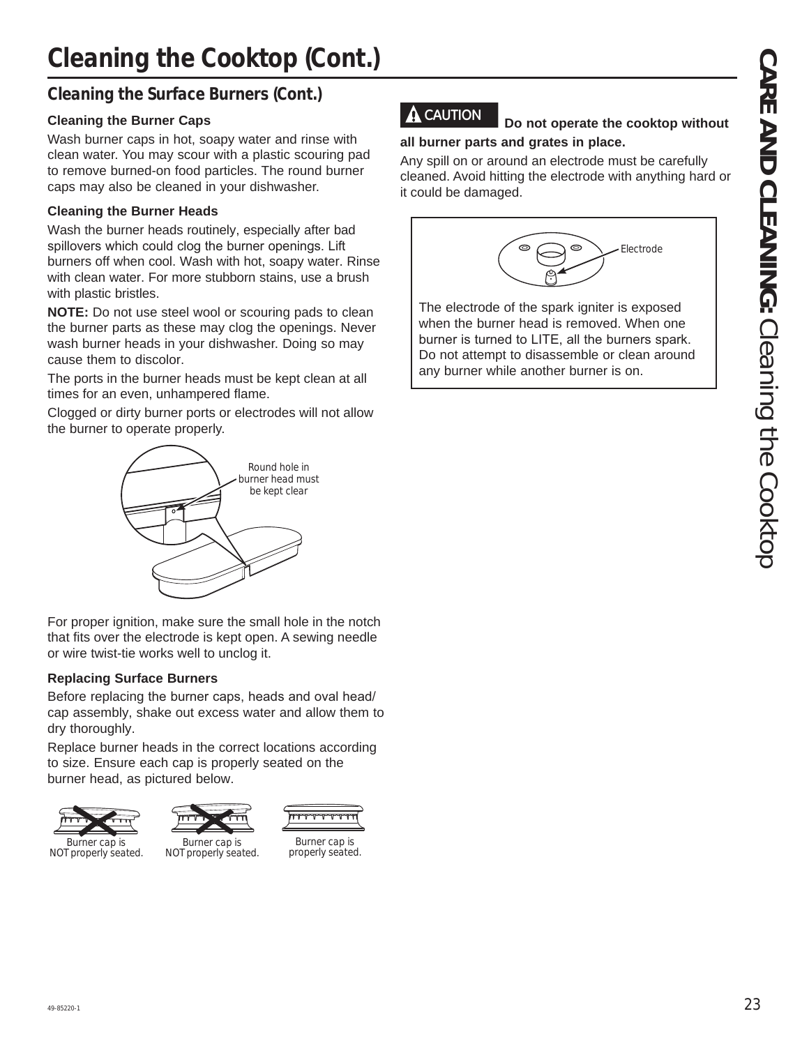# Cleaning the Cooktop (Cont.)

## Cleaning the Surface Burners (Cont.)

### Cleaning the Burner Caps

Wash burner caps in hot, soapy water and rinse with clean water. You may scour with a plastic scouring pad to remove burned-on food particles. The round burner caps may also be cleaned in your dishwasher.

### Cleaning the Burner Heads

Wash the burner heads routinely, especially after bad spillovers which could clog the burner openings. Lift burners off when cool. Wash with hot, soapy water. Rinse with clean water. For more stubborn stains, use a brush with plastic bristles.

**NOTE:** Do not use steel wool or scouring pads to clean the burner parts as these may clog the openings. Never wash burner heads in your dishwasher. Doing so may cause them to discolor.

The ports in the burner heads must be kept clean at all times for an even, unhampered flame.

Clogged or dirty burner ports or electrodes will not allow the burner to operate properly.

Round hole in burner head must be kept clear

For proper ignition, make sure the small hole in the notch that fits over the electrode is kept open. A sewing needle or wire twist-tie works well to unclog it.

### Replacing Surface Burners

Before replacing the burner caps, heads and oval head/cap assembly, shake out excess water and allow them to dry thoroughly.

Replace burner heads in the correct locations according to size. Ensure each cap is properly seated on the burner head, as pictured below.

Burner cap is NOT properly seated. | Burner cap is NOT properly seated. | Burner cap is properly seated.

**⚠ CAUTION Do not operate the cooktop without all burner parts and grates in place.**

Any spill on or around an electrode must be carefully cleaned. Avoid hitting the electrode with anything hard or it could be damaged.

Electrode

The electrode of the spark igniter is exposed when the burner head is removed. When one burner is turned to LITE, all the burners spark. Do not attempt to disassemble or clean around any burner while another burner is on.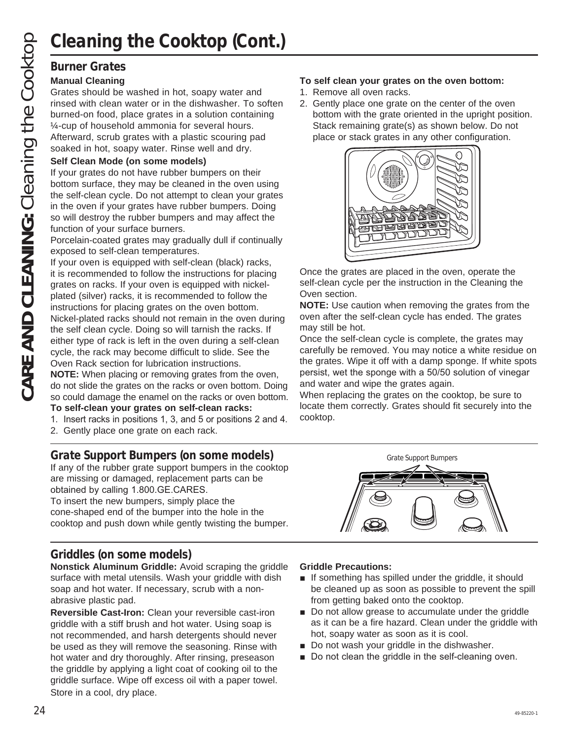# Cleaning the Cooktop (Cont.)

## Burner Grates

**Manual Cleaning**

Grates should be washed in hot, soapy water and rinsed with clean water or in the dishwasher. To soften burned-on food, place grates in a solution containing ¼-cup of household ammonia for several hours. Afterward, scrub grates with a plastic scouring pad soaked in hot, soapy water. Rinse well and dry.

**Self Clean Mode (on some models)**

If your grates do not have rubber bumpers on their bottom surface, they may be cleaned in the oven using the self-clean cycle. Do not attempt to clean your grates in the oven if your grates have rubber bumpers. Doing so will destroy the rubber bumpers and may affect the function of your surface burners.

Porcelain-coated grates may gradually dull if continually exposed to self-clean temperatures.

If your oven is equipped with self-clean (black) racks, it is recommended to follow the instructions for placing grates on racks. If your oven is equipped with nickel-plated (silver) racks, it is recommended to follow the instructions for placing grates on the oven bottom. Nickel-plated racks should not remain in the oven during the self clean cycle. Doing so will tarnish the racks. If either type of rack is left in the oven during a self-clean cycle, the rack may become difficult to slide. See the Oven Rack section for lubrication instructions.

**NOTE:** When placing or removing grates from the oven, do not slide the grates on the racks or oven bottom. Doing so could damage the enamel on the racks or oven bottom.

**To self-clean your grates on self-clean racks:**

1. Insert racks in positions 1, 3, and 5 or positions 2 and 4.
2. Gently place one grate on each rack.

**To self clean your grates on the oven bottom:**

1. Remove all oven racks.
2. Gently place one grate on the center of the oven bottom with the grate oriented in the upright position. Stack remaining grate(s) as shown below. Do not place or stack grates in any other configuration.

Once the grates are placed in the oven, operate the self-clean cycle per the instruction in the Cleaning the Oven section.

**NOTE:** Use caution when removing the grates from the oven after the self-clean cycle has ended. The grates may still be hot.

Once the self-clean cycle is complete, the grates may carefully be removed. You may notice a white residue on the grates. Wipe it off with a damp sponge. If white spots persist, wet the sponge with a 50/50 solution of vinegar and water and wipe the grates again.

When replacing the grates on the cooktop, be sure to locate them correctly. Grates should fit securely into the cooktop.

## Grate Support Bumpers (on some models)

If any of the rubber grate support bumpers in the cooktop are missing or damaged, replacement parts can be obtained by calling 1.800.GE.CARES.

To insert the new bumpers, simply place the cone-shaped end of the bumper into the hole in the cooktop and push down while gently twisting the bumper.

Grate Support Bumpers

## Griddles (on some models)

**Nonstick Aluminum Griddle:** Avoid scraping the griddle surface with metal utensils. Wash your griddle with dish soap and hot water. If necessary, scrub with a non-abrasive plastic pad.

**Reversible Cast-Iron:** Clean your reversible cast-iron griddle with a stiff brush and hot water. Using soap is not recommended, and harsh detergents should never be used as they will remove the seasoning. Rinse with hot water and dry thoroughly. After rinsing, preseason the griddle by applying a light coat of cooking oil to the griddle surface. Wipe off excess oil with a paper towel. Store in a cool, dry place.

**Griddle Precautions:**

- If something has spilled under the griddle, it should be cleaned up as soon as possible to prevent the spill from getting baked onto the cooktop.
- Do not allow grease to accumulate under the griddle as it can be a fire hazard. Clean under the griddle with hot, soapy water as soon as it is cool.
- Do not wash your griddle in the dishwasher.
- Do not clean the griddle in the self-cleaning oven.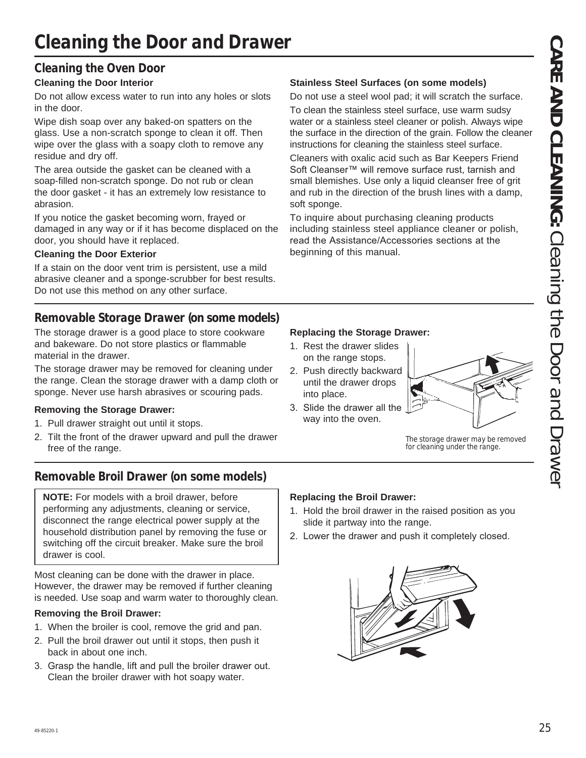# Cleaning the Door and Drawer

## Cleaning the Oven Door

**Cleaning the Door Interior**

Do not allow excess water to run into any holes or slots in the door.

Wipe dish soap over any baked-on spatters on the glass. Use a non-scratch sponge to clean it off. Then wipe over the glass with a soapy cloth to remove any residue and dry off.

The area outside the gasket can be cleaned with a soap-filled non-scratch sponge. Do not rub or clean the door gasket - it has an extremely low resistance to abrasion.

If you notice the gasket becoming worn, frayed or damaged in any way or if it has become displaced on the door, you should have it replaced.

**Cleaning the Door Exterior**

If a stain on the door vent trim is persistent, use a mild abrasive cleaner and a sponge-scrubber for best results. Do not use this method on any other surface.

**Stainless Steel Surfaces (on some models)**

Do not use a steel wool pad; it will scratch the surface.

To clean the stainless steel surface, use warm sudsy water or a stainless steel cleaner or polish. Always wipe the surface in the direction of the grain. Follow the cleaner instructions for cleaning the stainless steel surface.

Cleaners with oxalic acid such as Bar Keepers Friend Soft Cleanser™ will remove surface rust, tarnish and small blemishes. Use only a liquid cleanser free of grit and rub in the direction of the brush lines with a damp, soft sponge.

To inquire about purchasing cleaning products including stainless steel appliance cleaner or polish, read the Assistance/Accessories sections at the beginning of this manual.

## Removable Storage Drawer (on some models)

The storage drawer is a good place to store cookware and bakeware. Do not store plastics or flammable material in the drawer.

The storage drawer may be removed for cleaning under the range. Clean the storage drawer with a damp cloth or sponge. Never use harsh abrasives or scouring pads.

**Removing the Storage Drawer:**

1. Pull drawer straight out until it stops.
2. Tilt the front of the drawer upward and pull the drawer free of the range.

**Replacing the Storage Drawer:**

1. Rest the drawer slides on the range stops.
2. Push directly backward until the drawer drops into place.
3. Slide the drawer all the way into the oven.

The storage drawer may be removed for cleaning under the range.

## Removable Broil Drawer (on some models)

**NOTE:** For models with a broil drawer, before performing any adjustments, cleaning or service, disconnect the range electrical power supply at the household distribution panel by removing the fuse or switching off the circuit breaker. Make sure the broil drawer is cool.

Most cleaning can be done with the drawer in place. However, the drawer may be removed if further cleaning is needed. Use soap and warm water to thoroughly clean.

**Removing the Broil Drawer:**

1. When the broiler is cool, remove the grid and pan.
2. Pull the broil drawer out until it stops, then push it back in about one inch.
3. Grasp the handle, lift and pull the broiler drawer out. Clean the broiler drawer with hot soapy water.

**Replacing the Broil Drawer:**

1. Hold the broil drawer in the raised position as you slide it partway into the range.
2. Lower the drawer and push it completely closed.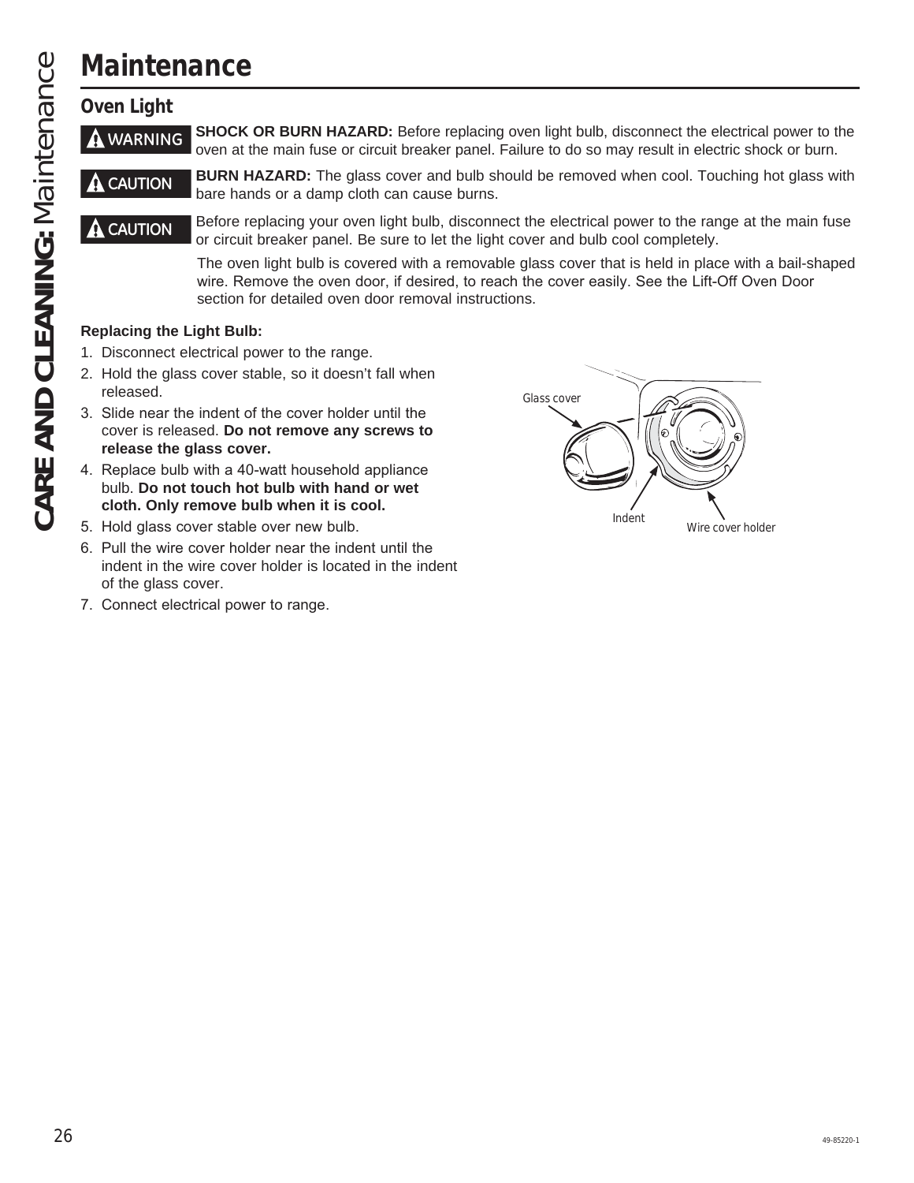# Maintenance

## Oven Light

**⚠ WARNING** **SHOCK OR BURN HAZARD:** Before replacing oven light bulb, disconnect the electrical power to the oven at the main fuse or circuit breaker panel. Failure to do so may result in electric shock or burn.

**⚠ CAUTION** **BURN HAZARD:** The glass cover and bulb should be removed when cool. Touching hot glass with bare hands or a damp cloth can cause burns.

**⚠ CAUTION** Before replacing your oven light bulb, disconnect the electrical power to the range at the main fuse or circuit breaker panel. Be sure to let the light cover and bulb cool completely.

The oven light bulb is covered with a removable glass cover that is held in place with a bail-shaped wire. Remove the oven door, if desired, to reach the cover easily. See the Lift-Off Oven Door section for detailed oven door removal instructions.

**Replacing the Light Bulb:**

1. Disconnect electrical power to the range.
2. Hold the glass cover stable, so it doesn't fall when released.
3. Slide near the indent of the cover holder until the cover is released. **Do not remove any screws to release the glass cover.**
4. Replace bulb with a 40-watt household appliance bulb. **Do not touch hot bulb with hand or wet cloth. Only remove bulb when it is cool.**
5. Hold glass cover stable over new bulb.
6. Pull the wire cover holder near the indent until the indent in the wire cover holder is located in the indent of the glass cover.
7. Connect electrical power to range.

Glass cover

Indent

Wire cover holder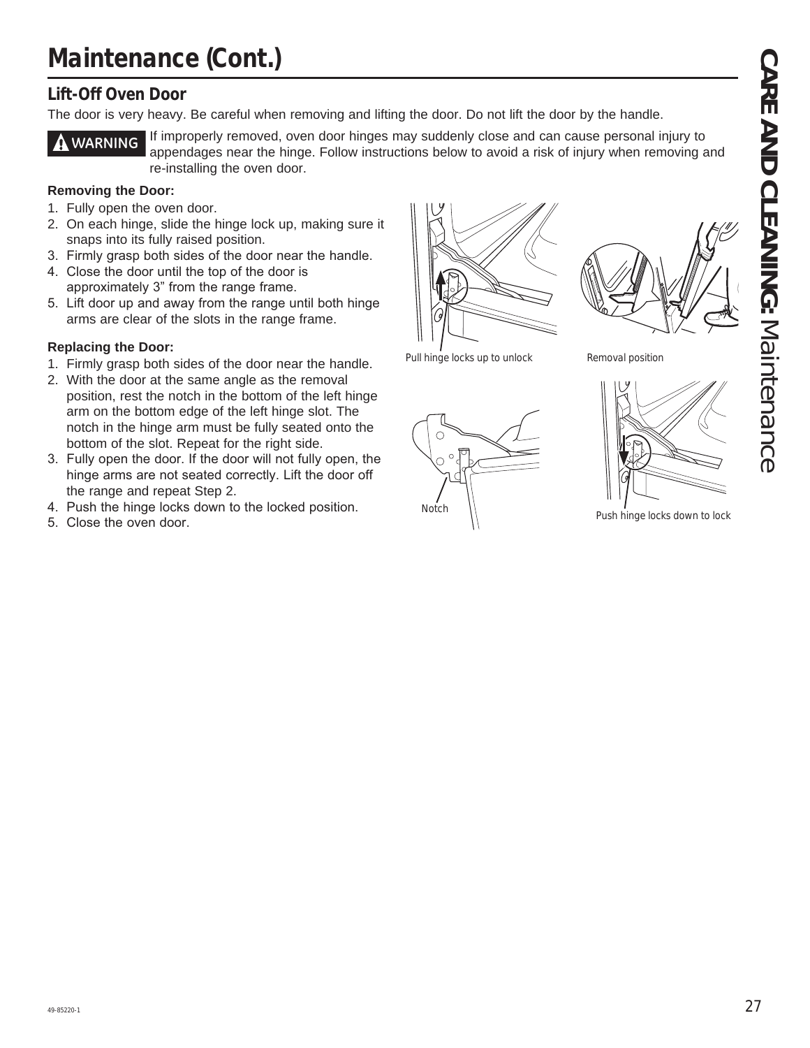# Maintenance (Cont.)

## Lift-Off Oven Door

The door is very heavy. Be careful when removing and lifting the door. Do not lift the door by the handle.

**⚠ WARNING** If improperly removed, oven door hinges may suddenly close and can cause personal injury to appendages near the hinge. Follow instructions below to avoid a risk of injury when removing and re-installing the oven door.

**Removing the Door:**

1. Fully open the oven door.
2. On each hinge, slide the hinge lock up, making sure it snaps into its fully raised position.
3. Firmly grasp both sides of the door near the handle.
4. Close the door until the top of the door is approximately 3" from the range frame.
5. Lift door up and away from the range until both hinge arms are clear of the slots in the range frame.

**Replacing the Door:**

1. Firmly grasp both sides of the door near the handle.
2. With the door at the same angle as the removal position, rest the notch in the bottom of the left hinge arm on the bottom edge of the left hinge slot. The notch in the hinge arm must be fully seated onto the bottom of the slot. Repeat for the right side.
3. Fully open the door. If the door will not fully open, the hinge arms are not seated correctly. Lift the door off the range and repeat Step 2.
4. Push the hinge locks down to the locked position.
5. Close the oven door.

Pull hinge locks up to unlock

Removal position

Notch

Push hinge locks down to lock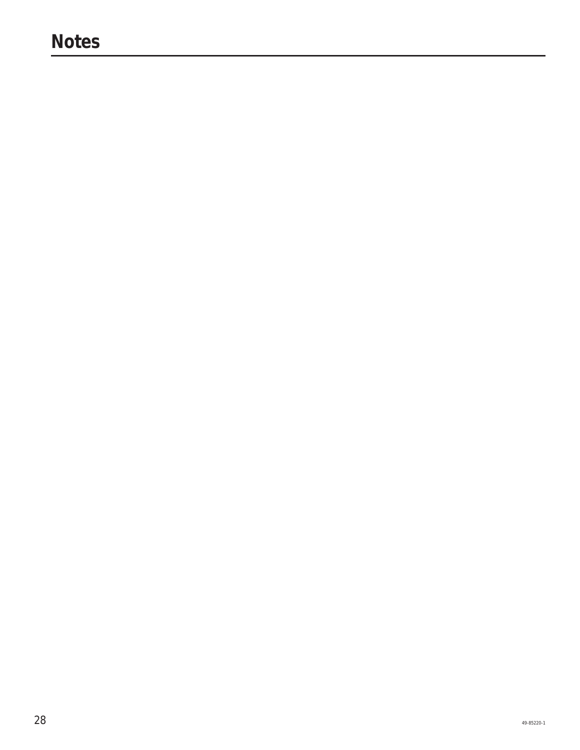# Notes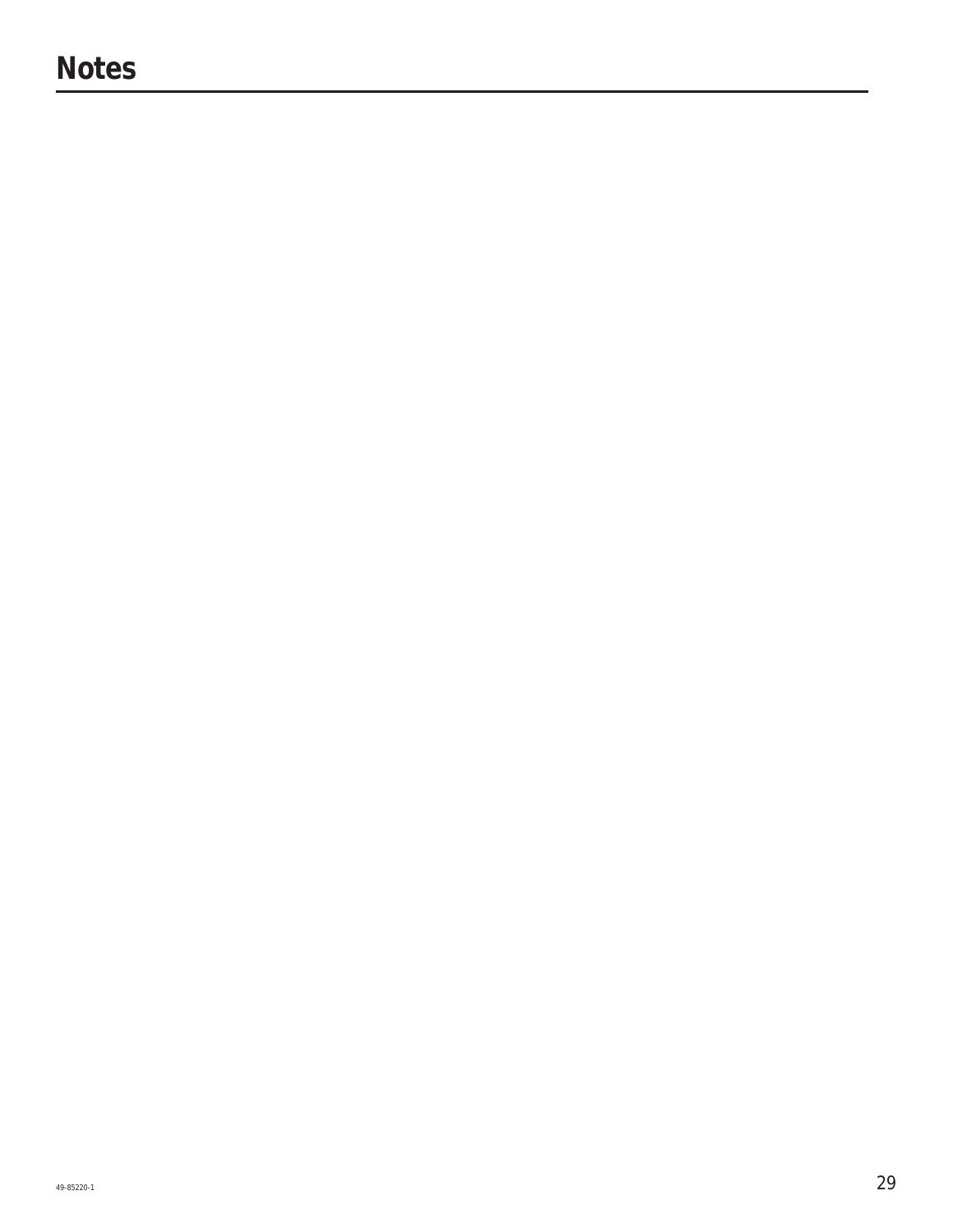# Notes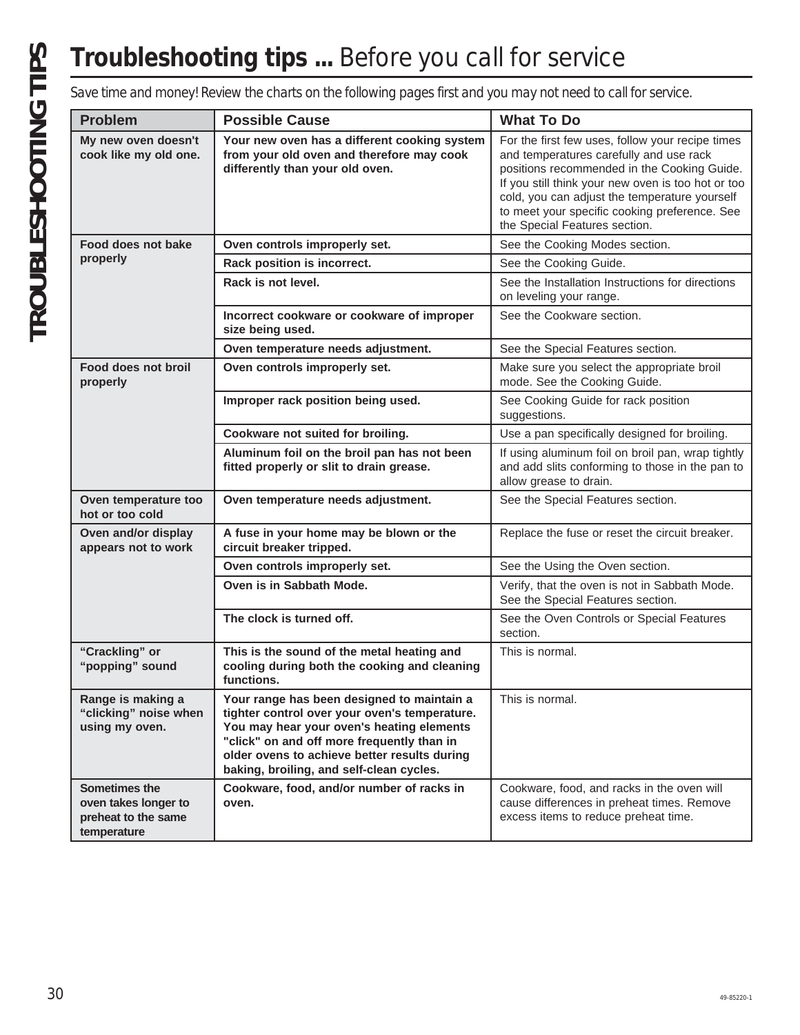# **Troubleshooting tips ...** Before you call for service

*Save time and money! Review the charts on the following pages first and you may not need to call for service.*

| Problem | Possible Cause | What To Do |
|---|---|---|
| **My new oven doesn't cook like my old one.** | **Your new oven has a different cooking system from your old oven and therefore may cook differently than your old oven.** | For the first few uses, follow your recipe times and temperatures carefully and use rack positions recommended in the Cooking Guide. If you still think your new oven is too hot or too cold, you can adjust the temperature yourself to meet your specific cooking preference. See the Special Features section. |
| **Food does not bake properly** | **Oven controls improperly set.** | See the Cooking Modes section. |
| | **Rack position is incorrect.** | See the Cooking Guide. |
| | **Rack is not level.** | See the Installation Instructions for directions on leveling your range. |
| | **Incorrect cookware or cookware of improper size being used.** | See the Cookware section. |
| | **Oven temperature needs adjustment.** | See the Special Features section. |
| **Food does not broil properly** | **Oven controls improperly set.** | Make sure you select the appropriate broil mode. See the Cooking Guide. |
| | **Improper rack position being used.** | See Cooking Guide for rack position suggestions. |
| | **Cookware not suited for broiling.** | Use a pan specifically designed for broiling. |
| | **Aluminum foil on the broil pan has not been fitted properly or slit to drain grease.** | If using aluminum foil on broil pan, wrap tightly and add slits conforming to those in the pan to allow grease to drain. |
| **Oven temperature too hot or too cold** | **Oven temperature needs adjustment.** | See the Special Features section. |
| **Oven and/or display appears not to work** | **A fuse in your home may be blown or the circuit breaker tripped.** | Replace the fuse or reset the circuit breaker. |
| | **Oven controls improperly set.** | See the Using the Oven section. |
| | **Oven is in Sabbath Mode.** | Verify, that the oven is not in Sabbath Mode. See the Special Features section. |
| | **The clock is turned off.** | See the Oven Controls or Special Features section. |
| **"Crackling" or "popping" sound** | **This is the sound of the metal heating and cooling during both the cooking and cleaning functions.** | This is normal. |
| **Range is making a "clicking" noise when using my oven.** | **Your range has been designed to maintain a tighter control over your oven's temperature. You may hear your oven's heating elements "click" on and off more frequently than in older ovens to achieve better results during baking, broiling, and self-clean cycles.** | This is normal. |
| **Sometimes the oven takes longer to preheat to the same temperature** | **Cookware, food, and/or number of racks in oven.** | Cookware, food, and racks in the oven will cause differences in preheat times. Remove excess items to reduce preheat time. |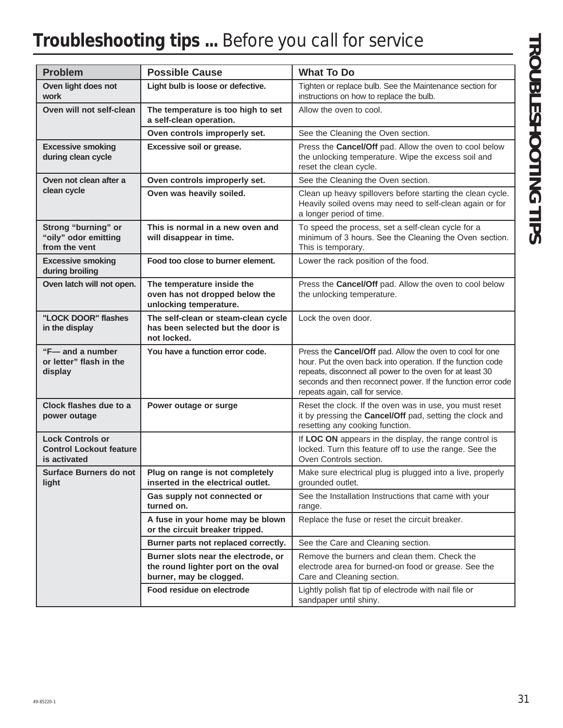# **Troubleshooting tips ...** Before you call for service

| Problem | Possible Cause | What To Do |
|---|---|---|
| **Oven light does not work** | **Light bulb is loose or defective.** | Tighten or replace bulb. See the Maintenance section for instructions on how to replace the bulb. |
| **Oven will not self-clean** | **The temperature is too high to set a self-clean operation.** | Allow the oven to cool. |
| | **Oven controls improperly set.** | See the Cleaning the Oven section. |
| **Excessive smoking during clean cycle** | **Excessive soil or grease.** | Press the **Cancel/Off** pad. Allow the oven to cool below the unlocking temperature. Wipe the excess soil and reset the clean cycle. |
| **Oven not clean after a clean cycle** | **Oven controls improperly set.** | See the Cleaning the Oven section. |
| | **Oven was heavily soiled.** | Clean up heavy spillovers before starting the clean cycle. Heavily soiled ovens may need to self-clean again or for a longer period of time. |
| **Strong "burning" or "oily" odor emitting from the vent** | **This is normal in a new oven and will disappear in time.** | To speed the process, set a self-clean cycle for a minimum of 3 hours. See the Cleaning the Oven section. This is temporary. |
| **Excessive smoking during broiling** | **Food too close to burner element.** | Lower the rack position of the food. |
| **Oven latch will not open.** | **The temperature inside the oven has not dropped below the unlocking temperature.** | Press the **Cancel/Off** pad. Allow the oven to cool below the unlocking temperature. |
| **"LOCK DOOR" flashes in the display** | **The self-clean or steam-clean cycle has been selected but the door is not locked.** | Lock the oven door. |
| **"F— and a number or letter" flash in the display** | **You have a function error code.** | Press the **Cancel/Off** pad. Allow the oven to cool for one hour. Put the oven back into operation. If the function code repeats, disconnect all power to the oven for at least 30 seconds and then reconnect power. If the function error code repeats again, call for service. |
| **Clock flashes due to a power outage** | **Power outage or surge** | Reset the clock. If the oven was in use, you must reset it by pressing the **Cancel/Off** pad, setting the clock and resetting any cooking function. |
| **Lock Controls or Control Lockout feature is activated** | | If **LOC ON** appears in the display, the range control is locked. Turn this feature off to use the range. See the Oven Controls section. |
| **Surface Burners do not light** | **Plug on range is not completely inserted in the electrical outlet.** | Make sure electrical plug is plugged into a live, properly grounded outlet. |
| | **Gas supply not connected or turned on.** | See the Installation Instructions that came with your range. |
| | **A fuse in your home may be blown or the circuit breaker tripped.** | Replace the fuse or reset the circuit breaker. |
| | **Burner parts not replaced correctly.** | See the Care and Cleaning section. |
| | **Burner slots near the electrode, or the round lighter port on the oval burner, may be clogged.** | Remove the burners and clean them. Check the electrode area for burned-on food or grease. See the Care and Cleaning section. |
| | **Food residue on electrode** | Lightly polish flat tip of electrode with nail file or sandpaper until shiny. |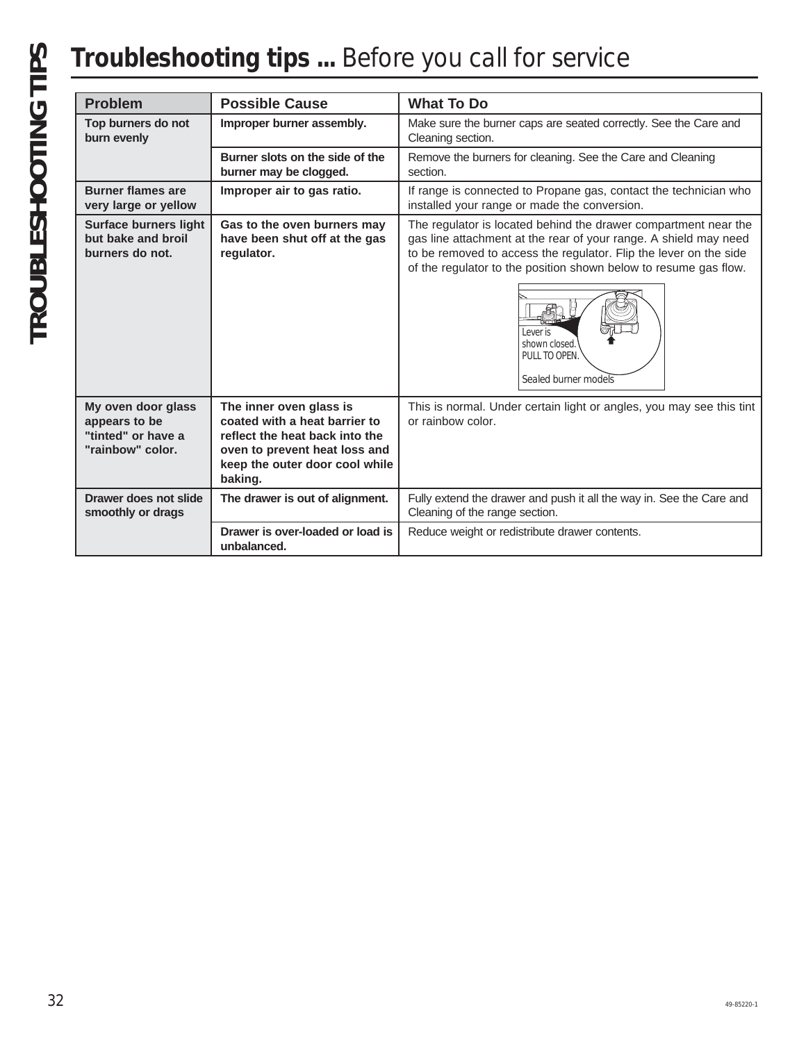# Troubleshooting tips ... Before you call for service

| Problem | Possible Cause | What To Do |
|---|---|---|
| **Top burners do not burn evenly** | **Improper burner assembly.** | Make sure the burner caps are seated correctly. See the Care and Cleaning section. |
| | **Burner slots on the side of the burner may be clogged.** | Remove the burners for cleaning. See the Care and Cleaning section. |
| **Burner flames are very large or yellow** | **Improper air to gas ratio.** | If range is connected to Propane gas, contact the technician who installed your range or made the conversion. |
| **Surface burners light but bake and broil burners do not.** | **Gas to the oven burners may have been shut off at the gas regulator.** | The regulator is located behind the drawer compartment near the gas line attachment at the rear of your range. A shield may need to be removed to access the regulator. Flip the lever on the side of the regulator to the position shown below to resume gas flow. Lever is shown closed. PULL TO OPEN. Sealed burner models |
| **My oven door glass appears to be "tinted" or have a "rainbow" color.** | **The inner oven glass is coated with a heat barrier to reflect the heat back into the oven to prevent heat loss and keep the outer door cool while baking.** | This is normal. Under certain light or angles, you may see this tint or rainbow color. |
| **Drawer does not slide smoothly or drags** | **The drawer is out of alignment.** | Fully extend the drawer and push it all the way in. See the Care and Cleaning of the range section. |
| | **Drawer is over-loaded or load is unbalanced.** | Reduce weight or redistribute drawer contents. |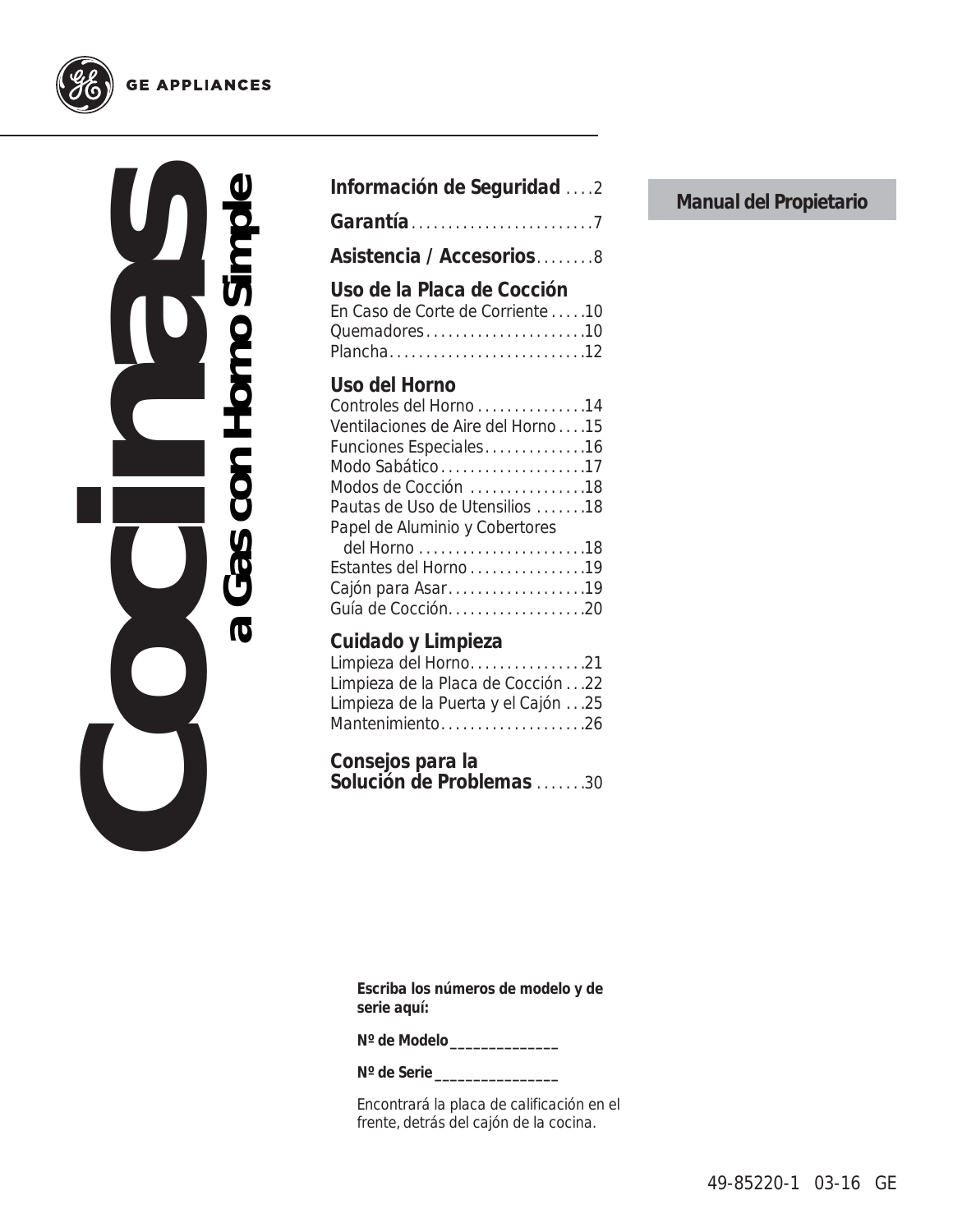GE APPLIANCES

# Cocinas
## a Gas con Horno Simple

**Manual del Propietario**

**Información de Seguridad** . . . .2

**Garantía** . . . . . . . . . . . . . . . . . . . . . . . . .7

**Asistencia / Accesorios** . . . . . . . .8

**Uso de la Placa de Cocción**
En Caso de Corte de Corriente . . . . .10
Quemadores . . . . . . . . . . . . . . . . . . . . . .10
Plancha . . . . . . . . . . . . . . . . . . . . . . . . . . .12

**Uso del Horno**
Controles del Horno . . . . . . . . . . . . . . .14
Ventilaciones de Aire del Horno . . . .15
Funciones Especiales . . . . . . . . . . . . . .16
Modo Sabático . . . . . . . . . . . . . . . . . . . .17
Modos de Cocción . . . . . . . . . . . . . . . .18
Pautas de Uso de Utensilios . . . . . . .18
Papel de Aluminio y Cobertores del Horno . . . . . . . . . . . . . . . . . . . . . . .18
Estantes del Horno . . . . . . . . . . . . . . . .19
Cajón para Asar . . . . . . . . . . . . . . . . . . .19
Guía de Cocción . . . . . . . . . . . . . . . . . .20

**Cuidado y Limpieza**
Limpieza del Horno . . . . . . . . . . . . . . . .21
Limpieza de la Placa de Cocción . . .22
Limpieza de la Puerta y el Cajón . . .25
Mantenimiento . . . . . . . . . . . . . . . . . . . .26

**Consejos para la Solución de Problemas** . . . . . . .30

**Escriba los números de modelo y de serie aquí:**

**Nº de Modelo** ______________

**Nº de Serie** ________________

Encontrará la placa de calificación en el frente, detrás del cajón de la cocina.

49-85220-1 03-16 GE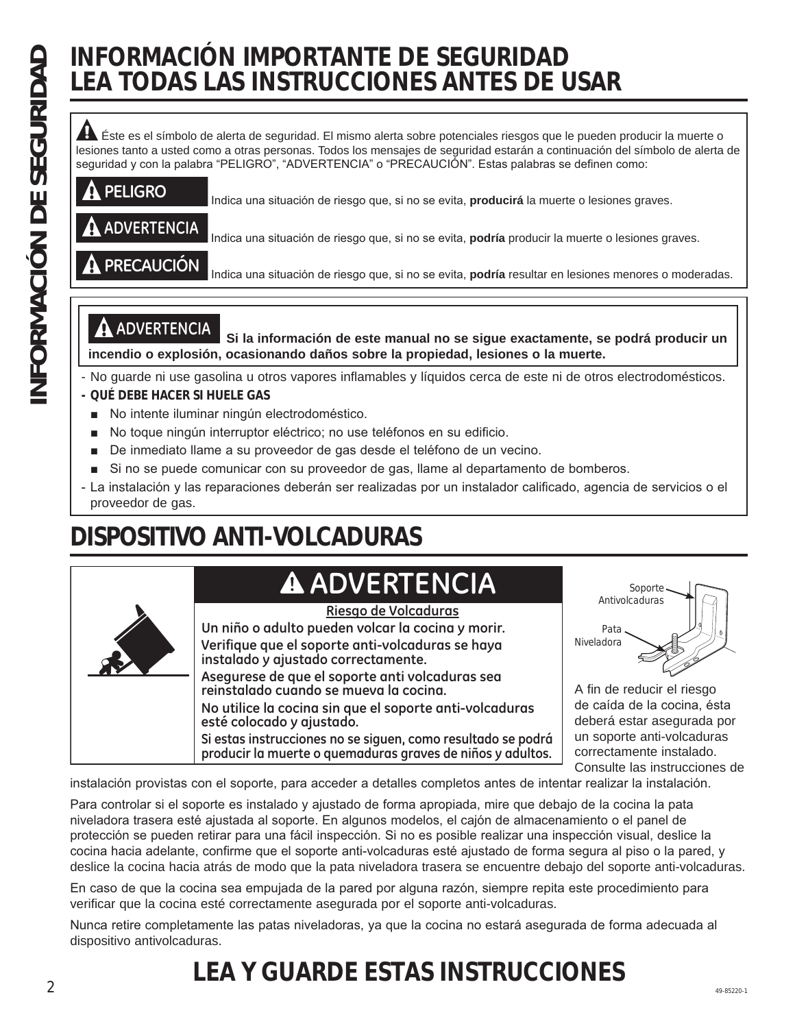# INFORMACIÓN IMPORTANTE DE SEGURIDAD
# LEA TODAS LAS INSTRUCCIONES ANTES DE USAR

⚠ Éste es el símbolo de alerta de seguridad. El mismo alerta sobre potenciales riesgos que le pueden producir la muerte o lesiones tanto a usted como a otras personas. Todos los mensajes de seguridad estarán a continuación del símbolo de alerta de seguridad y con la palabra "PELIGRO", "ADVERTENCIA" o "PRECAUCIÓN". Estas palabras se definen como:

**⚠ PELIGRO** Indica una situación de riesgo que, si no se evita, **producirá** la muerte o lesiones graves.

**⚠ ADVERTENCIA** Indica una situación de riesgo que, si no se evita, **podría** producir la muerte o lesiones graves.

**⚠ PRECAUCIÓN** Indica una situación de riesgo que, si no se evita, **podría** resultar en lesiones menores o moderadas.

**⚠ ADVERTENCIA** **Si la información de este manual no se sigue exactamente, se podrá producir un incendio o explosión, ocasionando daños sobre la propiedad, lesiones o la muerte.**

- No guarde ni use gasolina u otros vapores inflamables y líquidos cerca de este ni de otros electrodomésticos.
- **QUÉ DEBE HACER SI HUELE GAS**
  - No intente iluminar ningún electrodoméstico.
  - No toque ningún interruptor eléctrico; no use teléfonos en su edificio.
  - De inmediato llame a su proveedor de gas desde el teléfono de un vecino.
  - Si no se puede comunicar con su proveedor de gas, llame al departamento de bomberos.
- La instalación y las reparaciones deberán ser realizadas por un instalador calificado, agencia de servicios o el proveedor de gas.

## DISPOSITIVO ANTI-VOLCADURAS

**⚠ ADVERTENCIA**

**Riesgo de Volcaduras**

**Un niño o adulto pueden volcar la cocina y morir.**

**Verifique que el soporte anti-volcaduras se haya instalado y ajustado correctamente.**

**Asegurese de que el soporte anti volcaduras sea reinstalado cuando se mueva la cocina.**

**No utilice la cocina sin que el soporte anti-volcaduras esté colocado y ajustado.**

**Si estas instrucciones no se siguen, como resultado se podrá producir la muerte o quemaduras graves de niños y adultos.**

Soporte Antivolcaduras

Pata Niveladora

A fin de reducir el riesgo de caída de la cocina, ésta deberá estar asegurada por un soporte anti-volcaduras correctamente instalado. Consulte las instrucciones de instalación provistas con el soporte, para acceder a detalles completos antes de intentar realizar la instalación.

Para controlar si el soporte es instalado y ajustado de forma apropiada, mire que debajo de la cocina la pata niveladora trasera esté ajustada al soporte. En algunos modelos, el cajón de almacenamiento o el panel de protección se pueden retirar para una fácil inspección. Si no es posible realizar una inspección visual, deslice la cocina hacia adelante, confirme que el soporte anti-volcaduras esté ajustado de forma segura al piso o la pared, y deslice la cocina hacia atrás de modo que la pata niveladora trasera se encuentre debajo del soporte anti-volcaduras.

En caso de que la cocina sea empujada de la pared por alguna razón, siempre repita este procedimiento para verificar que la cocina esté correctamente asegurada por el soporte anti-volcaduras.

Nunca retire completamente las patas niveladoras, ya que la cocina no estará asegurada de forma adecuada al dispositivo antivolcaduras.

## LEA Y GUARDE ESTAS INSTRUCCIONES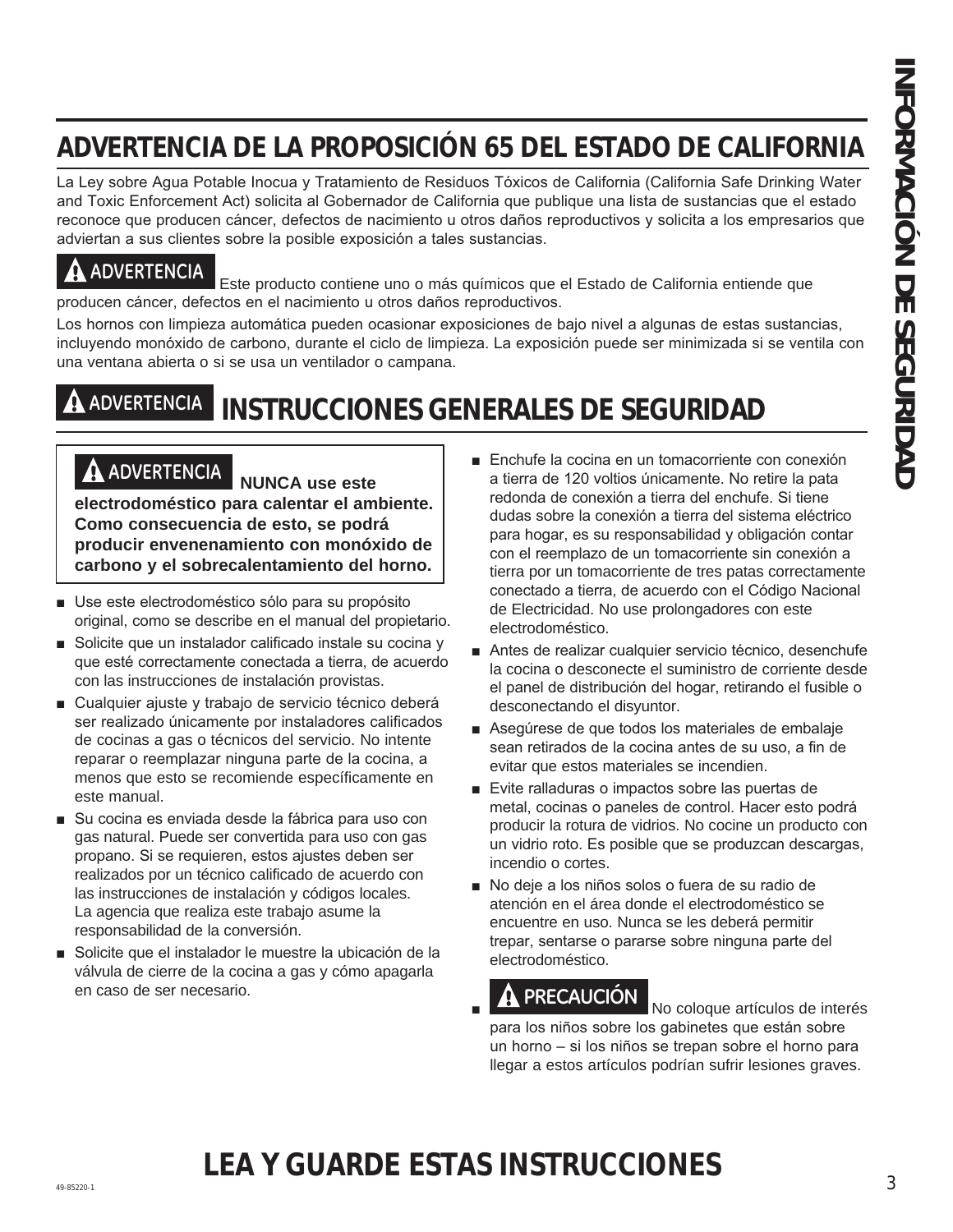## ADVERTENCIA DE LA PROPOSICIÓN 65 DEL ESTADO DE CALIFORNIA

La Ley sobre Agua Potable Inocua y Tratamiento de Residuos Tóxicos de California (California Safe Drinking Water and Toxic Enforcement Act) solicita al Gobernador de California que publique una lista de sustancias que el estado reconoce que producen cáncer, defectos de nacimiento u otros daños reproductivos y solicita a los empresarios que adviertan a sus clientes sobre la posible exposición a tales sustancias.

**⚠ ADVERTENCIA** Este producto contiene uno o más químicos que el Estado de California entiende que producen cáncer, defectos en el nacimiento u otros daños reproductivos.

Los hornos con limpieza automática pueden ocasionar exposiciones de bajo nivel a algunas de estas sustancias, incluyendo monóxido de carbono, durante el ciclo de limpieza. La exposición puede ser minimizada si se ventila con una ventana abierta o si se usa un ventilador o campana.

## ⚠ ADVERTENCIA INSTRUCCIONES GENERALES DE SEGURIDAD

**⚠ ADVERTENCIA NUNCA use este electrodoméstico para calentar el ambiente. Como consecuencia de esto, se podrá producir envenenamiento con monóxido de carbono y el sobrecalentamiento del horno.**

- Use este electrodoméstico sólo para su propósito original, como se describe en el manual del propietario.
- Solicite que un instalador calificado instale su cocina y que esté correctamente conectada a tierra, de acuerdo con las instrucciones de instalación provistas.
- Cualquier ajuste y trabajo de servicio técnico deberá ser realizado únicamente por instaladores calificados de cocinas a gas o técnicos del servicio. No intente reparar o reemplazar ninguna parte de la cocina, a menos que esto se recomiende específicamente en este manual.
- Su cocina es enviada desde la fábrica para uso con gas natural. Puede ser convertida para uso con gas propano. Si se requieren, estos ajustes deben ser realizados por un técnico calificado de acuerdo con las instrucciones de instalación y códigos locales. La agencia que realiza este trabajo asume la responsabilidad de la conversión.
- Solicite que el instalador le muestre la ubicación de la válvula de cierre de la cocina a gas y cómo apagarla en caso de ser necesario.
- Enchufe la cocina en un tomacorriente con conexión a tierra de 120 voltios únicamente. No retire la pata redonda de conexión a tierra del enchufe. Si tiene dudas sobre la conexión a tierra del sistema eléctrico para hogar, es su responsabilidad y obligación contar con el reemplazo de un tomacorriente sin conexión a tierra por un tomacorriente de tres patas correctamente conectado a tierra, de acuerdo con el Código Nacional de Electricidad. No use prolongadores con este electrodoméstico.
- Antes de realizar cualquier servicio técnico, desenchufe la cocina o desconecte el suministro de corriente desde el panel de distribución del hogar, retirando el fusible o desconectando el disyuntor.
- Asegúrese de que todos los materiales de embalaje sean retirados de la cocina antes de su uso, a fin de evitar que estos materiales se incendien.
- Evite ralladuras o impactos sobre las puertas de metal, cocinas o paneles de control. Hacer esto podrá producir la rotura de vidrios. No cocine un producto con un vidrio roto. Es posible que se produzcan descargas, incendio o cortes.
- No deje a los niños solos o fuera de su radio de atención en el área donde el electrodoméstico se encuentre en uso. Nunca se les deberá permitir trepar, sentarse o pararse sobre ninguna parte del electrodoméstico.
- **⚠ PRECAUCIÓN** No coloque artículos de interés para los niños sobre los gabinetes que están sobre un horno – si los niños se trepan sobre el horno para llegar a estos artículos podrían sufrir lesiones graves.

## LEA Y GUARDE ESTAS INSTRUCCIONES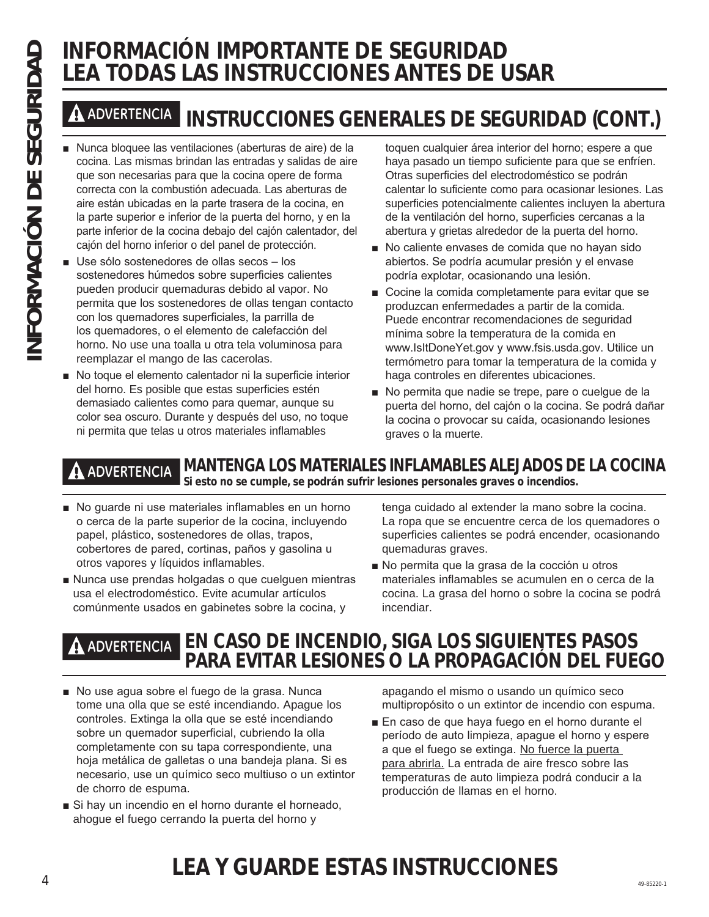# INFORMACIÓN IMPORTANTE DE SEGURIDAD LEA TODAS LAS INSTRUCCIONES ANTES DE USAR

## ⚠ ADVERTENCIA INSTRUCCIONES GENERALES DE SEGURIDAD (CONT.)

- Nunca bloquee las ventilaciones (aberturas de aire) de la cocina. Las mismas brindan las entradas y salidas de aire que son necesarias para que la cocina opere de forma correcta con la combustión adecuada. Las aberturas de aire están ubicadas en la parte trasera de la cocina, en la parte superior e inferior de la puerta del horno, y en la parte inferior de la cocina debajo del cajón calentador, del cajón del horno inferior o del panel de protección.
- Use sólo sostenedores de ollas secos – los sostenedores húmedos sobre superficies calientes pueden producir quemaduras debido al vapor. No permita que los sostenedores de ollas tengan contacto con los quemadores superficiales, la parrilla de los quemadores, o el elemento de calefacción del horno. No use una toalla u otra tela voluminosa para reemplazar el mango de las cacerolas.
- No toque el elemento calentador ni la superficie interior del horno. Es posible que estas superficies estén demasiado calientes como para quemar, aunque su color sea oscuro. Durante y después del uso, no toque ni permita que telas u otros materiales inflamables toquen cualquier área interior del horno; espere a que haya pasado un tiempo suficiente para que se enfríen. Otras superficies del electrodoméstico se podrán calentar lo suficiente como para ocasionar lesiones. Las superficies potencialmente calientes incluyen la abertura de la ventilación del horno, superficies cercanas a la abertura y grietas alrededor de la puerta del horno.
- No caliente envases de comida que no hayan sido abiertos. Se podría acumular presión y el envase podría explotar, ocasionando una lesión.
- Cocine la comida completamente para evitar que se produzcan enfermedades a partir de la comida. Puede encontrar recomendaciones de seguridad mínima sobre la temperatura de la comida en www.IsItDoneYet.gov y www.fsis.usda.gov. Utilice un termómetro para tomar la temperatura de la comida y haga controles en diferentes ubicaciones.
- No permita que nadie se trepe, pare o cuelgue de la puerta del horno, del cajón o la cocina. Se podrá dañar la cocina o provocar su caída, ocasionando lesiones graves o la muerte.

## ⚠ ADVERTENCIA MANTENGA LOS MATERIALES INFLAMABLES ALEJADOS DE LA COCINA

**Si esto no se cumple, se podrán sufrir lesiones personales graves o incendios.**

- No guarde ni use materiales inflamables en un horno o cerca de la parte superior de la cocina, incluyendo papel, plástico, sostenedores de ollas, trapos, cobertores de pared, cortinas, paños y gasolina u otros vapores y líquidos inflamables.
- Nunca use prendas holgadas o que cuelguen mientras usa el electrodoméstico. Evite acumular artículos comúnmente usados en gabinetes sobre la cocina, y tenga cuidado al extender la mano sobre la cocina. La ropa que se encuentre cerca de los quemadores o superficies calientes se podrá encender, ocasionando quemaduras graves.
- No permita que la grasa de la cocción u otros materiales inflamables se acumulen en o cerca de la cocina. La grasa del horno o sobre la cocina se podrá incendiar.

## ⚠ ADVERTENCIA EN CASO DE INCENDIO, SIGA LOS SIGUIENTES PASOS PARA EVITAR LESIONES O LA PROPAGACIÓN DEL FUEGO

- No use agua sobre el fuego de la grasa. Nunca tome una olla que se esté incendiando. Apague los controles. Extinga la olla que se esté incendiando sobre un quemador superficial, cubriendo la olla completamente con su tapa correspondiente, una hoja metálica de galletas o una bandeja plana. Si es necesario, use un químico seco multiuso o un extintor de chorro de espuma.
- Si hay un incendio en el horno durante el horneado, ahogue el fuego cerrando la puerta del horno y apagando el mismo o usando un químico seco multipropósito o un extintor de incendio con espuma.
- En caso de que haya fuego en el horno durante el período de auto limpieza, apague el horno y espere a que el fuego se extinga. No fuerce la puerta para abrirla. La entrada de aire fresco sobre las temperaturas de auto limpieza podrá conducir a la producción de llamas en el horno.

# LEA Y GUARDE ESTAS INSTRUCCIONES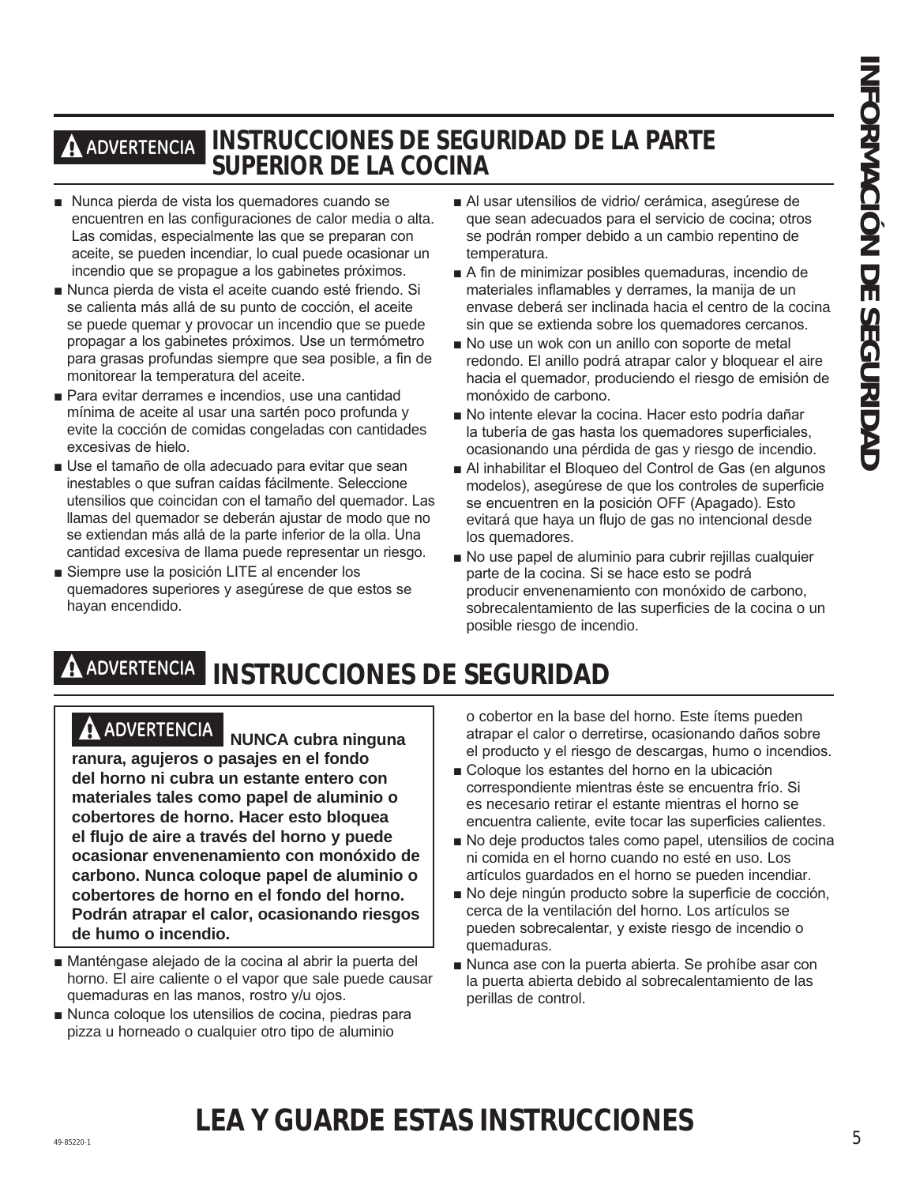## ⚠ ADVERTENCIA INSTRUCCIONES DE SEGURIDAD DE LA PARTE SUPERIOR DE LA COCINA

- Nunca pierda de vista los quemadores cuando se encuentren en las configuraciones de calor media o alta. Las comidas, especialmente las que se preparan con aceite, se pueden incendiar, lo cual puede ocasionar un incendio que se propague a los gabinetes próximos.
- Nunca pierda de vista el aceite cuando esté friendo. Si se calienta más allá de su punto de cocción, el aceite se puede quemar y provocar un incendio que se puede propagar a los gabinetes próximos. Use un termómetro para grasas profundas siempre que sea posible, a fin de monitorear la temperatura del aceite.
- Para evitar derrames e incendios, use una cantidad mínima de aceite al usar una sartén poco profunda y evite la cocción de comidas congeladas con cantidades excesivas de hielo.
- Use el tamaño de olla adecuado para evitar que sean inestables o que sufran caídas fácilmente. Seleccione utensilios que coincidan con el tamaño del quemador. Las llamas del quemador se deberán ajustar de modo que no se extiendan más allá de la parte inferior de la olla. Una cantidad excesiva de llama puede representar un riesgo.
- Siempre use la posición LITE al encender los quemadores superiores y asegúrese de que estos se hayan encendido.
- Al usar utensilios de vidrio/ cerámica, asegúrese de que sean adecuados para el servicio de cocina; otros se podrán romper debido a un cambio repentino de temperatura.
- A fin de minimizar posibles quemaduras, incendio de materiales inflamables y derrames, la manija de un envase deberá ser inclinada hacia el centro de la cocina sin que se extienda sobre los quemadores cercanos.
- No use un wok con un anillo con soporte de metal redondo. El anillo podrá atrapar calor y bloquear el aire hacia el quemador, produciendo el riesgo de emisión de monóxido de carbono.
- No intente elevar la cocina. Hacer esto podría dañar la tubería de gas hasta los quemadores superficiales, ocasionando una pérdida de gas y riesgo de incendio.
- Al inhabilitar el Bloqueo del Control de Gas (en algunos modelos), asegúrese de que los controles de superficie se encuentren en la posición OFF (Apagado). Esto evitará que haya un flujo de gas no intencional desde los quemadores.
- No use papel de aluminio para cubrir rejillas cualquier parte de la cocina. Si se hace esto se podrá producir envenenamiento con monóxido de carbono, sobrecalentamiento de las superficies de la cocina o un posible riesgo de incendio.

## ⚠ ADVERTENCIA INSTRUCCIONES DE SEGURIDAD

**⚠ ADVERTENCIA NUNCA cubra ninguna ranura, agujeros o pasajes en el fondo del horno ni cubra un estante entero con materiales tales como papel de aluminio o cobertores de horno. Hacer esto bloquea el flujo de aire a través del horno y puede ocasionar envenenamiento con monóxido de carbono. Nunca coloque papel de aluminio o cobertores de horno en el fondo del horno. Podrán atrapar el calor, ocasionando riesgos de humo o incendio.**

- Manténgase alejado de la cocina al abrir la puerta del horno. El aire caliente o el vapor que sale puede causar quemaduras en las manos, rostro y/u ojos.
- Nunca coloque los utensilios de cocina, piedras para pizza u horneado o cualquier otro tipo de aluminio o cobertor en la base del horno. Este ítems pueden atrapar el calor o derretirse, ocasionando daños sobre el producto y el riesgo de descargas, humo o incendios.
- Coloque los estantes del horno en la ubicación correspondiente mientras éste se encuentra frío. Si es necesario retirar el estante mientras el horno se encuentra caliente, evite tocar las superficies calientes.
- No deje productos tales como papel, utensilios de cocina ni comida en el horno cuando no esté en uso. Los artículos guardados en el horno se pueden incendiar.
- No deje ningún producto sobre la superficie de cocción, cerca de la ventilación del horno. Los artículos se pueden sobrecalentar, y existe riesgo de incendio o quemaduras.
- Nunca ase con la puerta abierta. Se prohíbe asar con la puerta abierta debido al sobrecalentamiento de las perillas de control.

# LEA Y GUARDE ESTAS INSTRUCCIONES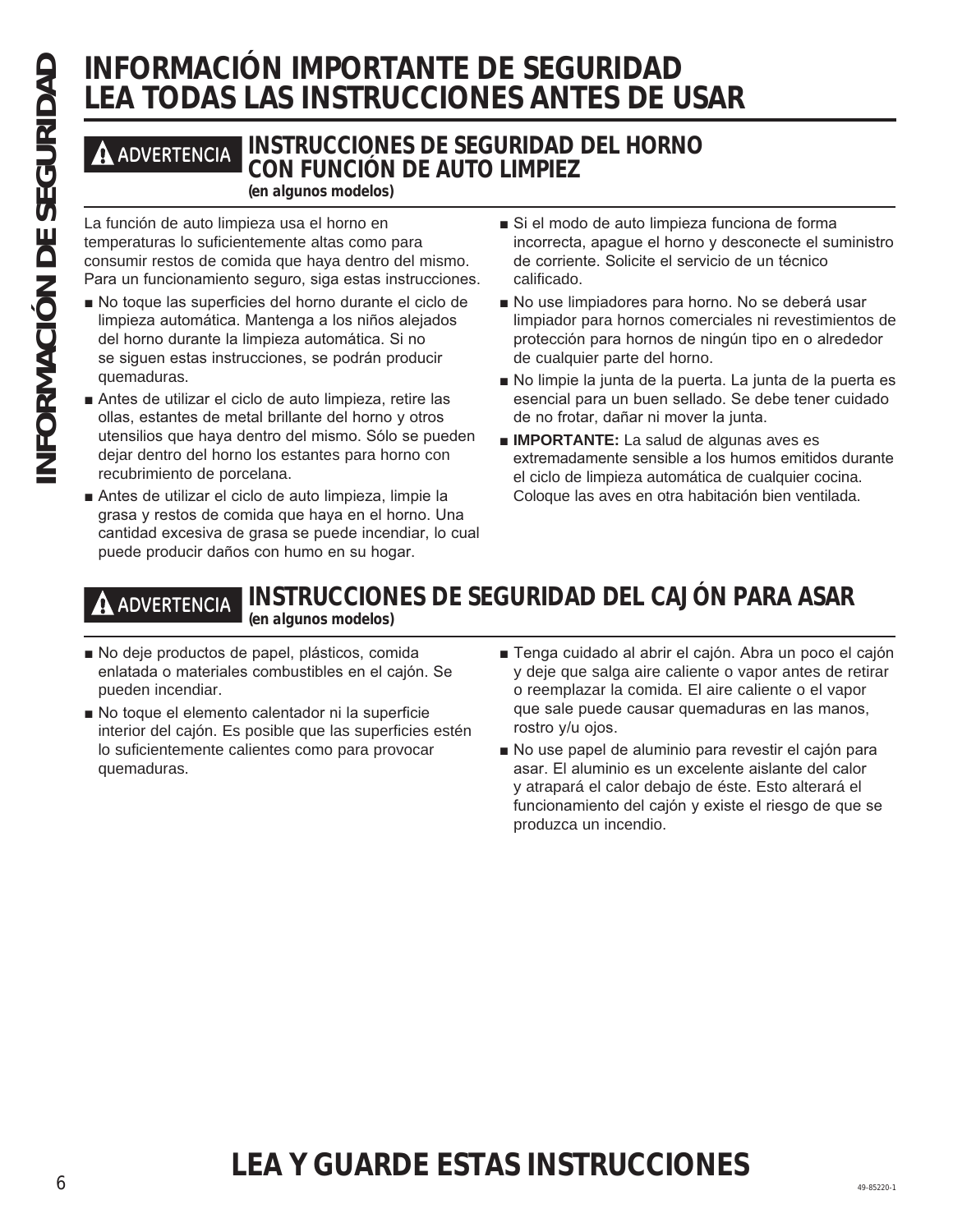# INFORMACIÓN IMPORTANTE DE SEGURIDAD
# LEA TODAS LAS INSTRUCCIONES ANTES DE USAR

## ⚠ ADVERTENCIA INSTRUCCIONES DE SEGURIDAD DEL HORNO CON FUNCIÓN DE AUTO LIMPIEZ

*(en algunos modelos)*

La función de auto limpieza usa el horno en temperaturas lo suficientemente altas como para consumir restos de comida que haya dentro del mismo. Para un funcionamiento seguro, siga estas instrucciones.

- No toque las superficies del horno durante el ciclo de limpieza automática. Mantenga a los niños alejados del horno durante la limpieza automática. Si no se siguen estas instrucciones, se podrán producir quemaduras.
- Antes de utilizar el ciclo de auto limpieza, retire las ollas, estantes de metal brillante del horno y otros utensilios que haya dentro del mismo. Sólo se pueden dejar dentro del horno los estantes para horno con recubrimiento de porcelana.
- Antes de utilizar el ciclo de auto limpieza, limpie la grasa y restos de comida que haya en el horno. Una cantidad excesiva de grasa se puede incendiar, lo cual puede producir daños con humo en su hogar.
- Si el modo de auto limpieza funciona de forma incorrecta, apague el horno y desconecte el suministro de corriente. Solicite el servicio de un técnico calificado.
- No use limpiadores para horno. No se deberá usar limpiador para hornos comerciales ni revestimientos de protección para hornos de ningún tipo en o alrededor de cualquier parte del horno.
- No limpie la junta de la puerta. La junta de la puerta es esencial para un buen sellado. Se debe tener cuidado de no frotar, dañar ni mover la junta.
- **IMPORTANTE:** La salud de algunas aves es extremadamente sensible a los humos emitidos durante el ciclo de limpieza automática de cualquier cocina. Coloque las aves en otra habitación bien ventilada.

## ⚠ ADVERTENCIA INSTRUCCIONES DE SEGURIDAD DEL CAJÓN PARA ASAR

*(en algunos modelos)*

- No deje productos de papel, plásticos, comida enlatada o materiales combustibles en el cajón. Se pueden incendiar.
- No toque el elemento calentador ni la superficie interior del cajón. Es posible que las superficies estén lo suficientemente calientes como para provocar quemaduras.
- Tenga cuidado al abrir el cajón. Abra un poco el cajón y deje que salga aire caliente o vapor antes de retirar o reemplazar la comida. El aire caliente o el vapor que sale puede causar quemaduras en las manos, rostro y/u ojos.
- No use papel de aluminio para revestir el cajón para asar. El aluminio es un excelente aislante del calor y atrapará el calor debajo de éste. Esto alterará el funcionamiento del cajón y existe el riesgo de que se produzca un incendio.

# LEA Y GUARDE ESTAS INSTRUCCIONES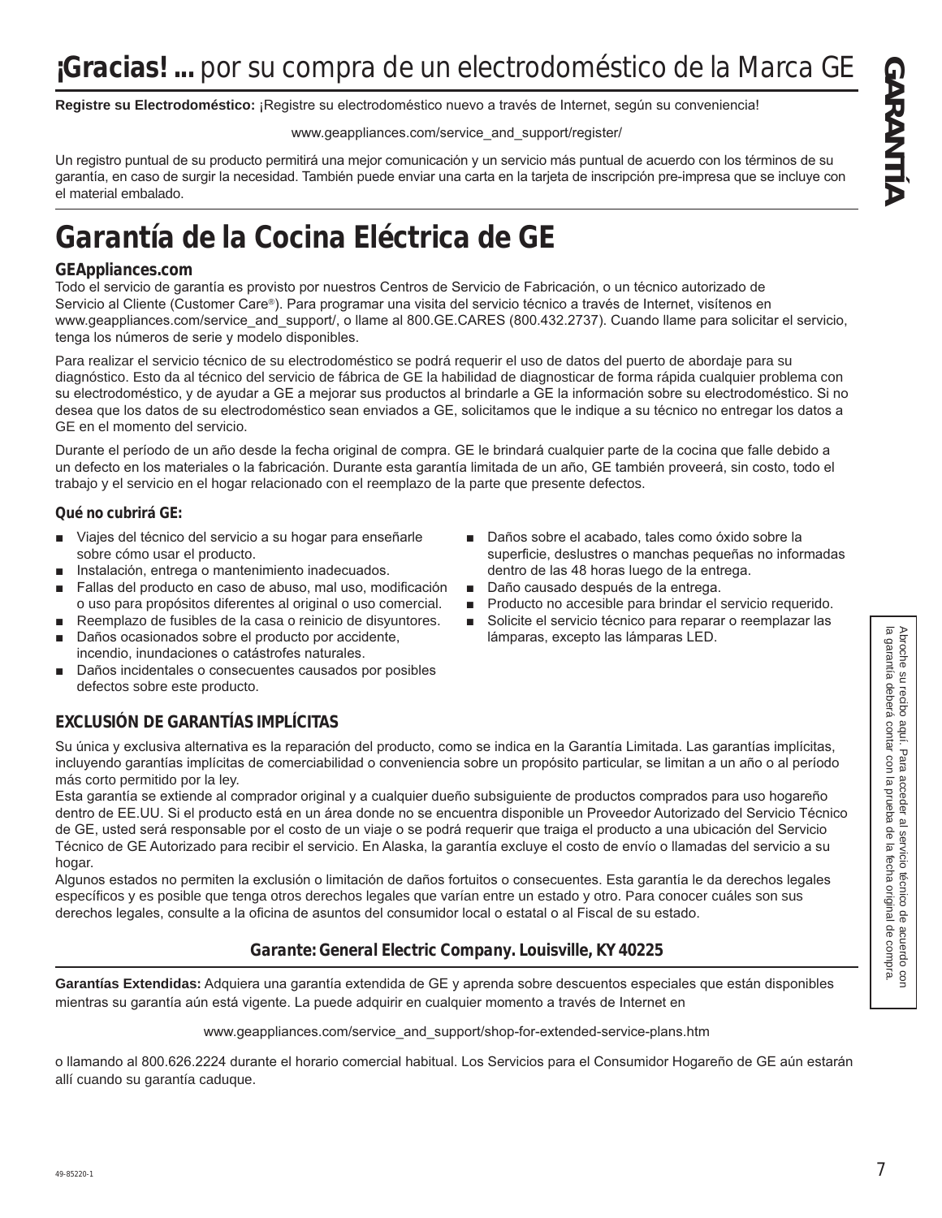# **¡Gracias! ...** por su compra de un electrodoméstico de la Marca GE

**GARANTÍA**

**Registre su Electrodoméstico:** ¡Registre su electrodoméstico nuevo a través de Internet, según su conveniencia!

www.geappliances.com/service_and_support/register/

Un registro puntual de su producto permitirá una mejor comunicación y un servicio más puntual de acuerdo con los términos de su garantía, en caso de surgir la necesidad. También puede enviar una carta en la tarjeta de inscripción pre-impresa que se incluye con el material embalado.

# Garantía de la Cocina Eléctrica de GE

### GEAppliances.com

Todo el servicio de garantía es provisto por nuestros Centros de Servicio de Fabricación, o un técnico autorizado de Servicio al Cliente (Customer Care®). Para programar una visita del servicio técnico a través de Internet, visítenos en www.geappliances.com/service_and_support/, o llame al 800.GE.CARES (800.432.2737). Cuando llame para solicitar el servicio, tenga los números de serie y modelo disponibles.

Para realizar el servicio técnico de su electrodoméstico se podrá requerir el uso de datos del puerto de abordaje para su diagnóstico. Esto da al técnico del servicio de fábrica de GE la habilidad de diagnosticar de forma rápida cualquier problema con su electrodoméstico, y de ayudar a GE a mejorar sus productos al brindarle a GE la información sobre su electrodoméstico. Si no desea que los datos de su electrodoméstico sean enviados a GE, solicitamos que le indique a su técnico no entregar los datos a GE en el momento del servicio.

Durante el período de un año desde la fecha original de compra. GE le brindará cualquier parte de la cocina que falle debido a un defecto en los materiales o la fabricación. Durante esta garantía limitada de un año, GE también proveerá, sin costo, todo el trabajo y el servicio en el hogar relacionado con el reemplazo de la parte que presente defectos.

### Qué no cubrirá GE:

- Viajes del técnico del servicio a su hogar para enseñarle sobre cómo usar el producto.
- Instalación, entrega o mantenimiento inadecuados.
- Fallas del producto en caso de abuso, mal uso, modificación o uso para propósitos diferentes al original o uso comercial.
- Reemplazo de fusibles de la casa o reinicio de disyuntores.
- Daños ocasionados sobre el producto por accidente, incendio, inundaciones o catástrofes naturales.
- Daños incidentales o consecuentes causados por posibles defectos sobre este producto.
- Daños sobre el acabado, tales como óxido sobre la superficie, deslustres o manchas pequeñas no informadas dentro de las 48 horas luego de la entrega.
- Daño causado después de la entrega.
- Producto no accesible para brindar el servicio requerido.
- Solicite el servicio técnico para reparar o reemplazar las lámparas, excepto las lámparas LED.

### EXCLUSIÓN DE GARANTÍAS IMPLÍCITAS

Su única y exclusiva alternativa es la reparación del producto, como se indica en la Garantía Limitada. Las garantías implícitas, incluyendo garantías implícitas de comerciabilidad o conveniencia sobre un propósito particular, se limitan a un año o al período más corto permitido por la ley.

Esta garantía se extiende al comprador original y a cualquier dueño subsiguiente de productos comprados para uso hogareño dentro de EE.UU. Si el producto está en un área donde no se encuentra disponible un Proveedor Autorizado del Servicio Técnico de GE, usted será responsable por el costo de un viaje o se podrá requerir que traiga el producto a una ubicación del Servicio Técnico de GE Autorizado para recibir el servicio. En Alaska, la garantía excluye el costo de envío o llamadas del servicio a su hogar.

Algunos estados no permiten la exclusión o limitación de daños fortuitos o consecuentes. Esta garantía le da derechos legales específicos y es posible que tenga otros derechos legales que varían entre un estado y otro. Para conocer cuáles son sus derechos legales, consulte a la oficina de asuntos del consumidor local o estatal o al Fiscal de su estado.

**Garante: General Electric Company. Louisville, KY 40225**

Abroche su recibo aquí. Para acceder al servicio técnico de acuerdo con la garantía deberá contar con la prueba de la fecha original de compra.

**Garantías Extendidas:** Adquiera una garantía extendida de GE y aprenda sobre descuentos especiales que están disponibles mientras su garantía aún está vigente. La puede adquirir en cualquier momento a través de Internet en

www.geappliances.com/service_and_support/shop-for-extended-service-plans.htm

o llamando al 800.626.2224 durante el horario comercial habitual. Los Servicios para el Consumidor Hogareño de GE aún estarán allí cuando su garantía caduque.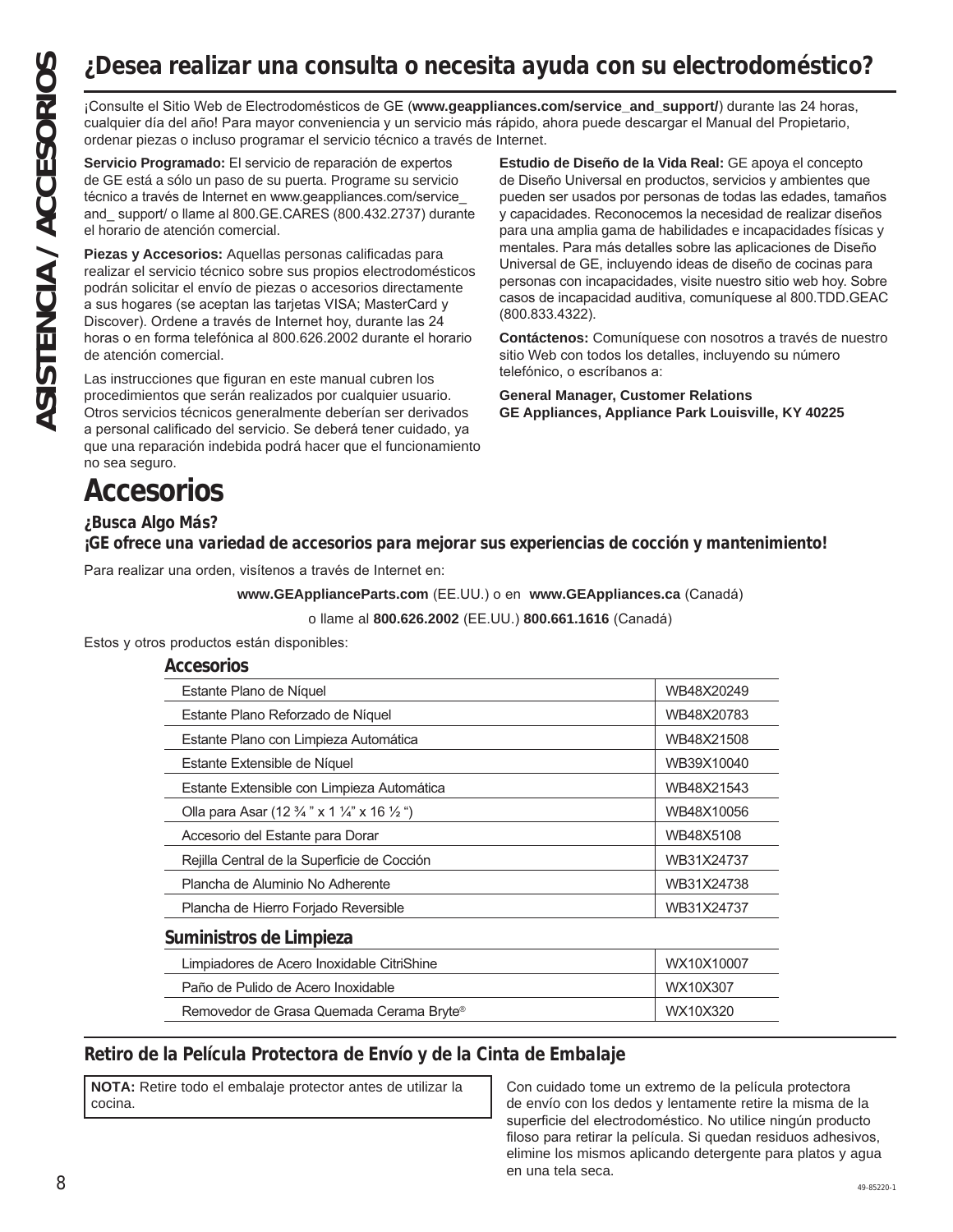# ¿Desea realizar una consulta o necesita ayuda con su electrodoméstico?

¡Consulte el Sitio Web de Electrodomésticos de GE (**www.geappliances.com/service_and_support/**) durante las 24 horas, cualquier día del año! Para mayor conveniencia y un servicio más rápido, ahora puede descargar el Manual del Propietario, ordenar piezas o incluso programar el servicio técnico a través de Internet.

**Servicio Programado:** El servicio de reparación de expertos de GE está a sólo un paso de su puerta. Programe su servicio técnico a través de Internet en www.geappliances.com/service_and_ support/ o llame al 800.GE.CARES (800.432.2737) durante el horario de atención comercial.

**Piezas y Accesorios:** Aquellas personas calificadas para realizar el servicio técnico sobre sus propios electrodomésticos podrán solicitar el envío de piezas o accesorios directamente a sus hogares (se aceptan las tarjetas VISA; MasterCard y Discover). Ordene a través de Internet hoy, durante las 24 horas o en forma telefónica al 800.626.2002 durante el horario de atención comercial.

Las instrucciones que figuran en este manual cubren los procedimientos que serán realizados por cualquier usuario. Otros servicios técnicos generalmente deberían ser derivados a personal calificado del servicio. Se deberá tener cuidado, ya que una reparación indebida podrá hacer que el funcionamiento no sea seguro.

**Estudio de Diseño de la Vida Real:** GE apoya el concepto de Diseño Universal en productos, servicios y ambientes que pueden ser usados por personas de todas las edades, tamaños y capacidades. Reconocemos la necesidad de realizar diseños para una amplia gama de habilidades e incapacidades físicas y mentales. Para más detalles sobre las aplicaciones de Diseño Universal de GE, incluyendo ideas de diseño de cocinas para personas con incapacidades, visite nuestro sitio web hoy. Sobre casos de incapacidad auditiva, comuníquese al 800.TDD.GEAC (800.833.4322).

**Contáctenos:** Comuníquese con nosotros a través de nuestro sitio Web con todos los detalles, incluyendo su número telefónico, o escríbanos a:

**General Manager, Customer Relations**
**GE Appliances, Appliance Park Louisville, KY 40225**

# Accesorios

**¿Busca Algo Más?**
**¡GE ofrece una variedad de accesorios para mejorar sus experiencias de cocción y mantenimiento!**

Para realizar una orden, visítenos a través de Internet en:

**www.GEApplianceParts.com** (EE.UU.) o en **www.GEAppliances.ca** (Canadá)

o llame al **800.626.2002** (EE.UU.) **800.661.1616** (Canadá)

Estos y otros productos están disponibles:

### Accesorios

| | |
|---|---|
| Estante Plano de Níquel | WB48X20249 |
| Estante Plano Reforzado de Níquel | WB48X20783 |
| Estante Plano con Limpieza Automática | WB48X21508 |
| Estante Extensible de Níquel | WB39X10040 |
| Estante Extensible con Limpieza Automática | WB48X21543 |
| Olla para Asar (12 ¾ ” x 1 ¼” x 16 ½ “) | WB48X10056 |
| Accesorio del Estante para Dorar | WB48X5108 |
| Rejilla Central de la Superficie de Cocción | WB31X24737 |
| Plancha de Aluminio No Adherente | WB31X24738 |
| Plancha de Hierro Forjado Reversible | WB31X24737 |

### Suministros de Limpieza

| | |
|---|---|
| Limpiadores de Acero Inoxidable CitriShine | WX10X10007 |
| Paño de Pulido de Acero Inoxidable | WX10X307 |
| Removedor de Grasa Quemada Cerama Bryte® | WX10X320 |

## Retiro de la Película Protectora de Envío y de la Cinta de Embalaje

**NOTA:** Retire todo el embalaje protector antes de utilizar la cocina.

Con cuidado tome un extremo de la película protectora de envío con los dedos y lentamente retire la misma de la superficie del electrodoméstico. No utilice ningún producto filoso para retirar la película. Si quedan residuos adhesivos, elimine los mismos aplicando detergente para platos y agua en una tela seca.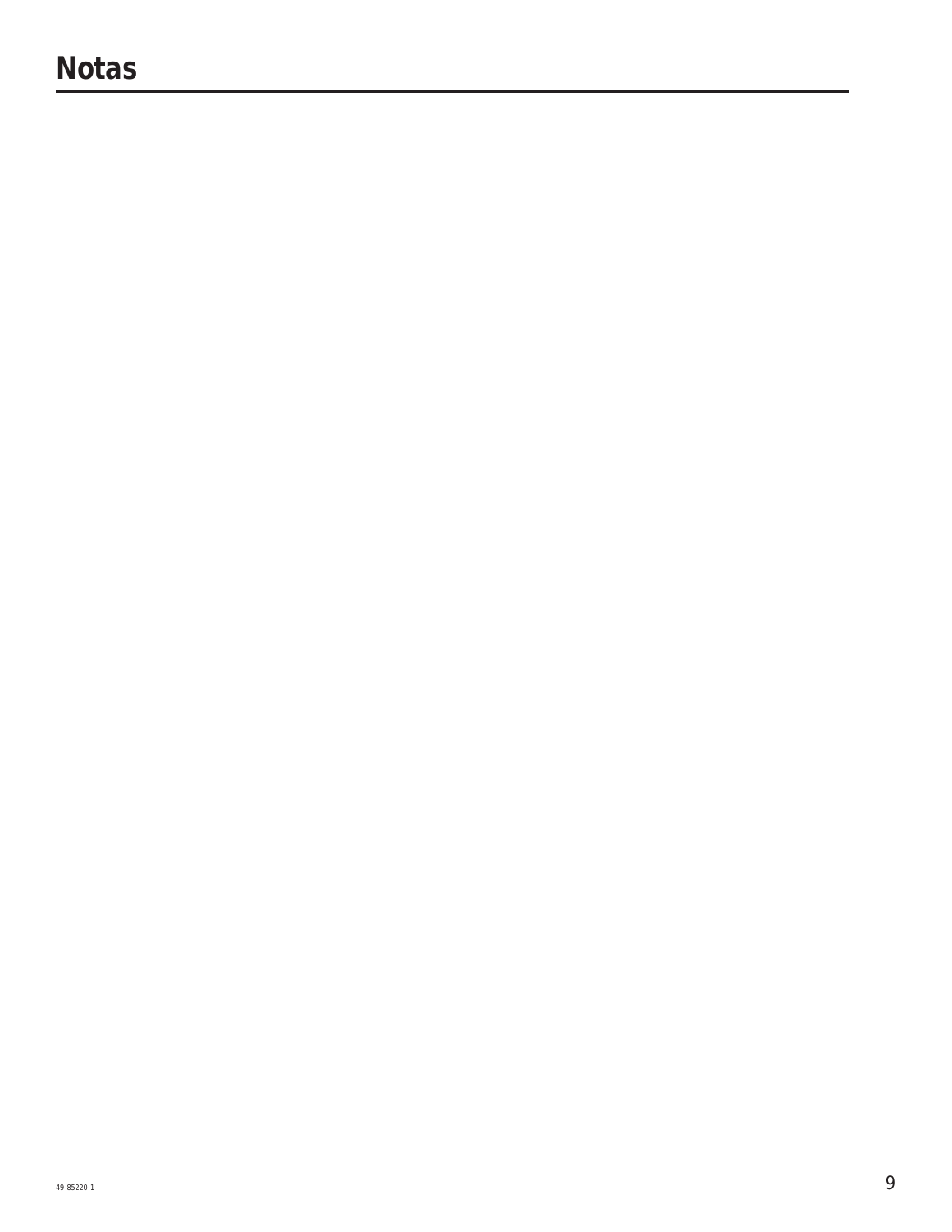# Notas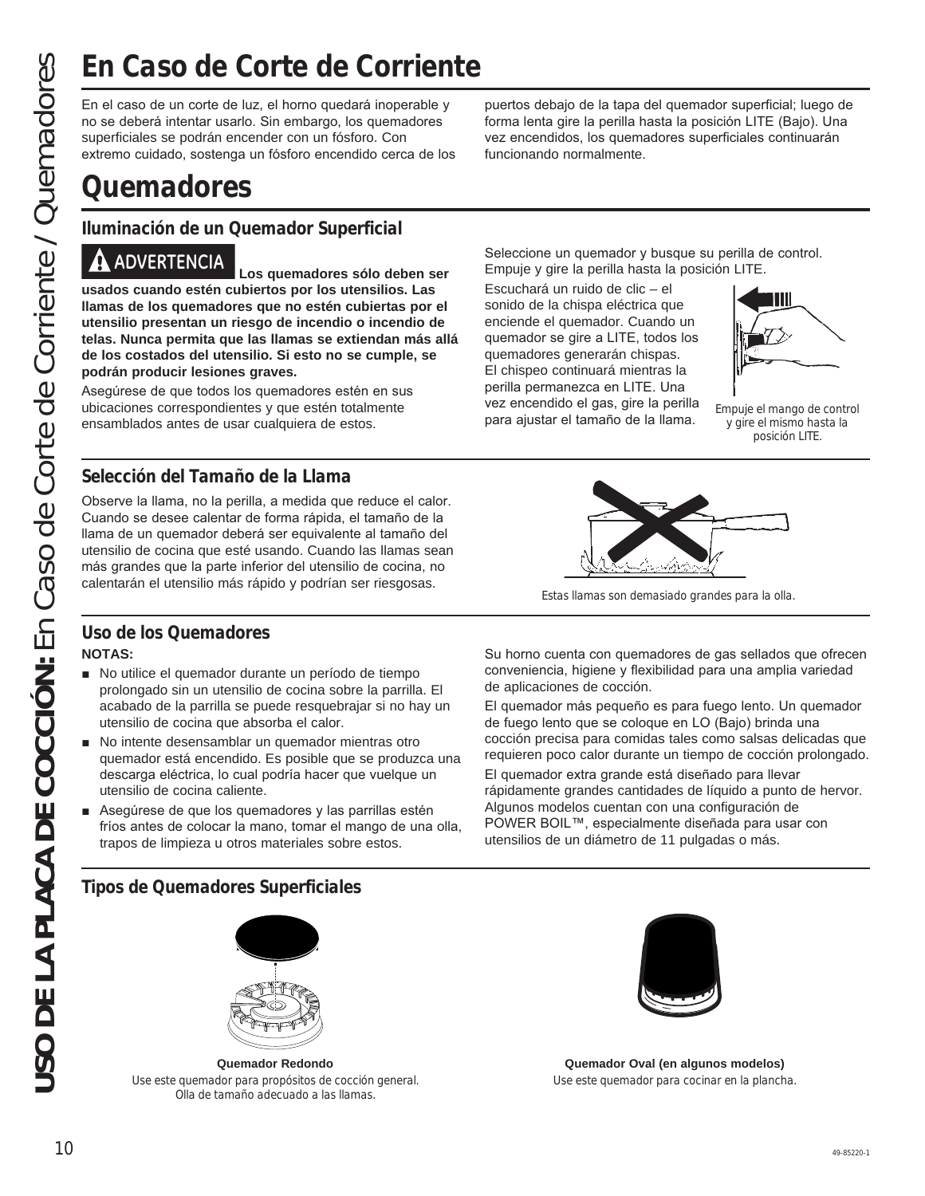# En Caso de Corte de Corriente

En el caso de un corte de luz, el horno quedará inoperable y no se deberá intentar usarlo. Sin embargo, los quemadores superficiales se podrán encender con un fósforo. Con extremo cuidado, sostenga un fósforo encendido cerca de los puertos debajo de la tapa del quemador superficial; luego de forma lenta gire la perilla hasta la posición LITE (Bajo). Una vez encendidos, los quemadores superficiales continuarán funcionando normalmente.

# Quemadores

## Iluminación de un Quemador Superficial

**⚠ ADVERTENCIA Los quemadores sólo deben ser usados cuando estén cubiertos por los utensilios. Las llamas de los quemadores que no estén cubiertas por el utensilio presentan un riesgo de incendio o incendio de telas. Nunca permita que las llamas se extiendan más allá de los costados del utensilio. Si esto no se cumple, se podrán producir lesiones graves.**

Asegúrese de que todos los quemadores estén en sus ubicaciones correspondientes y que estén totalmente ensamblados antes de usar cualquiera de estos.

Seleccione un quemador y busque su perilla de control. Empuje y gire la perilla hasta la posición LITE.

Escuchará un ruido de clic – el sonido de la chispa eléctrica que enciende el quemador. Cuando un quemador se gire a LITE, todos los quemadores generarán chispas. El chispeo continuará mientras la perilla permanezca en LITE. Una vez encendido el gas, gire la perilla para ajustar el tamaño de la llama.

Empuje el mango de control y gire el mismo hasta la posición LITE.

## Selección del Tamaño de la Llama

Observe la llama, no la perilla, a medida que reduce el calor. Cuando se desee calentar de forma rápida, el tamaño de la llama de un quemador deberá ser equivalente al tamaño del utensilio de cocina que esté usando. Cuando las llamas sean más grandes que la parte inferior del utensilio de cocina, no calentarán el utensilio más rápido y podrían ser riesgosas.

Estas llamas son demasiado grandes para la olla.

## Uso de los Quemadores

**NOTAS:**

- No utilice el quemador durante un período de tiempo prolongado sin un utensilio de cocina sobre la parrilla. El acabado de la parrilla se puede resquebrajar si no hay un utensilio de cocina que absorba el calor.
- No intente desensamblar un quemador mientras otro quemador está encendido. Es posible que se produzca una descarga eléctrica, lo cual podría hacer que vuelque un utensilio de cocina caliente.
- Asegúrese de que los quemadores y las parrillas estén fríos antes de colocar la mano, tomar el mango de una olla, trapos de limpieza u otros materiales sobre estos.

Su horno cuenta con quemadores de gas sellados que ofrecen conveniencia, higiene y flexibilidad para una amplia variedad de aplicaciones de cocción.

El quemador más pequeño es para fuego lento. Un quemador de fuego lento que se coloque en LO (Bajo) brinda una cocción precisa para comidas tales como salsas delicadas que requieren poco calor durante un tiempo de cocción prolongado.

El quemador extra grande está diseñado para llevar rápidamente grandes cantidades de líquido a punto de hervor. Algunos modelos cuentan con una configuración de POWER BOIL™, especialmente diseñada para usar con utensilios de un diámetro de 11 pulgadas o más.

## Tipos de Quemadores Superficiales

**Quemador Redondo**
Use este quemador para propósitos de cocción general. Olla de tamaño adecuado a las llamas.

**Quemador Oval (en algunos modelos)**
Use este quemador para cocinar en la plancha.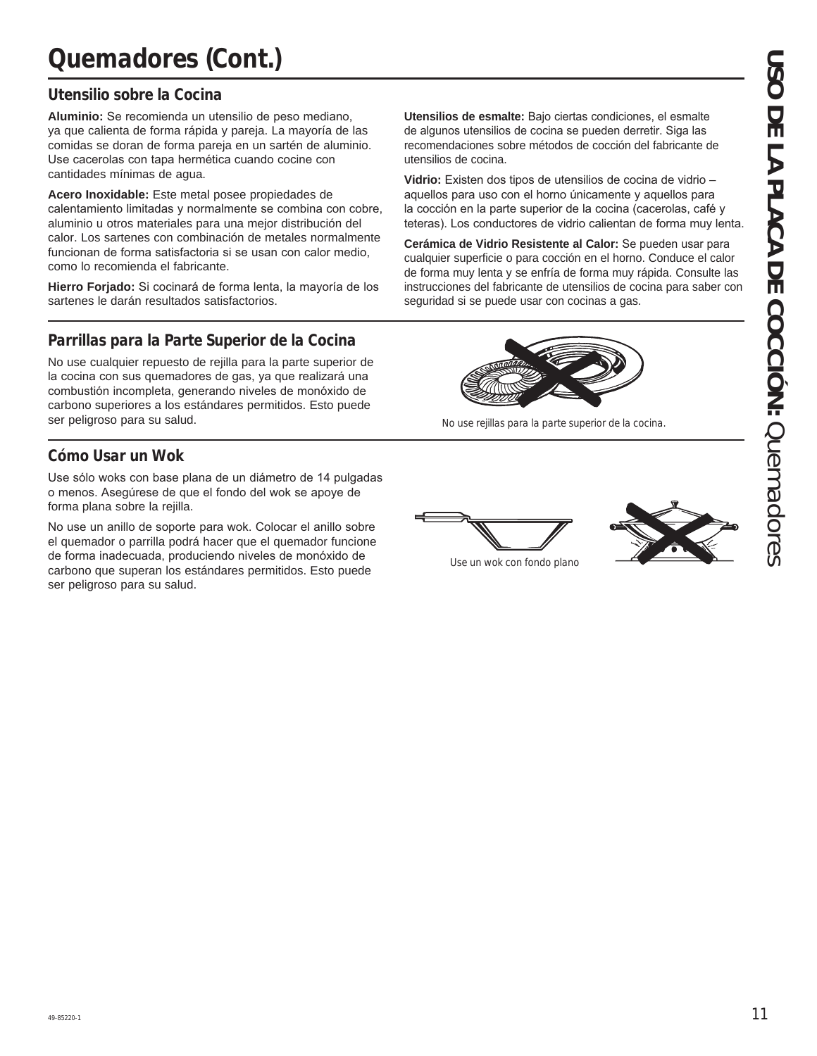# Quemadores (Cont.)

## Utensilio sobre la Cocina

**Aluminio:** Se recomienda un utensilio de peso mediano, ya que calienta de forma rápida y pareja. La mayoría de las comidas se doran de forma pareja en un sartén de aluminio. Use cacerolas con tapa hermética cuando cocine con cantidades mínimas de agua.

**Acero Inoxidable:** Este metal posee propiedades de calentamiento limitadas y normalmente se combina con cobre, aluminio u otros materiales para una mejor distribución del calor. Los sartenes con combinación de metales normalmente funcionan de forma satisfactoria si se usan con calor medio, como lo recomienda el fabricante.

**Hierro Forjado:** Si cocinará de forma lenta, la mayoría de los sartenes le darán resultados satisfactorios.

**Utensilios de esmalte:** Bajo ciertas condiciones, el esmalte de algunos utensilios de cocina se pueden derretir. Siga las recomendaciones sobre métodos de cocción del fabricante de utensilios de cocina.

**Vidrio:** Existen dos tipos de utensilios de cocina de vidrio – aquellos para uso con el horno únicamente y aquellos para la cocción en la parte superior de la cocina (cacerolas, café y teteras). Los conductores de vidrio calientan de forma muy lenta.

**Cerámica de Vidrio Resistente al Calor:** Se pueden usar para cualquier superficie o para cocción en el horno. Conduce el calor de forma muy lenta y se enfría de forma muy rápida. Consulte las instrucciones del fabricante de utensilios de cocina para saber con seguridad si se puede usar con cocinas a gas.

## Parrillas para la Parte Superior de la Cocina

No use cualquier repuesto de rejilla para la parte superior de la cocina con sus quemadores de gas, ya que realizará una combustión incompleta, generando niveles de monóxido de carbono superiores a los estándares permitidos. Esto puede ser peligroso para su salud.

No use rejillas para la parte superior de la cocina.

## Cómo Usar un Wok

Use sólo woks con base plana de un diámetro de 14 pulgadas o menos. Asegúrese de que el fondo del wok se apoye de forma plana sobre la rejilla.

No use un anillo de soporte para wok. Colocar el anillo sobre el quemador o parrilla podrá hacer que el quemador funcione de forma inadecuada, produciendo niveles de monóxido de carbono que superan los estándares permitidos. Esto puede ser peligroso para su salud.

Use un wok con fondo plano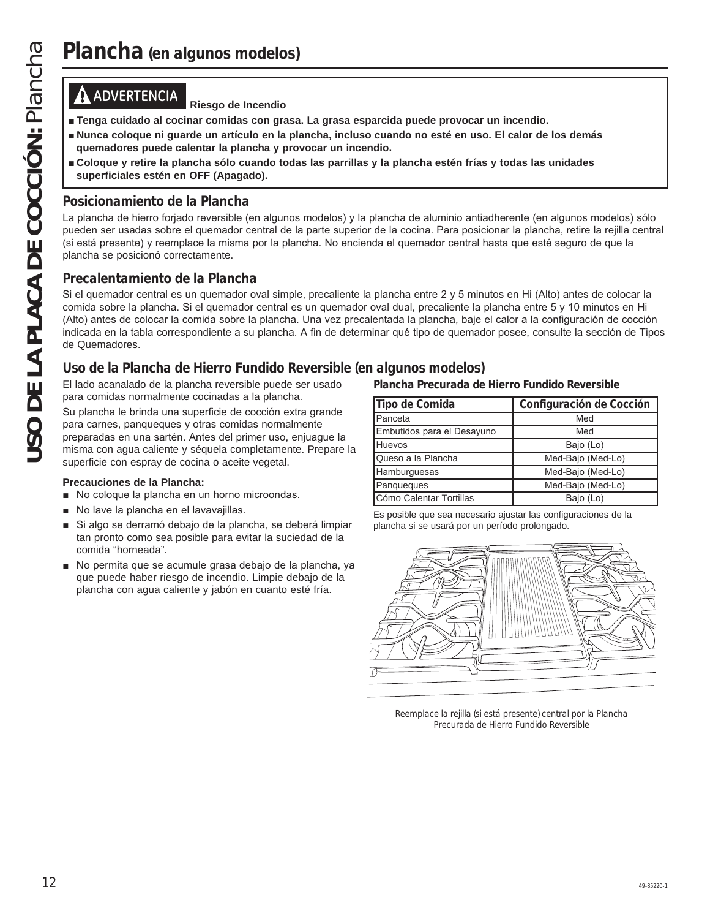# Plancha *(en algunos modelos)*

**⚠ ADVERTENCIA** **Riesgo de Incendio**

- **Tenga cuidado al cocinar comidas con grasa. La grasa esparcida puede provocar un incendio.**
- **Nunca coloque ni guarde un artículo en la plancha, incluso cuando no esté en uso. El calor de los demás quemadores puede calentar la plancha y provocar un incendio.**
- **Coloque y retire la plancha sólo cuando todas las parrillas y la plancha estén frías y todas las unidades superficiales estén en OFF (Apagado).**

## Posicionamiento de la Plancha

La plancha de hierro forjado reversible (en algunos modelos) y la plancha de aluminio antiadherente (en algunos modelos) sólo pueden ser usadas sobre el quemador central de la parte superior de la cocina. Para posicionar la plancha, retire la rejilla central (si está presente) y reemplace la misma por la plancha. No encienda el quemador central hasta que esté seguro de que la plancha se posicionó correctamente.

## Precalentamiento de la Plancha

Si el quemador central es un quemador oval simple, precaliente la plancha entre 2 y 5 minutos en Hi (Alto) antes de colocar la comida sobre la plancha. Si el quemador central es un quemador oval dual, precaliente la plancha entre 5 y 10 minutos en Hi (Alto) antes de colocar la comida sobre la plancha. Una vez precalentada la plancha, baje el calor a la configuración de cocción indicada en la tabla correspondiente a su plancha. A fin de determinar qué tipo de quemador posee, consulte la sección de Tipos de Quemadores.

## Uso de la Plancha de Hierro Fundido Reversible (en algunos modelos)

El lado acanalado de la plancha reversible puede ser usado para comidas normalmente cocinadas a la plancha.

Su plancha le brinda una superficie de cocción extra grande para carnes, panqueques y otras comidas normalmente preparadas en una sartén. Antes del primer uso, enjuague la misma con agua caliente y séquela completamente. Prepare la superficie con espray de cocina o aceite vegetal.

**Precauciones de la Plancha:**

- No coloque la plancha en un horno microondas.
- No lave la plancha en el lavavajillas.
- Si algo se derramó debajo de la plancha, se deberá limpiar tan pronto como sea posible para evitar la suciedad de la comida "horneada".
- No permita que se acumule grasa debajo de la plancha, ya que puede haber riesgo de incendio. Limpie debajo de la plancha con agua caliente y jabón en cuanto esté fría.

**Plancha Precurada de Hierro Fundido Reversible**

| Tipo de Comida | Configuración de Cocción |
|---|---|
| Panceta | Med |
| Embutidos para el Desayuno | Med |
| Huevos | Bajo (Lo) |
| Queso a la Plancha | Med-Bajo (Med-Lo) |
| Hamburguesas | Med-Bajo (Med-Lo) |
| Panqueques | Med-Bajo (Med-Lo) |
| Cómo Calentar Tortillas | Bajo (Lo) |

Es posible que sea necesario ajustar las configuraciones de la plancha si se usará por un período prolongado.

Reemplace la rejilla (si está presente) central por la Plancha Precurada de Hierro Fundido Reversible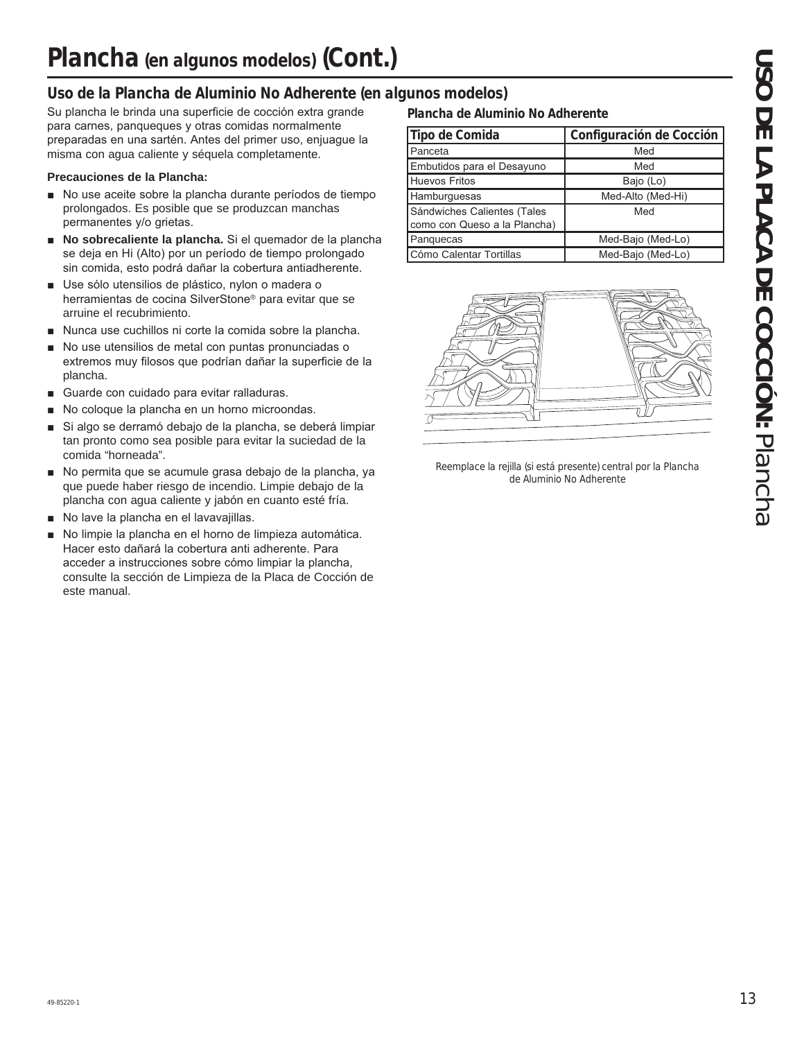# Plancha *(en algunos modelos)* (Cont.)

## Uso de la Plancha de Aluminio No Adherente (en algunos modelos)

Su plancha le brinda una superficie de cocción extra grande para carnes, panqueques y otras comidas normalmente preparadas en una sartén. Antes del primer uso, enjuague la misma con agua caliente y séquela completamente.

**Precauciones de la Plancha:**

- No use aceite sobre la plancha durante períodos de tiempo prolongados. Es posible que se produzcan manchas permanentes y/o grietas.
- **No sobrecaliente la plancha.** Si el quemador de la plancha se deja en Hi (Alto) por un período de tiempo prolongado sin comida, esto podrá dañar la cobertura antiadherente.
- Use sólo utensilios de plástico, nylon o madera o herramientas de cocina SilverStone® para evitar que se arruine el recubrimiento.
- Nunca use cuchillos ni corte la comida sobre la plancha.
- No use utensilios de metal con puntas pronunciadas o extremos muy filosos que podrían dañar la superficie de la plancha.
- Guarde con cuidado para evitar ralladuras.
- No coloque la plancha en un horno microondas.
- Si algo se derramó debajo de la plancha, se deberá limpiar tan pronto como sea posible para evitar la suciedad de la comida "horneada".
- No permita que se acumule grasa debajo de la plancha, ya que puede haber riesgo de incendio. Limpie debajo de la plancha con agua caliente y jabón en cuanto esté fría.
- No lave la plancha en el lavavajillas.
- No limpie la plancha en el horno de limpieza automática. Hacer esto dañará la cobertura anti adherente. Para acceder a instrucciones sobre cómo limpiar la plancha, consulte la sección de Limpieza de la Placa de Cocción de este manual.

**Plancha de Aluminio No Adherente**

| Tipo de Comida | Configuración de Cocción |
|---|---|
| Panceta | Med |
| Embutidos para el Desayuno | Med |
| Huevos Fritos | Bajo (Lo) |
| Hamburguesas | Med-Alto (Med-Hi) |
| Sándwiches Calientes (Tales como con Queso a la Plancha) | Med |
| Panquecas | Med-Bajo (Med-Lo) |
| Cómo Calentar Tortillas | Med-Bajo (Med-Lo) |

Reemplace la rejilla (si está presente) central por la Plancha de Aluminio No Adherente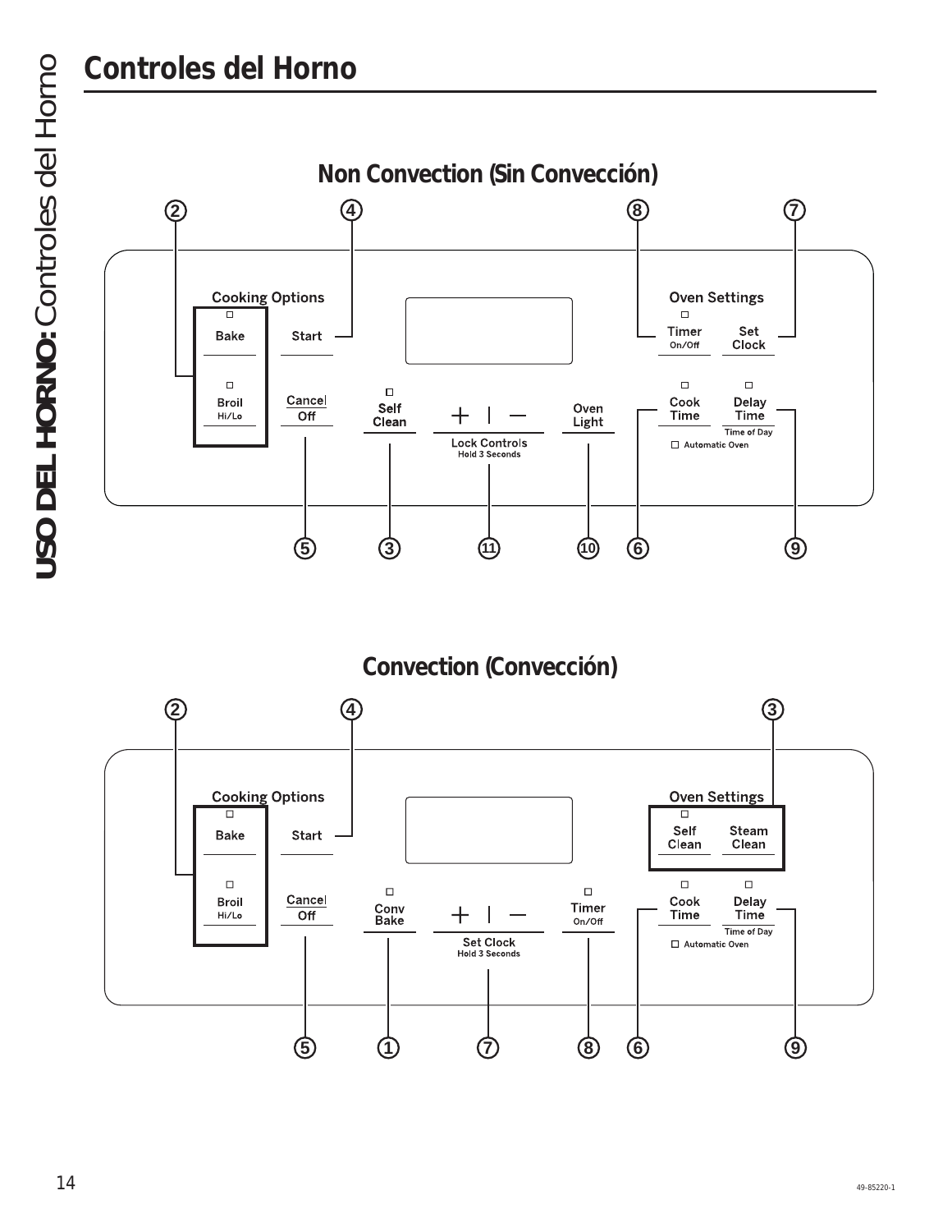# Controles del Horno

## Non Convection (Sin Convección)

Cooking Options

Bake

Start

Broil
Hi/Lo

Cancel
Off

Self
Clean

+ | —
Lock Controls
Hold 3 Seconds

Oven
Light

Oven Settings

Timer
On/Off

Set
Clock

Cook
Time

Delay
Time
Time of Day

Automatic Oven

2 4 8 7

5 3 11 10 6 9

## Convection (Convección)

Cooking Options

Bake

Start

Broil
Hi/Lo

Cancel
Off

Conv
Bake

+ | —
Set Clock
Hold 3 Seconds

Timer
On/Off

Oven Settings

Self
Clean

Steam
Clean

Cook
Time

Delay
Time
Time of Day

Automatic Oven

2 4 3

5 1 7 8 6 9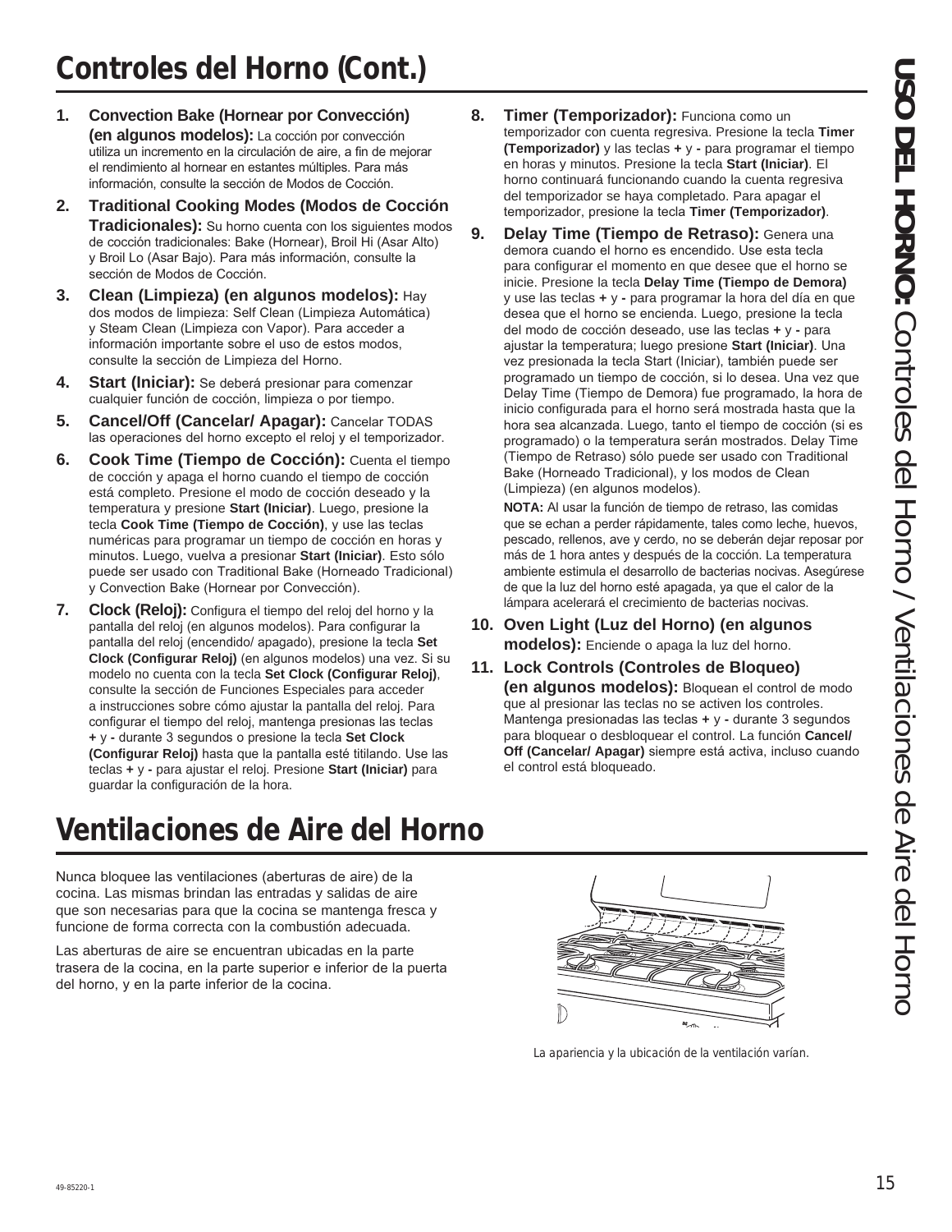## Controles del Horno (Cont.)

1. **Convection Bake (Hornear por Convección) (en algunos modelos):** La cocción por convección utiliza un incremento en la circulación de aire, a fin de mejorar el rendimiento al hornear en estantes múltiples. Para más información, consulte la sección de Modos de Cocción.

2. **Traditional Cooking Modes (Modos de Cocción Tradicionales):** Su horno cuenta con los siguientes modos de cocción tradicionales: Bake (Hornear), Broil Hi (Asar Alto) y Broil Lo (Asar Bajo). Para más información, consulte la sección de Modos de Cocción.

3. **Clean (Limpieza) (en algunos modelos):** Hay dos modos de limpieza: Self Clean (Limpieza Automática) y Steam Clean (Limpieza con Vapor). Para acceder a información importante sobre el uso de estos modos, consulte la sección de Limpieza del Horno.

4. **Start (Iniciar):** Se deberá presionar para comenzar cualquier función de cocción, limpieza o por tiempo.

5. **Cancel/Off (Cancelar/ Apagar):** Cancelar TODAS las operaciones del horno excepto el reloj y el temporizador.

6. **Cook Time (Tiempo de Cocción):** Cuenta el tiempo de cocción y apaga el horno cuando el tiempo de cocción está completo. Presione el modo de cocción deseado y la temperatura y presione **Start (Iniciar)**. Luego, presione la tecla **Cook Time (Tiempo de Cocción)**, y use las teclas numéricas para programar un tiempo de cocción en horas y minutos. Luego, vuelva a presionar **Start (Iniciar)**. Esto sólo puede ser usado con Traditional Bake (Horneado Tradicional) y Convection Bake (Hornear por Convección).

7. **Clock (Reloj):** Configura el tiempo del reloj del horno y la pantalla del reloj (en algunos modelos). Para configurar la pantalla del reloj (encendido/ apagado), presione la tecla **Set Clock (Configurar Reloj)** (en algunos modelos) una vez. Si su modelo no cuenta con la tecla **Set Clock (Configurar Reloj)**, consulte la sección de Funciones Especiales para acceder a instrucciones sobre cómo ajustar la pantalla del reloj. Para configurar el tiempo del reloj, mantenga presionas las teclas **+** y **-** durante 3 segundos o presione la tecla **Set Clock (Configurar Reloj)** hasta que la pantalla esté titilando. Use las teclas **+** y **-** para ajustar el reloj. Presione **Start (Iniciar)** para guardar la configuración de la hora.

8. **Timer (Temporizador):** Funciona como un temporizador con cuenta regresiva. Presione la tecla **Timer (Temporizador)** y las teclas **+** y **-** para programar el tiempo en horas y minutos. Presione la tecla **Start (Iniciar)**. El horno continuará funcionando cuando la cuenta regresiva del temporizador se haya completado. Para apagar el temporizador, presione la tecla **Timer (Temporizador)**.

9. **Delay Time (Tiempo de Retraso):** Genera una demora cuando el horno es encendido. Use esta tecla para configurar el momento en que desee que el horno se inicie. Presione la tecla **Delay Time (Tiempo de Demora)** y use las teclas **+** y **-** para programar la hora del día en que desea que el horno se encienda. Luego, presione la tecla del modo de cocción deseado, use las teclas **+** y **-** para ajustar la temperatura; luego presione **Start (Iniciar)**. Una vez presionada la tecla Start (Iniciar), también puede ser programado un tiempo de cocción, si lo desea. Una vez que Delay Time (Tiempo de Demora) fue programado, la hora de inicio configurada para el horno será mostrada hasta que la hora sea alcanzada. Luego, tanto el tiempo de cocción (si es programado) o la temperatura serán mostrados. Delay Time (Tiempo de Retraso) sólo puede ser usado con Traditional Bake (Horneado Tradicional), y los modos de Clean (Limpieza) (en algunos modelos).

   **NOTA:** Al usar la función de tiempo de retraso, las comidas que se echan a perder rápidamente, tales como leche, huevos, pescado, rellenos, ave y cerdo, no se deberán dejar reposar por más de 1 hora antes y después de la cocción. La temperatura ambiente estimula el desarrollo de bacterias nocivas. Asegúrese de que la luz del horno esté apagada, ya que el calor de la lámpara acelerará el crecimiento de bacterias nocivas.

10. **Oven Light (Luz del Horno) (en algunos modelos):** Enciende o apaga la luz del horno.

11. **Lock Controls (Controles de Bloqueo) (en algunos modelos):** Bloquean el control de modo que al presionar las teclas no se activen los controles. Mantenga presionadas las teclas **+** y **-** durante 3 segundos para bloquear o desbloquear el control. La función **Cancel/ Off (Cancelar/ Apagar)** siempre está activa, incluso cuando el control está bloqueado.

## Ventilaciones de Aire del Horno

Nunca bloquee las ventilaciones (aberturas de aire) de la cocina. Las mismas brindan las entradas y salidas de aire que son necesarias para que la cocina se mantenga fresca y funcione de forma correcta con la combustión adecuada.

Las aberturas de aire se encuentran ubicadas en la parte trasera de la cocina, en la parte superior e inferior de la puerta del horno, y en la parte inferior de la cocina.

*La apariencia y la ubicación de la ventilación varían.*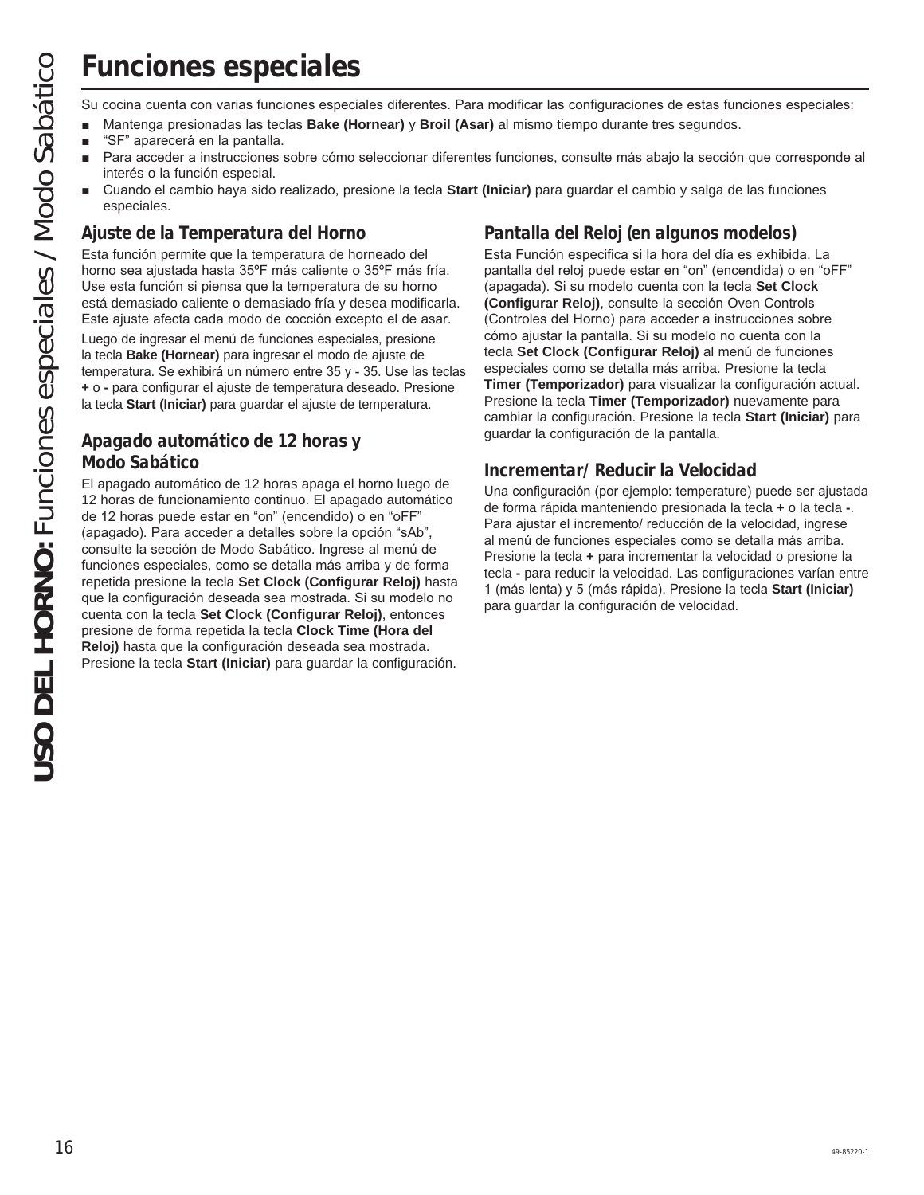# Funciones especiales

Su cocina cuenta con varias funciones especiales diferentes. Para modificar las configuraciones de estas funciones especiales:

- Mantenga presionadas las teclas **Bake (Hornear)** y **Broil (Asar)** al mismo tiempo durante tres segundos.
- “SF” aparecerá en la pantalla.
- Para acceder a instrucciones sobre cómo seleccionar diferentes funciones, consulte más abajo la sección que corresponde al interés o la función especial.
- Cuando el cambio haya sido realizado, presione la tecla **Start (Iniciar)** para guardar el cambio y salga de las funciones especiales.

## Ajuste de la Temperatura del Horno

Esta función permite que la temperatura de horneado del horno sea ajustada hasta 35ºF más caliente o 35ºF más fría. Use esta función si piensa que la temperatura de su horno está demasiado caliente o demasiado fría y desea modificarla. Este ajuste afecta cada modo de cocción excepto el de asar.

Luego de ingresar el menú de funciones especiales, presione la tecla **Bake (Hornear)** para ingresar el modo de ajuste de temperatura. Se exhibirá un número entre 35 y - 35. Use las teclas **+** o **-** para configurar el ajuste de temperatura deseado. Presione la tecla **Start (Iniciar)** para guardar el ajuste de temperatura.

## Apagado automático de 12 horas y Modo Sabático

El apagado automático de 12 horas apaga el horno luego de 12 horas de funcionamiento continuo. El apagado automático de 12 horas puede estar en “on” (encendido) o en “oFF” (apagado). Para acceder a detalles sobre la opción “sAb”, consulte la sección de Modo Sabático. Ingrese al menú de funciones especiales, como se detalla más arriba y de forma repetida presione la tecla **Set Clock (Configurar Reloj)** hasta que la configuración deseada sea mostrada. Si su modelo no cuenta con la tecla **Set Clock (Configurar Reloj)**, entonces presione de forma repetida la tecla **Clock Time (Hora del Reloj)** hasta que la configuración deseada sea mostrada. Presione la tecla **Start (Iniciar)** para guardar la configuración.

## Pantalla del Reloj (en algunos modelos)

Esta Función especifica si la hora del día es exhibida. La pantalla del reloj puede estar en “on” (encendida) o en “oFF” (apagada). Si su modelo cuenta con la tecla **Set Clock (Configurar Reloj)**, consulte la sección Oven Controls (Controles del Horno) para acceder a instrucciones sobre cómo ajustar la pantalla. Si su modelo no cuenta con la tecla **Set Clock (Configurar Reloj)** al menú de funciones especiales como se detalla más arriba. Presione la tecla **Timer (Temporizador)** para visualizar la configuración actual. Presione la tecla **Timer (Temporizador)** nuevamente para cambiar la configuración. Presione la tecla **Start (Iniciar)** para guardar la configuración de la pantalla.

## Incrementar/ Reducir la Velocidad

Una configuración (por ejemplo: temperature) puede ser ajustada de forma rápida manteniendo presionada la tecla **+** o la tecla **-**. Para ajustar el incremento/ reducción de la velocidad, ingrese al menú de funciones especiales como se detalla más arriba. Presione la tecla **+** para incrementar la velocidad o presione la tecla **-** para reducir la velocidad. Las configuraciones varían entre 1 (más lenta) y 5 (más rápida). Presione la tecla **Start (Iniciar)** para guardar la configuración de velocidad.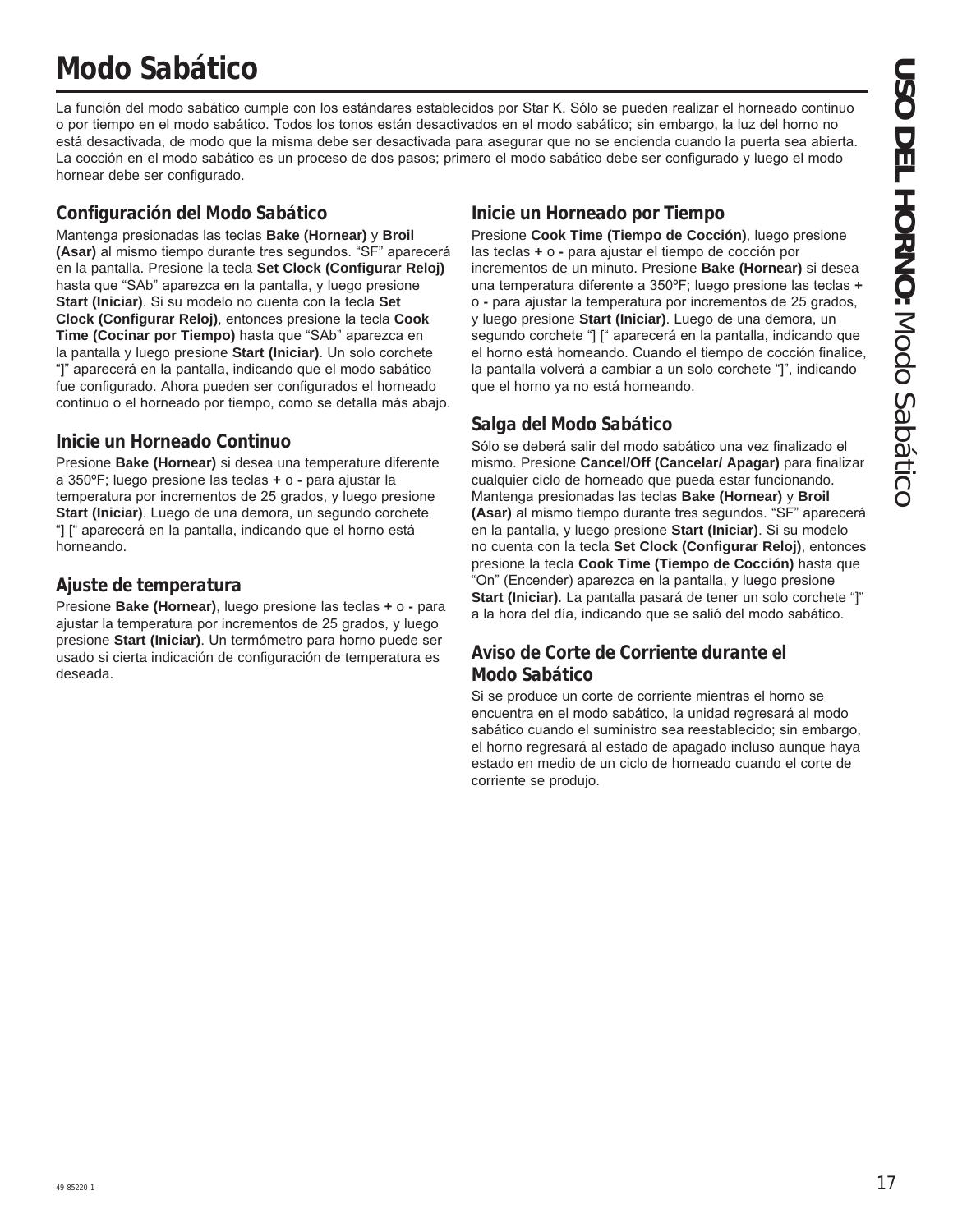# Modo Sabático

La función del modo sabático cumple con los estándares establecidos por Star K. Sólo se pueden realizar el horneado continuo o por tiempo en el modo sabático. Todos los tonos están desactivados en el modo sabático; sin embargo, la luz del horno no está desactivada, de modo que la misma debe ser desactivada para asegurar que no se encienda cuando la puerta sea abierta. La cocción en el modo sabático es un proceso de dos pasos; primero el modo sabático debe ser configurado y luego el modo hornear debe ser configurado.

## Configuración del Modo Sabático

Mantenga presionadas las teclas **Bake (Hornear)** y **Broil (Asar)** al mismo tiempo durante tres segundos. "SF" aparecerá en la pantalla. Presione la tecla **Set Clock (Configurar Reloj)** hasta que "SAb" aparezca en la pantalla, y luego presione **Start (Iniciar)**. Si su modelo no cuenta con la tecla **Set Clock (Configurar Reloj)**, entonces presione la tecla **Cook Time (Cocinar por Tiempo)** hasta que "SAb" aparezca en la pantalla y luego presione **Start (Iniciar)**. Un solo corchete "]" aparecerá en la pantalla, indicando que el modo sabático fue configurado. Ahora pueden ser configurados el horneado continuo o el horneado por tiempo, como se detalla más abajo.

## Inicie un Horneado Continuo

Presione **Bake (Hornear)** si desea una temperature diferente a 350ºF; luego presione las teclas **+** o **-** para ajustar la temperatura por incrementos de 25 grados, y luego presione **Start (Iniciar)**. Luego de una demora, un segundo corchete "] [" aparecerá en la pantalla, indicando que el horno está horneando.

## Ajuste de temperatura

Presione **Bake (Hornear)**, luego presione las teclas **+** o **-** para ajustar la temperatura por incrementos de 25 grados, y luego presione **Start (Iniciar)**. Un termómetro para horno puede ser usado si cierta indicación de configuración de temperatura es deseada.

## Inicie un Horneado por Tiempo

Presione **Cook Time (Tiempo de Cocción)**, luego presione las teclas **+** o **-** para ajustar el tiempo de cocción por incrementos de un minuto. Presione **Bake (Hornear)** si desea una temperatura diferente a 350ºF; luego presione las teclas **+** o **-** para ajustar la temperatura por incrementos de 25 grados, y luego presione **Start (Iniciar)**. Luego de una demora, un segundo corchete "] [" aparecerá en la pantalla, indicando que el horno está horneando. Cuando el tiempo de cocción finalice, la pantalla volverá a cambiar a un solo corchete "]", indicando que el horno ya no está horneando.

## Salga del Modo Sabático

Sólo se deberá salir del modo sabático una vez finalizado el mismo. Presione **Cancel/Off (Cancelar/ Apagar)** para finalizar cualquier ciclo de horneado que pueda estar funcionando. Mantenga presionadas las teclas **Bake (Hornear)** y **Broil (Asar)** al mismo tiempo durante tres segundos. "SF" aparecerá en la pantalla, y luego presione **Start (Iniciar)**. Si su modelo no cuenta con la tecla **Set Clock (Configurar Reloj)**, entonces presione la tecla **Cook Time (Tiempo de Cocción)** hasta que "On" (Encender) aparezca en la pantalla, y luego presione **Start (Iniciar)**. La pantalla pasará de tener un solo corchete "]" a la hora del día, indicando que se salió del modo sabático.

## Aviso de Corte de Corriente durante el Modo Sabático

Si se produce un corte de corriente mientras el horno se encuentra en el modo sabático, la unidad regresará al modo sabático cuando el suministro sea reestablecido; sin embargo, el horno regresará al estado de apagado incluso aunque haya estado en medio de un ciclo de horneado cuando el corte de corriente se produjo.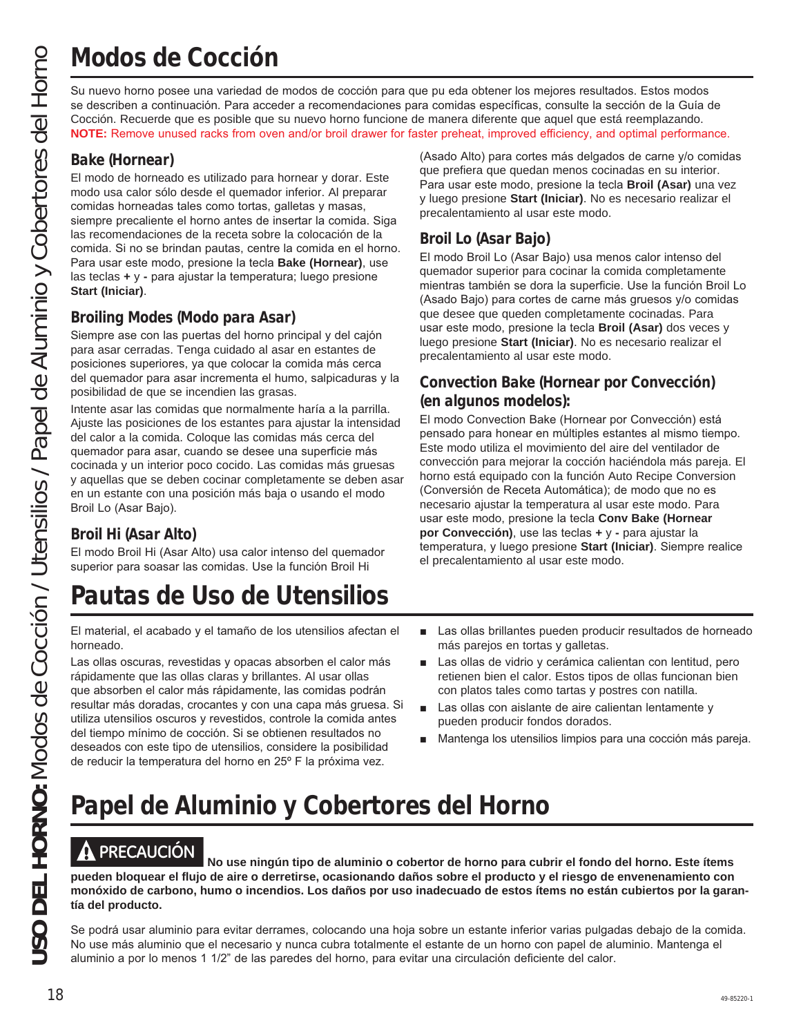# Modos de Cocción

Su nuevo horno posee una variedad de modos de cocción para que pu eda obtener los mejores resultados. Estos modos se describen a continuación. Para acceder a recomendaciones para comidas específicas, consulte la sección de la Guía de Cocción. Recuerde que es posible que su nuevo horno funcione de manera diferente que aquel que está reemplazando.
**NOTE:** Remove unused racks from oven and/or broil drawer for faster preheat, improved efficiency, and optimal performance.

### Bake (Hornear)

El modo de horneado es utilizado para hornear y dorar. Este modo usa calor sólo desde el quemador inferior. Al preparar comidas horneadas tales como tortas, galletas y masas, siempre precaliente el horno antes de insertar la comida. Siga las recomendaciones de la receta sobre la colocación de la comida. Si no se brindan pautas, centre la comida en el horno. Para usar este modo, presione la tecla **Bake (Hornear)**, use las teclas **+** y **-** para ajustar la temperatura; luego presione **Start (Iniciar)**.

### Broiling Modes (Modo para Asar)

Siempre ase con las puertas del horno principal y del cajón para asar cerradas. Tenga cuidado al asar en estantes de posiciones superiores, ya que colocar la comida más cerca del quemador para asar incrementa el humo, salpicaduras y la posibilidad de que se incendien las grasas.

Intente asar las comidas que normalmente haría a la parrilla. Ajuste las posiciones de los estantes para ajustar la intensidad del calor a la comida. Coloque las comidas más cerca del quemador para asar, cuando se desee una superficie más cocinada y un interior poco cocido. Las comidas más gruesas y aquellas que se deben cocinar completamente se deben asar en un estante con una posición más baja o usando el modo Broil Lo (Asar Bajo).

### Broil Hi (Asar Alto)

El modo Broil Hi (Asar Alto) usa calor intenso del quemador superior para soasar las comidas. Use la función Broil Hi (Asado Alto) para cortes más delgados de carne y/o comidas que prefiera que quedan menos cocinadas en su interior. Para usar este modo, presione la tecla **Broil (Asar)** una vez y luego presione **Start (Iniciar)**. No es necesario realizar el precalentamiento al usar este modo.

### Broil Lo (Asar Bajo)

El modo Broil Lo (Asar Bajo) usa menos calor intenso del quemador superior para cocinar la comida completamente mientras también se dora la superficie. Use la función Broil Lo (Asado Bajo) para cortes de carne más gruesos y/o comidas que desee que queden completamente cocinadas. Para usar este modo, presione la tecla **Broil (Asar)** dos veces y luego presione **Start (Iniciar)**. No es necesario realizar el precalentamiento al usar este modo.

### Convection Bake (Hornear por Convección) (en algunos modelos):

El modo Convection Bake (Hornear por Convección) está pensado para honear en múltiples estantes al mismo tiempo. Este modo utiliza el movimiento del aire del ventilador de convección para mejorar la cocción haciéndola más pareja. El horno está equipado con la función Auto Recipe Conversion (Conversión de Receta Automática); de modo que no es necesario ajustar la temperatura al usar este modo. Para usar este modo, presione la tecla **Conv Bake (Hornear por Convección)**, use las teclas **+** y **-** para ajustar la temperatura, y luego presione **Start (Iniciar)**. Siempre realice el precalentamiento al usar este modo.

# Pautas de Uso de Utensilios

El material, el acabado y el tamaño de los utensilios afectan el horneado.

Las ollas oscuras, revestidas y opacas absorben el calor más rápidamente que las ollas claras y brillantes. Al usar ollas que absorben el calor más rápidamente, las comidas podrán resultar más doradas, crocantes y con una capa más gruesa. Si utiliza utensilios oscuros y revestidos, controle la comida antes del tiempo mínimo de cocción. Si se obtienen resultados no deseados con este tipo de utensilios, considere la posibilidad de reducir la temperatura del horno en 25º F la próxima vez.

- Las ollas brillantes pueden producir resultados de horneado más parejos en tortas y galletas.
- Las ollas de vidrio y cerámica calientan con lentitud, pero retienen bien el calor. Estos tipos de ollas funcionan bien con platos tales como tartas y postres con natilla.
- Las ollas con aislante de aire calientan lentamente y pueden producir fondos dorados.
- Mantenga los utensilios limpios para una cocción más pareja.

# Papel de Aluminio y Cobertores del Horno

**⚠ PRECAUCIÓN No use ningún tipo de aluminio o cobertor de horno para cubrir el fondo del horno. Este ítems pueden bloquear el flujo de aire o derretirse, ocasionando daños sobre el producto y el riesgo de envenenamiento con monóxido de carbono, humo o incendios. Los daños por uso inadecuado de estos ítems no están cubiertos por la garantía del producto.**

Se podrá usar aluminio para evitar derrames, colocando una hoja sobre un estante inferior varias pulgadas debajo de la comida. No use más aluminio que el necesario y nunca cubra totalmente el estante de un horno con papel de aluminio. Mantenga el aluminio a por lo menos 1 1/2" de las paredes del horno, para evitar una circulación deficiente del calor.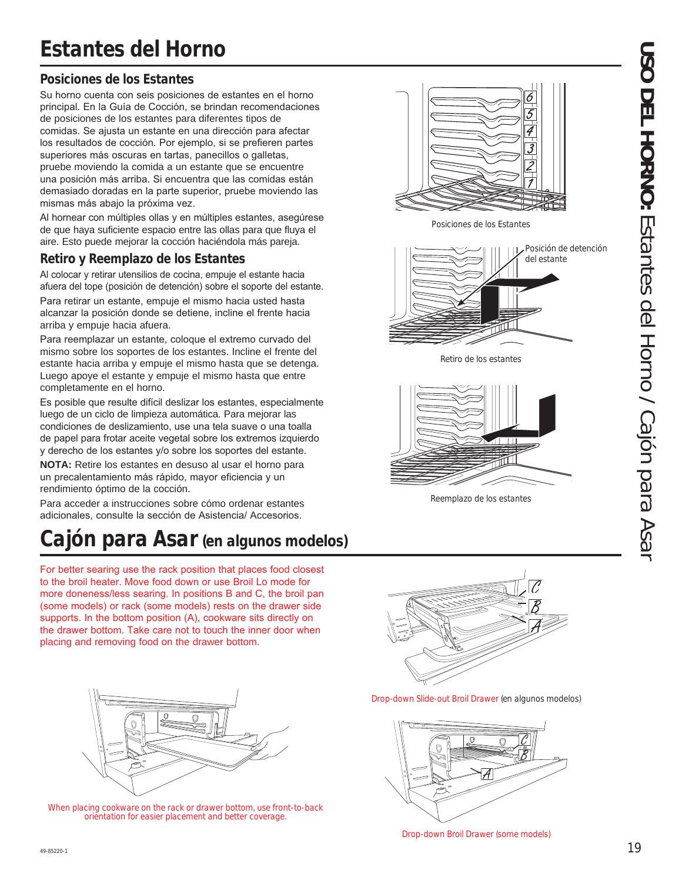# Estantes del Horno

## Posiciones de los Estantes

Su horno cuenta con seis posiciones de estantes en el horno principal. En la Guía de Cocción, se brindan recomendaciones de posiciones de los estantes para diferentes tipos de comidas. Se ajusta un estante en una dirección para afectar los resultados de cocción. Por ejemplo, si se prefieren partes superiores más oscuras en tartas, panecillos o galletas, pruebe moviendo la comida a un estante que se encuentre una posición más arriba. Si encuentra que las comidas están demasiado doradas en la parte superior, pruebe moviendo las mismas más abajo la próxima vez.

Al hornear con múltiples ollas y en múltiples estantes, asegúrese de que haya suficiente espacio entre las ollas para que fluya el aire. Esto puede mejorar la cocción haciéndola más pareja.

Posiciones de los Estantes

## Retiro y Reemplazo de los Estantes

Al colocar y retirar utensilios de cocina, empuje el estante hacia afuera del tope (posición de detención) sobre el soporte del estante.

Para retirar un estante, empuje el mismo hacia usted hasta alcanzar la posición donde se detiene, incline el frente hacia arriba y empuje hacia afuera.

Para reemplazar un estante, coloque el extremo curvado del mismo sobre los soportes de los estantes. Incline el frente del estante hacia arriba y empuje el mismo hasta que se detenga. Luego apoye el estante y empuje el mismo hasta que entre completamente en el horno.

Es posible que resulte difícil deslizar los estantes, especialmente luego de un ciclo de limpieza automática. Para mejorar las condiciones de deslizamiento, use una tela suave o una toalla de papel para frotar aceite vegetal sobre los extremos izquierdo y derecho de los estantes y/o sobre los soportes del estante.

**NOTA:** Retire los estantes en desuso al usar el horno para un precalentamiento más rápido, mayor eficiencia y un rendimiento óptimo de la cocción.

Para acceder a instrucciones sobre cómo ordenar estantes adicionales, consulte la sección de Asistencia/ Accesorios.

Posición de detención del estante

Retiro de los estantes

Reemplazo de los estantes

# Cajón para Asar (en algunos modelos)

For better searing use the rack position that places food closest to the broil heater. Move food down or use Broil Lo mode for more doneness/less searing. In positions B and C, the broil pan (some models) or rack (some models) rests on the drawer side supports. In the bottom position (A), cookware sits directly on the drawer bottom. Take care not to touch the inner door when placing and removing food on the drawer bottom.

Drop-down Slide-out Broil Drawer (en algunos modelos)

When placing cookware on the rack or drawer bottom, use front-to-back orientation for easier placement and better coverage.

Drop-down Broil Drawer (some models)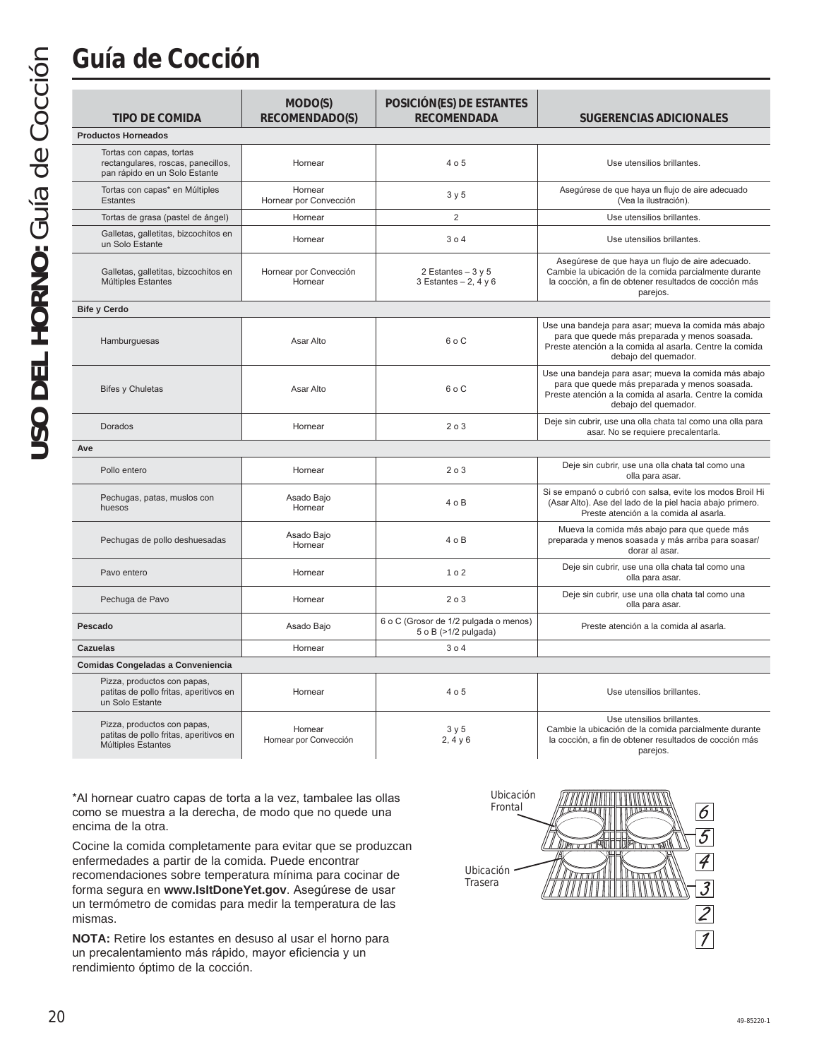# Guía de Cocción

| TIPO DE COMIDA | MODO(S) RECOMENDADO(S) | POSICIÓN(ES) DE ESTANTES RECOMENDADA | SUGERENCIAS ADICIONALES |
|---|---|---|---|
| **Productos Horneados** | | | |
| Tortas con capas, tortas rectangulares, roscas, panecillos, pan rápido en un Solo Estante | Hornear | 4 o 5 | Use utensilios brillantes. |
| Tortas con capas* en Múltiples Estantes | Hornear<br>Hornear por Convección | 3 y 5 | Asegúrese de que haya un flujo de aire adecuado (Vea la ilustración). |
| Tortas de grasa (pastel de ángel) | Hornear | 2 | Use utensilios brillantes. |
| Galletas, galletitas, bizcochitos en un Solo Estante | Hornear | 3 o 4 | Use utensilios brillantes. |
| Galletas, galletitas, bizcochitos en Múltiples Estantes | Hornear por Convección<br>Hornear | 2 Estantes – 3 y 5<br>3 Estantes – 2, 4 y 6 | Asegúrese de que haya un flujo de aire adecuado. Cambie la ubicación de la comida parcialmente durante la cocción, a fin de obtener resultados de cocción más parejos. |
| **Bife y Cerdo** | | | |
| Hamburguesas | Asar Alto | 6 o C | Use una bandeja para asar; mueva la comida más abajo para que quede más preparada y menos soasada. Preste atención a la comida al asarla. Centre la comida debajo del quemador. |
| Bifes y Chuletas | Asar Alto | 6 o C | Use una bandeja para asar; mueva la comida más abajo para que quede más preparada y menos soasada. Preste atención a la comida al asarla. Centre la comida debajo del quemador. |
| Dorados | Hornear | 2 o 3 | Deje sin cubrir, use una olla chata tal como una olla para asar. No se requiere precalentarla. |
| **Ave** | | | |
| Pollo entero | Hornear | 2 o 3 | Deje sin cubrir, use una olla chata tal como una olla para asar. |
| Pechugas, patas, muslos con huesos | Asado Bajo<br>Hornear | 4 o B | Si se empanó o cubrió con salsa, evite los modos Broil Hi (Asar Alto). Ase del lado de la piel hacia abajo primero. Preste atención a la comida al asarla. |
| Pechugas de pollo deshuesadas | Asado Bajo<br>Hornear | 4 o B | Mueva la comida más abajo para que quede más preparada y menos soasada y más arriba para soasar/ dorar al asar. |
| Pavo entero | Hornear | 1 o 2 | Deje sin cubrir, use una olla chata tal como una olla para asar. |
| Pechuga de Pavo | Hornear | 2 o 3 | Deje sin cubrir, use una olla chata tal como una olla para asar. |
| **Pescado** | Asado Bajo | 6 o C (Grosor de 1/2 pulgada o menos)<br>5 o B (>1/2 pulgada) | Preste atención a la comida al asarla. |
| **Cazuelas** | Hornear | 3 o 4 | |
| **Comidas Congeladas a Conveniencia** | | | |
| Pizza, productos con papas, patitas de pollo fritas, aperitivos en un Solo Estante | Hornear | 4 o 5 | Use utensilios brillantes. |
| Pizza, productos con papas, patitas de pollo fritas, aperitivos en Múltiples Estantes | Hornear<br>Hornear por Convección | 3 y 5<br>2, 4 y 6 | Use utensilios brillantes.<br>Cambie la ubicación de la comida parcialmente durante la cocción, a fin de obtener resultados de cocción más parejos. |

*Al hornear cuatro capas de torta a la vez, tambalee las ollas como se muestra a la derecha, de modo que no quede una encima de la otra.

Cocine la comida completamente para evitar que se produzcan enfermedades a partir de la comida. Puede encontrar recomendaciones sobre temperatura mínima para cocinar de forma segura en **www.IsItDoneYet.gov**. Asegúrese de usar un termómetro de comidas para medir la temperatura de las mismas.

**NOTA:** Retire los estantes en desuso al usar el horno para un precalentamiento más rápido, mayor eficiencia y un rendimiento óptimo de la cocción.

Ubicación Frontal

Ubicación Trasera

6 5 4 3 2 1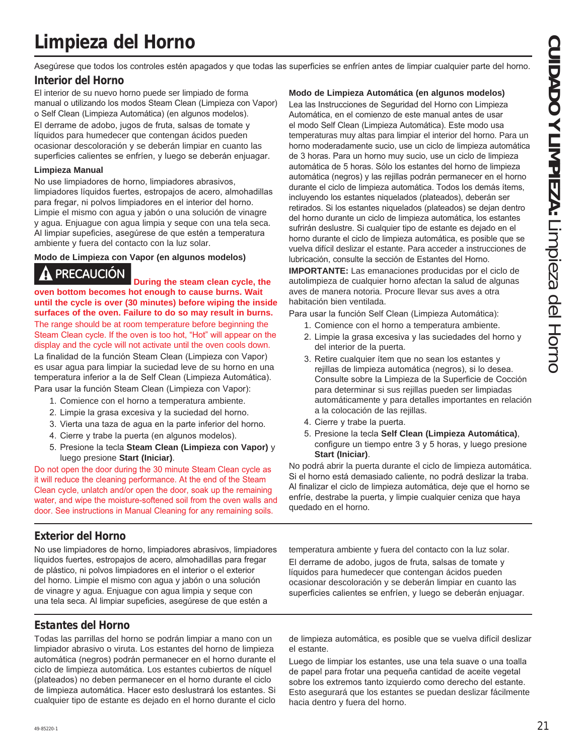# Limpieza del Horno

Asegúrese que todos los controles estén apagados y que todas las superficies se enfríen antes de limpiar cualquier parte del horno.

## Interior del Horno

El interior de su nuevo horno puede ser limpiado de forma manual o utilizando los modos Steam Clean (Limpieza con Vapor) o Self Clean (Limpieza Automática) (en algunos modelos).

El derrame de adobo, jugos de fruta, salsas de tomate y líquidos para humedecer que contengan ácidos pueden ocasionar descoloración y se deberán limpiar en cuanto las superficies calientes se enfríen, y luego se deberán enjuagar.

**Limpieza Manual**

No use limpiadores de horno, limpiadores abrasivos, limpiadores líquidos fuertes, estropajos de acero, almohadillas para fregar, ni polvos limpiadores en el interior del horno. Limpie el mismo con agua y jabón o una solución de vinagre y agua. Enjuague con agua limpia y seque con una tela seca. Al limpiar supeficies, asegúrese de que estén a temperatura ambiente y fuera del contacto con la luz solar.

**Modo de Limpieza con Vapor (en algunos modelos)**

**⚠ PRECAUCIÓN During the steam clean cycle, the oven bottom becomes hot enough to cause burns. Wait until the cycle is over (30 minutes) before wiping the inside surfaces of the oven. Failure to do so may result in burns.**

The range should be at room temperature before beginning the Steam Clean cycle. If the oven is too hot, "Hot" will appear on the display and the cycle will not activate until the oven cools down.

La finalidad de la función Steam Clean (Limpieza con Vapor) es usar agua para limpiar la suciedad leve de su horno en una temperatura inferior a la de Self Clean (Limpieza Automática).

Para usar la función Steam Clean (Limpieza con Vapor):

1. Comience con el horno a temperatura ambiente.
2. Limpie la grasa excesiva y la suciedad del horno.
3. Vierta una taza de agua en la parte inferior del horno.
4. Cierre y trabe la puerta (en algunos modelos).
5. Presione la tecla **Steam Clean (Limpieza con Vapor)** y luego presione **Start (Iniciar)**.

Do not open the door during the 30 minute Steam Clean cycle as it will reduce the cleaning performance. At the end of the Steam Clean cycle, unlatch and/or open the door, soak up the remaining water, and wipe the moisture-softened soil from the oven walls and door. See instructions in Manual Cleaning for any remaining soils.

**Modo de Limpieza Automática (en algunos modelos)**

Lea las Instrucciones de Seguridad del Horno con Limpieza Automática, en el comienzo de este manual antes de usar el modo Self Clean (Limpieza Automática). Este modo usa temperaturas muy altas para limpiar el interior del horno. Para un horno moderadamente sucio, use un ciclo de limpieza automática de 3 horas. Para un horno muy sucio, use un ciclo de limpieza automática de 5 horas. Sólo los estantes del horno de limpieza automática (negros) y las rejillas podrán permanecer en el horno durante el ciclo de limpieza automática. Todos los demás ítems, incluyendo los estantes niquelados (plateados), deberán ser retirados. Si los estantes niquelados (plateados) se dejan dentro del horno durante un ciclo de limpieza automática, los estantes sufrirán deslustre. Si cualquier tipo de estante es dejado en el horno durante el ciclo de limpieza automática, es posible que se vuelva difícil deslizar el estante. Para acceder a instrucciones de lubricación, consulte la sección de Estantes del Horno.

**IMPORTANTE:** Las emanaciones producidas por el ciclo de autolimpieza de cualquier horno afectan la salud de algunas aves de manera notoria. Procure llevar sus aves a otra habitación bien ventilada.

Para usar la función Self Clean (Limpieza Automática):

1. Comience con el horno a temperatura ambiente.
2. Limpie la grasa excesiva y las suciedades del horno y del interior de la puerta.
3. Retire cualquier ítem que no sean los estantes y rejillas de limpieza automática (negros), si lo desea. Consulte sobre la Limpieza de la Superficie de Cocción para determinar si sus rejillas pueden ser limpiadas automáticamente y para detalles importantes en relación a la colocación de las rejillas.
4. Cierre y trabe la puerta.
5. Presione la tecla **Self Clean (Limpieza Automática)**, configure un tiempo entre 3 y 5 horas, y luego presione **Start (Iniciar)**.

No podrá abrir la puerta durante el ciclo de limpieza automática. Si el horno está demasiado caliente, no podrá deslizar la traba. Al finalizar el ciclo de limpieza automática, deje que el horno se enfríe, destrabe la puerta, y limpie cualquier ceniza que haya quedado en el horno.

## Exterior del Horno

No use limpiadores de horno, limpiadores abrasivos, limpiadores líquidos fuertes, estropajos de acero, almohadillas para fregar de plástico, ni polvos limpiadores en el interior o el exterior del horno. Limpie el mismo con agua y jabón o una solución de vinagre y agua. Enjuague con agua limpia y seque con una tela seca. Al limpiar supeficies, asegúrese de que estén a temperatura ambiente y fuera del contacto con la luz solar.

El derrame de adobo, jugos de fruta, salsas de tomate y líquidos para humedecer que contengan ácidos pueden ocasionar descoloración y se deberán limpiar en cuanto las superficies calientes se enfríen, y luego se deberán enjuagar.

## Estantes del Horno

Todas las parrillas del horno se podrán limpiar a mano con un limpiador abrasivo o viruta. Los estantes del horno de limpieza automática (negros) podrán permanecer en el horno durante el ciclo de limpieza automática. Los estantes cubiertos de níquel (plateados) no deben permanecer en el horno durante el ciclo de limpieza automática. Hacer esto deslustrará los estantes. Si cualquier tipo de estante es dejado en el horno durante el ciclo de limpieza automática, es posible que se vuelva difícil deslizar el estante.

Luego de limpiar los estantes, use una tela suave o una toalla de papel para frotar una pequeña cantidad de aceite vegetal sobre los extremos tanto izquierdo como derecho del estante. Esto asegurará que los estantes se puedan deslizar fácilmente hacia dentro y fuera del horno.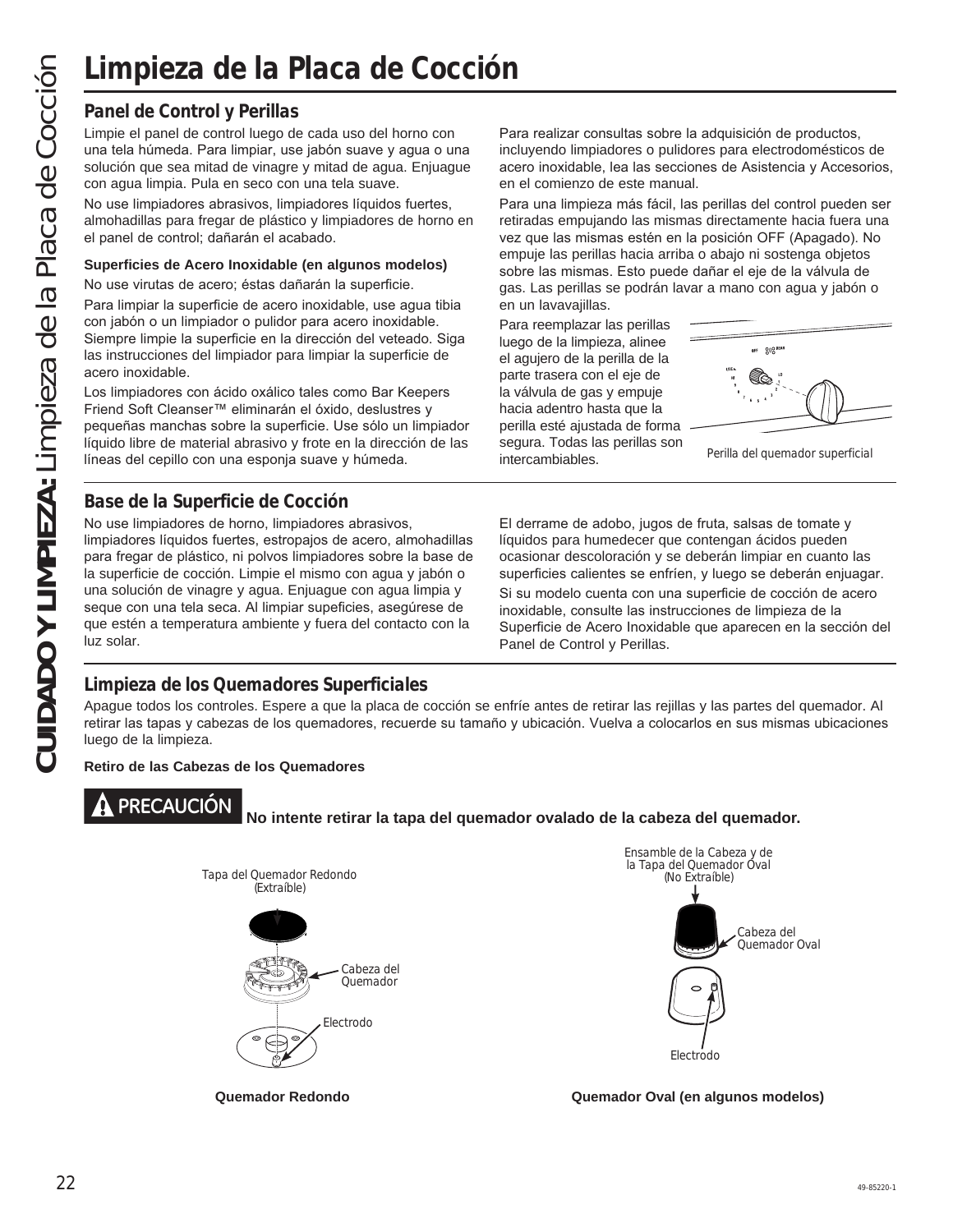# Limpieza de la Placa de Cocción

## Panel de Control y Perillas

Limpie el panel de control luego de cada uso del horno con una tela húmeda. Para limpiar, use jabón suave y agua o una solución que sea mitad de vinagre y mitad de agua. Enjuague con agua limpia. Pula en seco con una tela suave.

No use limpiadores abrasivos, limpiadores líquidos fuertes, almohadillas para fregar de plástico y limpiadores de horno en el panel de control; dañarán el acabado.

**Superficies de Acero Inoxidable (en algunos modelos)**

No use virutas de acero; éstas dañarán la superficie.

Para limpiar la superficie de acero inoxidable, use agua tibia con jabón o un limpiador o pulidor para acero inoxidable. Siempre limpie la superficie en la dirección del veteado. Siga las instrucciones del limpiador para limpiar la superficie de acero inoxidable.

Los limpiadores con ácido oxálico tales como Bar Keepers Friend Soft Cleanser™ eliminarán el óxido, deslustres y pequeñas manchas sobre la superficie. Use sólo un limpiador líquido libre de material abrasivo y frote en la dirección de las líneas del cepillo con una esponja suave y húmeda.

Para realizar consultas sobre la adquisición de productos, incluyendo limpiadores o pulidores para electrodomésticos de acero inoxidable, lea las secciones de Asistencia y Accesorios, en el comienzo de este manual.

Para una limpieza más fácil, las perillas del control pueden ser retiradas empujando las mismas directamente hacia fuera una vez que las mismas estén en la posición OFF (Apagado). No empuje las perillas hacia arriba o abajo ni sostenga objetos sobre las mismas. Esto puede dañar el eje de la válvula de gas. Las perillas se podrán lavar a mano con agua y jabón o en un lavavajillas.

Para reemplazar las perillas luego de la limpieza, alinee el agujero de la perilla de la parte trasera con el eje de la válvula de gas y empuje hacia adentro hasta que la perilla esté ajustada de forma segura. Todas las perillas son intercambiables.

Perilla del quemador superficial

## Base de la Superficie de Cocción

No use limpiadores de horno, limpiadores abrasivos, limpiadores líquidos fuertes, estropajos de acero, almohadillas para fregar de plástico, ni polvos limpiadores sobre la base de la superficie de cocción. Limpie el mismo con agua y jabón o una solución de vinagre y agua. Enjuague con agua limpia y seque con una tela seca. Al limpiar supeficies, asegúrese de que estén a temperatura ambiente y fuera del contacto con la luz solar.

El derrame de adobo, jugos de fruta, salsas de tomate y líquidos para humedecer que contengan ácidos pueden ocasionar descoloración y se deberán limpiar en cuanto las superficies calientes se enfríen, y luego se deberán enjuagar.

Si su modelo cuenta con una superficie de cocción de acero inoxidable, consulte las instrucciones de limpieza de la Superficie de Acero Inoxidable que aparecen en la sección del Panel de Control y Perillas.

## Limpieza de los Quemadores Superficiales

Apague todos los controles. Espere a que la placa de cocción se enfríe antes de retirar las rejillas y las partes del quemador. Al retirar las tapas y cabezas de los quemadores, recuerde su tamaño y ubicación. Vuelva a colocarlos en sus mismas ubicaciones luego de la limpieza.

**Retiro de las Cabezas de los Quemadores**

**⚠ PRECAUCIÓN** **No intente retirar la tapa del quemador ovalado de la cabeza del quemador.**

Tapa del Quemador Redondo (Extraíble)

Cabeza del Quemador

Electrodo

**Quemador Redondo**

Ensamble de la Cabeza y de la Tapa del Quemador Oval (No Extraíble)

Cabeza del Quemador Oval

Electrodo

**Quemador Oval (en algunos modelos)**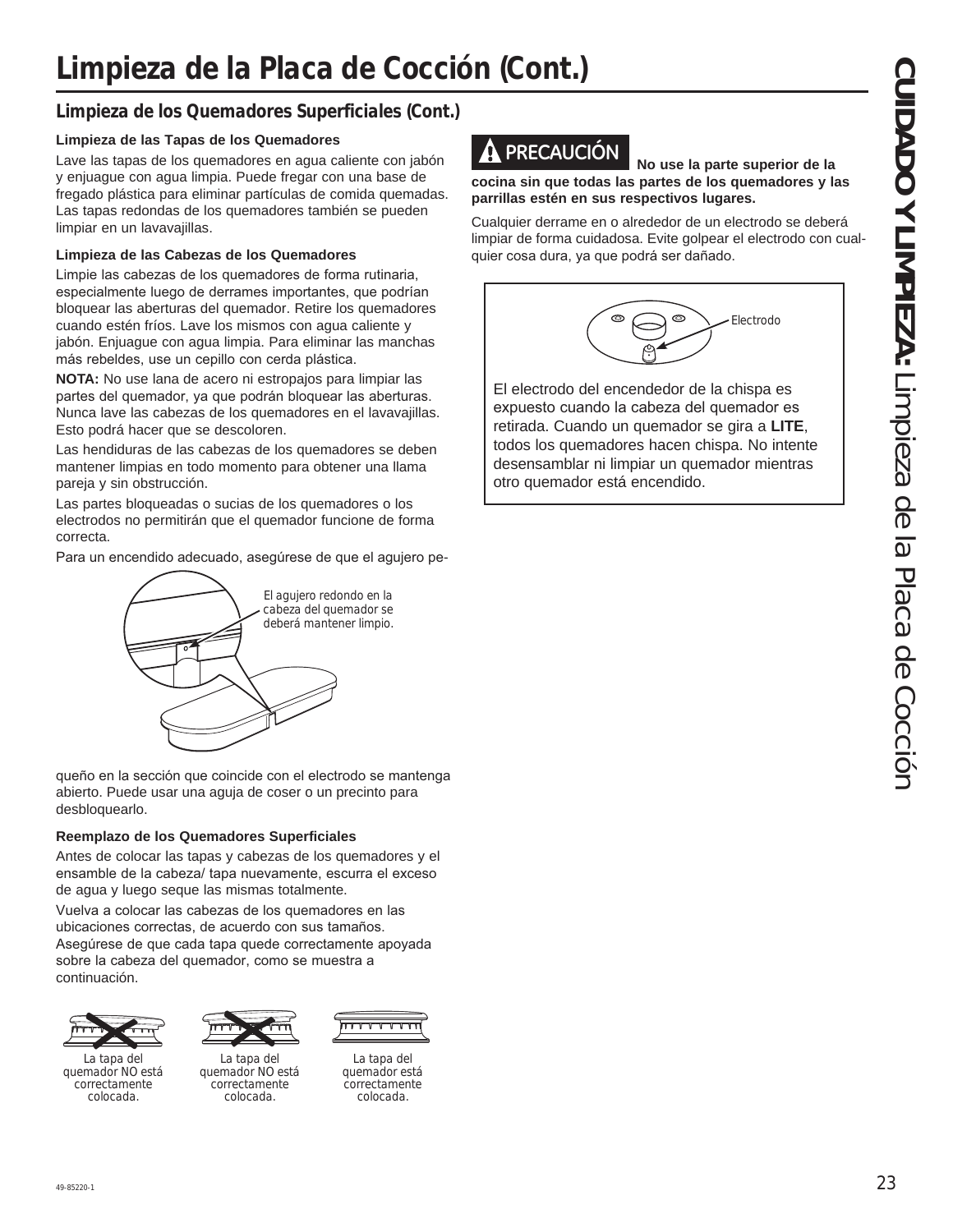# Limpieza de la Placa de Cocción (Cont.)

## Limpieza de los Quemadores Superficiales (Cont.)

### Limpieza de las Tapas de los Quemadores

Lave las tapas de los quemadores en agua caliente con jabón y enjuague con agua limpia. Puede fregar con una base de fregado plástica para eliminar partículas de comida quemadas. Las tapas redondas de los quemadores también se pueden limpiar en un lavavajillas.

### Limpieza de las Cabezas de los Quemadores

Limpie las cabezas de los quemadores de forma rutinaria, especialmente luego de derrames importantes, que podrían bloquear las aberturas del quemador. Retire los quemadores cuando estén fríos. Lave los mismos con agua caliente y jabón. Enjuague con agua limpia. Para eliminar las manchas más rebeldes, use un cepillo con cerda plástica.

**NOTA:** No use lana de acero ni estropajos para limpiar las partes del quemador, ya que podrán bloquear las aberturas. Nunca lave las cabezas de los quemadores en el lavavajillas. Esto podrá hacer que se descoloren.

Las hendiduras de las cabezas de los quemadores se deben mantener limpias en todo momento para obtener una llama pareja y sin obstrucción.

Las partes bloqueadas o sucias de los quemadores o los electrodos no permitirán que el quemador funcione de forma correcta.

Para un encendido adecuado, asegúrese de que el agujero pequeño en la sección que coincide con el electrodo se mantenga abierto. Puede usar una aguja de coser o un precinto para desbloquearlo.

El agujero redondo en la cabeza del quemador se deberá mantener limpio.

### Reemplazo de los Quemadores Superficiales

Antes de colocar las tapas y cabezas de los quemadores y el ensamble de la cabeza/ tapa nuevamente, escurra el exceso de agua y luego seque las mismas totalmente.

Vuelva a colocar las cabezas de los quemadores en las ubicaciones correctas, de acuerdo con sus tamaños. Asegúrese de que cada tapa quede correctamente apoyada sobre la cabeza del quemador, como se muestra a continuación.

La tapa del quemador NO está correctamente colocada.

La tapa del quemador NO está correctamente colocada.

La tapa del quemador está correctamente colocada.

**⚠ PRECAUCIÓN No use la parte superior de la cocina sin que todas las partes de los quemadores y las parrillas estén en sus respectivos lugares.**

Cualquier derrame en o alrededor de un electrodo se deberá limpiar de forma cuidadosa. Evite golpear el electrodo con cualquier cosa dura, ya que podrá ser dañado.

Electrodo

El electrodo del encendedor de la chispa es expuesto cuando la cabeza del quemador es retirada. Cuando un quemador se gira a **LITE**, todos los quemadores hacen chispa. No intente desensamblar ni limpiar un quemador mientras otro quemador está encendido.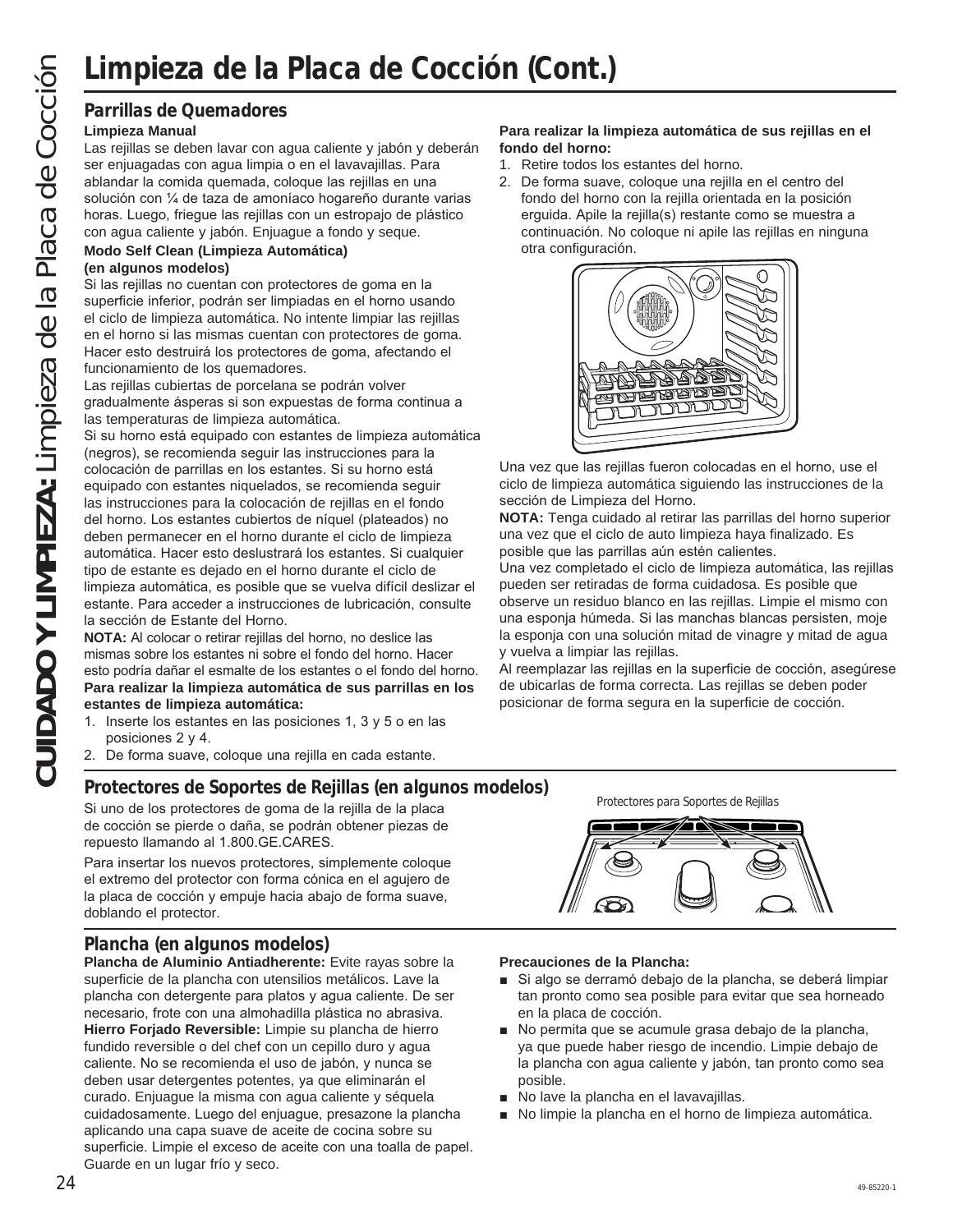# Limpieza de la Placa de Cocción (Cont.)

## Parrillas de Quemadores

**Limpieza Manual**

Las rejillas se deben lavar con agua caliente y jabón y deberán ser enjuagadas con agua limpia o en el lavavajillas. Para ablandar la comida quemada, coloque las rejillas en una solución con ¼ de taza de amoníaco hogareño durante varias horas. Luego, friegue las rejillas con un estropajo de plástico con agua caliente y jabón. Enjuague a fondo y seque.

**Modo Self Clean (Limpieza Automática) (en algunos modelos)**

Si las rejillas no cuentan con protectores de goma en la superficie inferior, podrán ser limpiadas en el horno usando el ciclo de limpieza automática. No intente limpiar las rejillas en el horno si las mismas cuentan con protectores de goma. Hacer esto destruirá los protectores de goma, afectando el funcionamiento de los quemadores.

Las rejillas cubiertas de porcelana se podrán volver gradualmente ásperas si son expuestas de forma continua a las temperaturas de limpieza automática.

Si su horno está equipado con estantes de limpieza automática (negros), se recomienda seguir las instrucciones para la colocación de parrillas en los estantes. Si su horno está equipado con estantes niquelados, se recomienda seguir las instrucciones para la colocación de rejillas en el fondo del horno. Los estantes cubiertos de níquel (plateados) no deben permanecer en el horno durante el ciclo de limpieza automática. Hacer esto deslustrará los estantes. Si cualquier tipo de estante es dejado en el horno durante el ciclo de limpieza automática, es posible que se vuelva difícil deslizar el estante. Para acceder a instrucciones de lubricación, consulte la sección de Estante del Horno.

**NOTA:** Al colocar o retirar rejillas del horno, no deslice las mismas sobre los estantes ni sobre el fondo del horno. Hacer esto podría dañar el esmalte de los estantes o el fondo del horno.

**Para realizar la limpieza automática de sus parrillas en los estantes de limpieza automática:**

1. Inserte los estantes en las posiciones 1, 3 y 5 o en las posiciones 2 y 4.
2. De forma suave, coloque una rejilla en cada estante.

**Para realizar la limpieza automática de sus rejillas en el fondo del horno:**

1. Retire todos los estantes del horno.
2. De forma suave, coloque una rejilla en el centro del fondo del horno con la rejilla orientada en la posición erguida. Apile la rejilla(s) restante como se muestra a continuación. No coloque ni apile las rejillas en ninguna otra configuración.

Una vez que las rejillas fueron colocadas en el horno, use el ciclo de limpieza automática siguiendo las instrucciones de la sección de Limpieza del Horno.

**NOTA:** Tenga cuidado al retirar las parrillas del horno superior una vez que el ciclo de auto limpieza haya finalizado. Es posible que las parrillas aún estén calientes.

Una vez completado el ciclo de limpieza automática, las rejillas pueden ser retiradas de forma cuidadosa. Es posible que observe un residuo blanco en las rejillas. Limpie el mismo con una esponja húmeda. Si las manchas blancas persisten, moje la esponja con una solución mitad de vinagre y mitad de agua y vuelva a limpiar las rejillas.

Al reemplazar las rejillas en la superficie de cocción, asegúrese de ubicarlas de forma correcta. Las rejillas se deben poder posicionar de forma segura en la superficie de cocción.

## Protectores de Soportes de Rejillas (en algunos modelos)

Si uno de los protectores de goma de la rejilla de la placa de cocción se pierde o daña, se podrán obtener piezas de repuesto llamando al 1.800.GE.CARES.

Para insertar los nuevos protectores, simplemente coloque el extremo del protector con forma cónica en el agujero de la placa de cocción y empuje hacia abajo de forma suave, doblando el protector.

Protectores para Soportes de Rejillas

## Plancha (en algunos modelos)

**Plancha de Aluminio Antiadherente:** Evite rayas sobre la superficie de la plancha con utensilios metálicos. Lave la plancha con detergente para platos y agua caliente. De ser necesario, frote con una almohadilla plástica no abrasiva.

**Hierro Forjado Reversible:** Limpie su plancha de hierro fundido reversible o del chef con un cepillo duro y agua caliente. No se recomienda el uso de jabón, y nunca se deben usar detergentes potentes, ya que eliminarán el curado. Enjuague la misma con agua caliente y séquela cuidadosamente. Luego del enjuague, presazone la plancha aplicando una capa suave de aceite de cocina sobre su superficie. Limpie el exceso de aceite con una toalla de papel. Guarde en un lugar frío y seco.

**Precauciones de la Plancha:**

- Si algo se derramó debajo de la plancha, se deberá limpiar tan pronto como sea posible para evitar que sea horneado en la placa de cocción.
- No permita que se acumule grasa debajo de la plancha, ya que puede haber riesgo de incendio. Limpie debajo de la plancha con agua caliente y jabón, tan pronto como sea posible.
- No lave la plancha en el lavavajillas.
- No limpie la plancha en el horno de limpieza automática.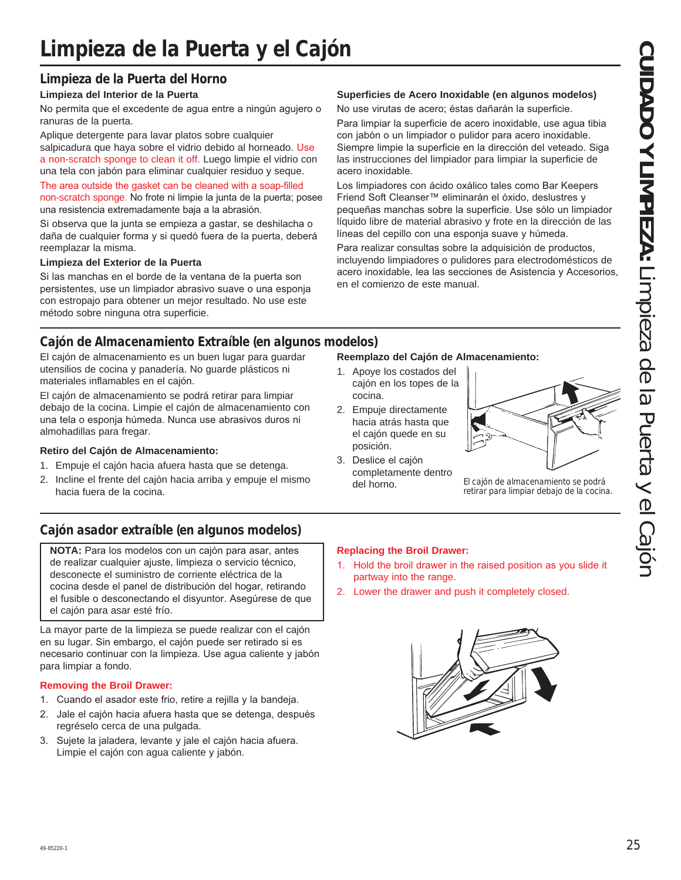# Limpieza de la Puerta y el Cajón

## Limpieza de la Puerta del Horno

### Limpieza del Interior de la Puerta

No permita que el excedente de agua entre a ningún agujero o ranuras de la puerta.

Aplique detergente para lavar platos sobre cualquier salpicadura que haya sobre el vidrio debido al horneado. Use a non-scratch sponge to clean it off. Luego limpie el vidrio con una tela con jabón para eliminar cualquier residuo y seque.

The area outside the gasket can be cleaned with a soap-filled non-scratch sponge. No frote ni limpie la junta de la puerta; posee una resistencia extremadamente baja a la abrasión.

Si observa que la junta se empieza a gastar, se deshilacha o daña de cualquier forma y si quedó fuera de la puerta, deberá reemplazar la misma.

### Limpieza del Exterior de la Puerta

Si las manchas en el borde de la ventana de la puerta son persistentes, use un limpiador abrasivo suave o una esponja con estropajo para obtener un mejor resultado. No use este método sobre ninguna otra superficie.

### Superficies de Acero Inoxidable (en algunos modelos)

No use virutas de acero; éstas dañarán la superficie.

Para limpiar la superficie de acero inoxidable, use agua tibia con jabón o un limpiador o pulidor para acero inoxidable. Siempre limpie la superficie en la dirección del veteado. Siga las instrucciones del limpiador para limpiar la superficie de acero inoxidable.

Los limpiadores con ácido oxálico tales como Bar Keepers Friend Soft Cleanser™ eliminarán el óxido, deslustres y pequeñas manchas sobre la superficie. Use sólo un limpiador líquido libre de material abrasivo y frote en la dirección de las líneas del cepillo con una esponja suave y húmeda.

Para realizar consultas sobre la adquisición de productos, incluyendo limpiadores o pulidores para electrodomésticos de acero inoxidable, lea las secciones de Asistencia y Accesorios, en el comienzo de este manual.

## Cajón de Almacenamiento Extraíble (en algunos modelos)

El cajón de almacenamiento es un buen lugar para guardar utensilios de cocina y panadería. No guarde plásticos ni materiales inflamables en el cajón.

El cajón de almacenamiento se podrá retirar para limpiar debajo de la cocina. Limpie el cajón de almacenamiento con una tela o esponja húmeda. Nunca use abrasivos duros ni almohadillas para fregar.

### Retiro del Cajón de Almacenamiento:

1. Empuje el cajón hacia afuera hasta que se detenga.
2. Incline el frente del cajón hacia arriba y empuje el mismo hacia fuera de la cocina.

### Reemplazo del Cajón de Almacenamiento:

1. Apoye los costados del cajón en los topes de la cocina.
2. Empuje directamente hacia atrás hasta que el cajón quede en su posición.
3. Deslice el cajón completamente dentro del horno.

El cajón de almacenamiento se podrá retirar para limpiar debajo de la cocina.

## Cajón asador extraíble (en algunos modelos)

**NOTA:** Para los modelos con un cajón para asar, antes de realizar cualquier ajuste, limpieza o servicio técnico, desconecte el suministro de corriente eléctrica de la cocina desde el panel de distribución del hogar, retirando el fusible o desconectando el disyuntor. Asegúrese de que el cajón para asar esté frío.

La mayor parte de la limpieza se puede realizar con el cajón en su lugar. Sin embargo, el cajón puede ser retirado si es necesario continuar con la limpieza. Use agua caliente y jabón para limpiar a fondo.

### Removing the Broil Drawer:

1. Cuando el asador este frio, retire a rejilla y la bandeja.
2. Jale el cajón hacia afuera hasta que se detenga, después regréselo cerca de una pulgada.
3. Sujete la jaladera, levante y jale el cajón hacia afuera. Limpie el cajón con agua caliente y jabón.

### Replacing the Broil Drawer:

1. Hold the broil drawer in the raised position as you slide it partway into the range.
2. Lower the drawer and push it completely closed.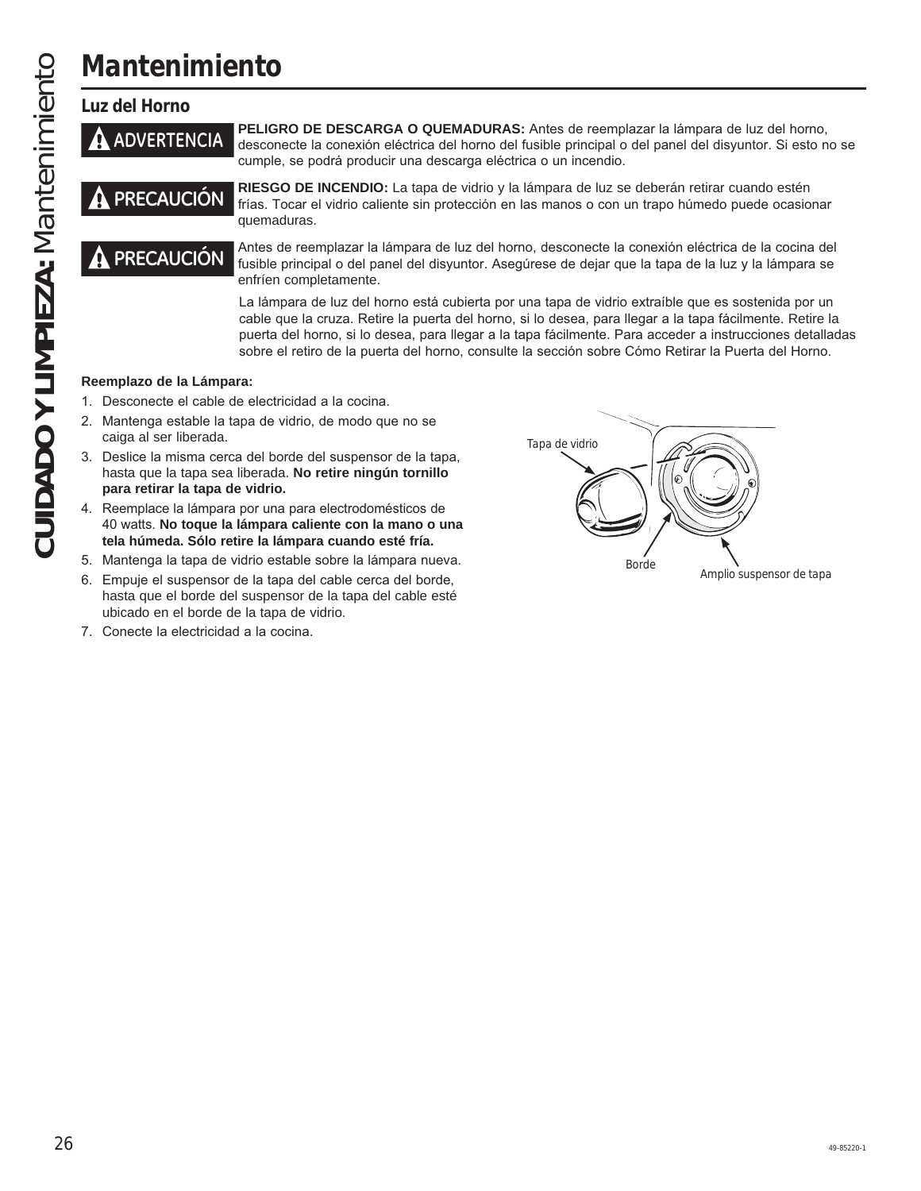# Mantenimiento

## Luz del Horno

**ADVERTENCIA** **PELIGRO DE DESCARGA O QUEMADURAS:** Antes de reemplazar la lámpara de luz del horno, desconecte la conexión eléctrica del horno del fusible principal o del panel del disyuntor. Si esto no se cumple, se podrá producir una descarga eléctrica o un incendio.

**PRECAUCIÓN** **RIESGO DE INCENDIO:** La tapa de vidrio y la lámpara de luz se deberán retirar cuando estén frías. Tocar el vidrio caliente sin protección en las manos o con un trapo húmedo puede ocasionar quemaduras.

**PRECAUCIÓN** Antes de reemplazar la lámpara de luz del horno, desconecte la conexión eléctrica de la cocina del fusible principal o del panel del disyuntor. Asegúrese de dejar que la tapa de la luz y la lámpara se enfríen completamente.

La lámpara de luz del horno está cubierta por una tapa de vidrio extraíble que es sostenida por un cable que la cruza. Retire la puerta del horno, si lo desea, para llegar a la tapa fácilmente. Retire la puerta del horno, si lo desea, para llegar a la tapa fácilmente. Para acceder a instrucciones detalladas sobre el retiro de la puerta del horno, consulte la sección sobre Cómo Retirar la Puerta del Horno.

**Reemplazo de la Lámpara:**

1. Desconecte el cable de electricidad a la cocina.
2. Mantenga estable la tapa de vidrio, de modo que no se caiga al ser liberada.
3. Deslice la misma cerca del borde del suspensor de la tapa, hasta que la tapa sea liberada. **No retire ningún tornillo para retirar la tapa de vidrio.**
4. Reemplace la lámpara por una para electrodomésticos de 40 watts. **No toque la lámpara caliente con la mano o una tela húmeda. Sólo retire la lámpara cuando esté fría.**
5. Mantenga la tapa de vidrio estable sobre la lámpara nueva.
6. Empuje el suspensor de la tapa del cable cerca del borde, hasta que el borde del suspensor de la tapa del cable esté ubicado en el borde de la tapa de vidrio.
7. Conecte la electricidad a la cocina.

Tapa de vidrio

Borde

Amplio suspensor de tapa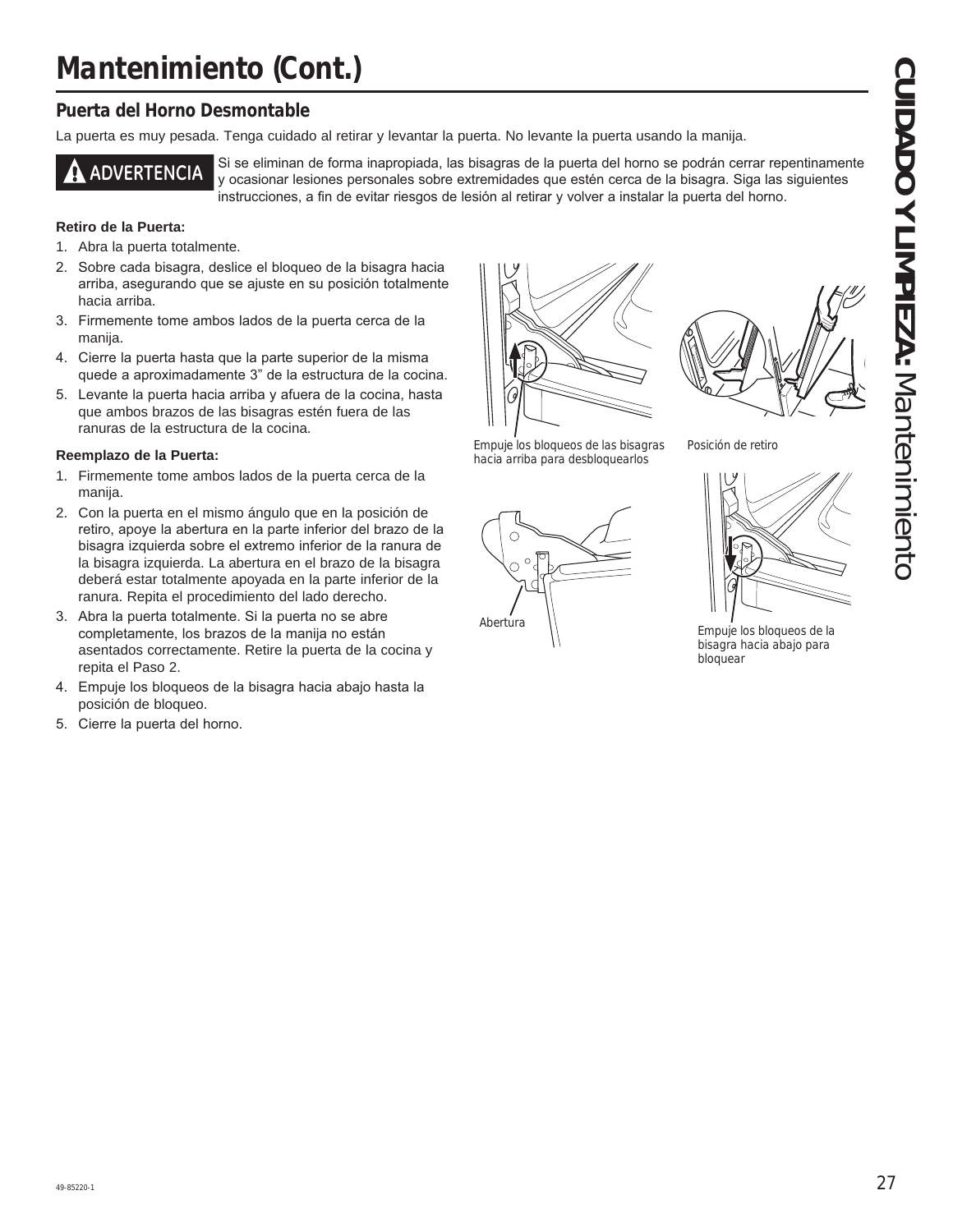# Mantenimiento (Cont.)

## Puerta del Horno Desmontable

La puerta es muy pesada. Tenga cuidado al retirar y levantar la puerta. No levante la puerta usando la manija.

**⚠ ADVERTENCIA** Si se eliminan de forma inapropiada, las bisagras de la puerta del horno se podrán cerrar repentinamente y ocasionar lesiones personales sobre extremidades que estén cerca de la bisagra. Siga las siguientes instrucciones, a fin de evitar riesgos de lesión al retirar y volver a instalar la puerta del horno.

**Retiro de la Puerta:**

1. Abra la puerta totalmente.
2. Sobre cada bisagra, deslice el bloqueo de la bisagra hacia arriba, asegurando que se ajuste en su posición totalmente hacia arriba.
3. Firmemente tome ambos lados de la puerta cerca de la manija.
4. Cierre la puerta hasta que la parte superior de la misma quede a aproximadamente 3" de la estructura de la cocina.
5. Levante la puerta hacia arriba y afuera de la cocina, hasta que ambos brazos de las bisagras estén fuera de las ranuras de la estructura de la cocina.

Empuje los bloqueos de las bisagras hacia arriba para desbloquearlos

Posición de retiro

**Reemplazo de la Puerta:**

1. Firmemente tome ambos lados de la puerta cerca de la manija.
2. Con la puerta en el mismo ángulo que en la posición de retiro, apoye la abertura en la parte inferior del brazo de la bisagra izquierda sobre el extremo inferior de la ranura de la bisagra izquierda. La abertura en el brazo de la bisagra deberá estar totalmente apoyada en la parte inferior de la ranura. Repita el procedimiento del lado derecho.
3. Abra la puerta totalmente. Si la puerta no se abre completamente, los brazos de la manija no están asentados correctamente. Retire la puerta de la cocina y repita el Paso 2.
4. Empuje los bloqueos de la bisagra hacia abajo hasta la posición de bloqueo.
5. Cierre la puerta del horno.

Abertura

Empuje los bloqueos de la bisagra hacia abajo para bloquear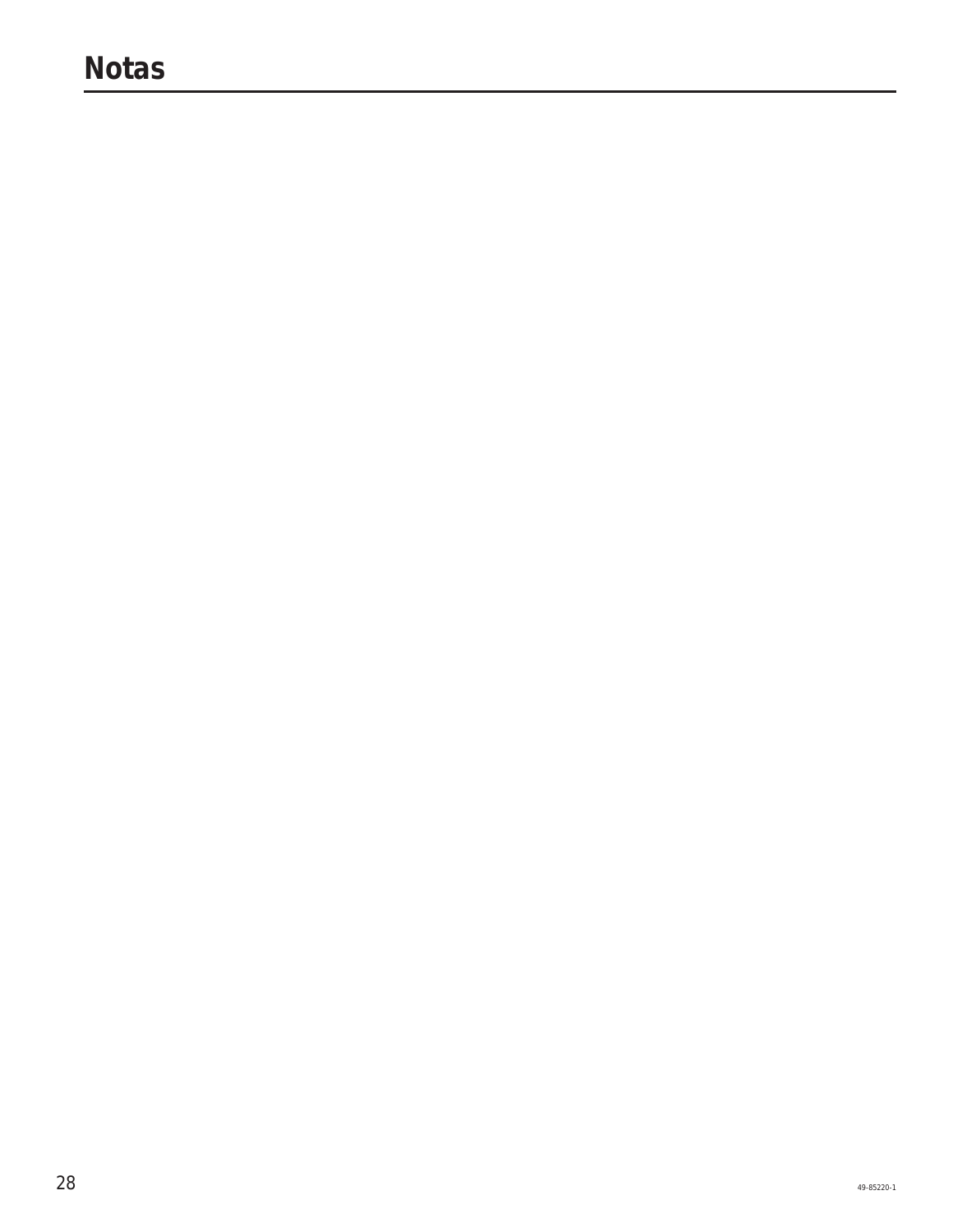# Notas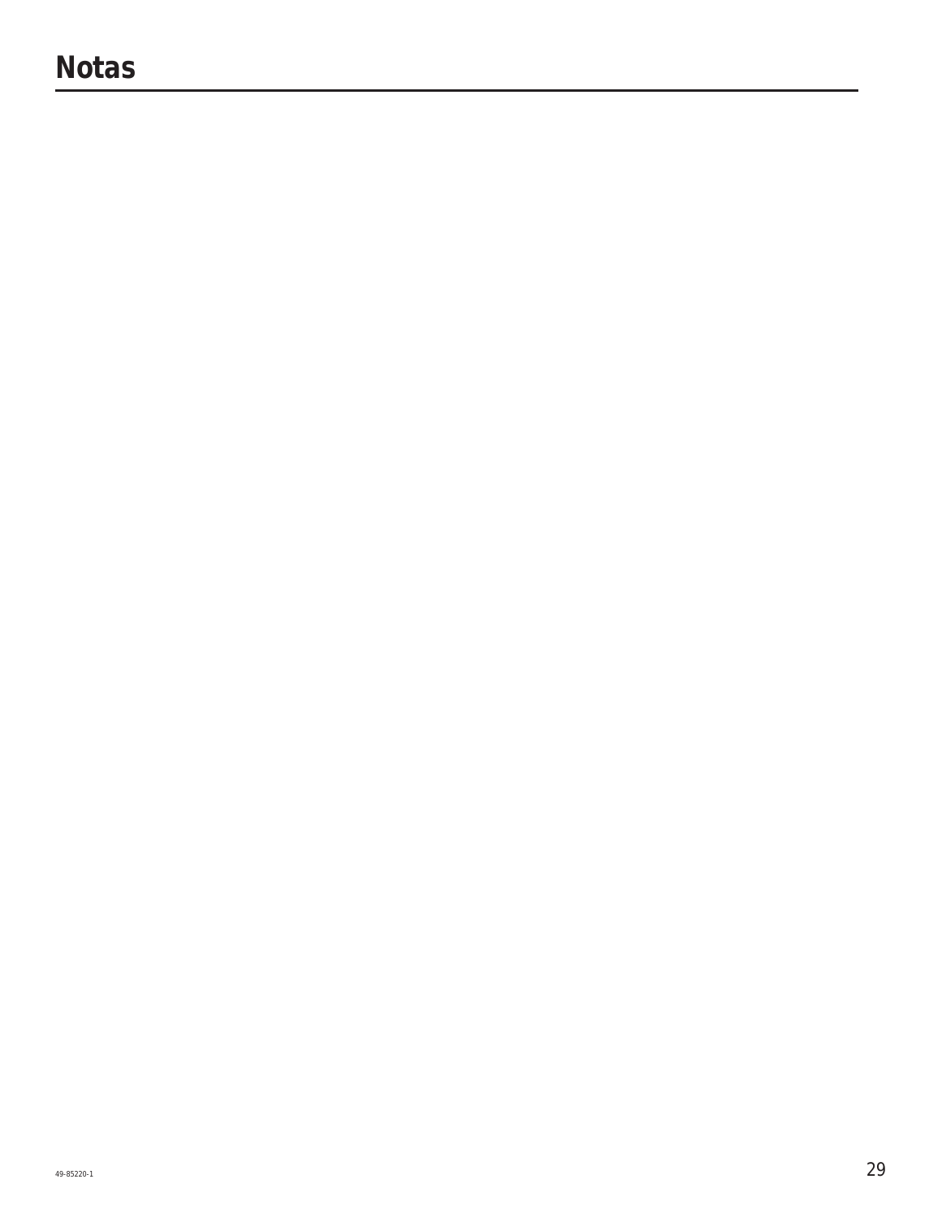# Notas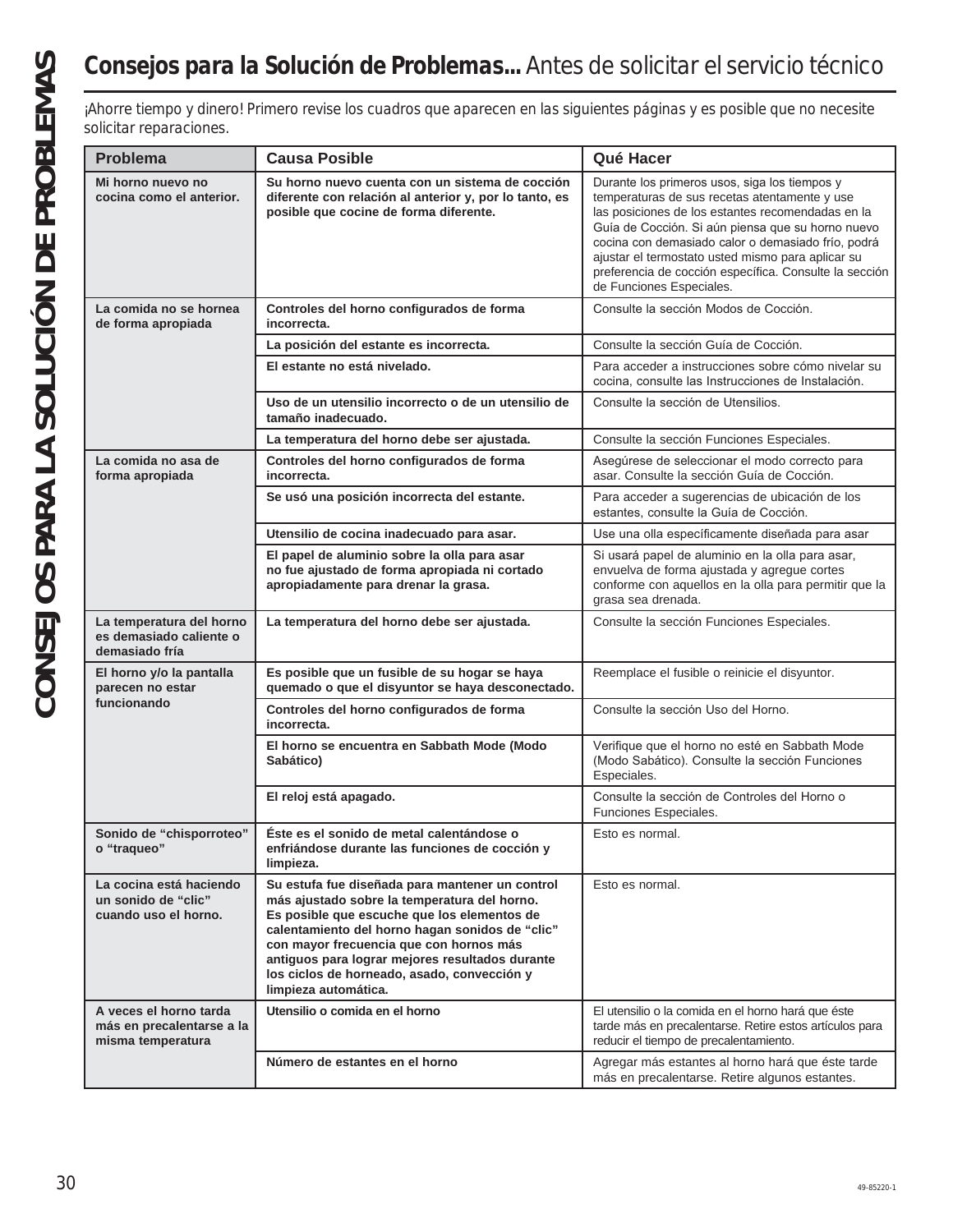# **Consejos para la Solución de Problemas...** Antes de solicitar el servicio técnico

¡Ahorre tiempo y dinero! Primero revise los cuadros que aparecen en las siguientes páginas y es posible que no necesite solicitar reparaciones.

| Problema | Causa Posible | Qué Hacer |
|---|---|---|
| **Mi horno nuevo no cocina como el anterior.** | **Su horno nuevo cuenta con un sistema de cocción diferente con relación al anterior y, por lo tanto, es posible que cocine de forma diferente.** | Durante los primeros usos, siga los tiempos y temperaturas de sus recetas atentamente y use las posiciones de los estantes recomendadas en la Guía de Cocción. Si aún piensa que su horno nuevo cocina con demasiado calor o demasiado frío, podrá ajustar el termostato usted mismo para aplicar su preferencia de cocción específica. Consulte la sección de Funciones Especiales. |
| **La comida no se hornea de forma apropiada** | **Controles del horno configurados de forma incorrecta.** | Consulte la sección Modos de Cocción. |
| | **La posición del estante es incorrecta.** | Consulte la sección Guía de Cocción. |
| | **El estante no está nivelado.** | Para acceder a instrucciones sobre cómo nivelar su cocina, consulte las Instrucciones de Instalación. |
| | **Uso de un utensilio incorrecto o de un utensilio de tamaño inadecuado.** | Consulte la sección de Utensilios. |
| | **La temperatura del horno debe ser ajustada.** | Consulte la sección Funciones Especiales. |
| **La comida no asa de forma apropiada** | **Controles del horno configurados de forma incorrecta.** | Asegúrese de seleccionar el modo correcto para asar. Consulte la sección Guía de Cocción. |
| | **Se usó una posición incorrecta del estante.** | Para acceder a sugerencias de ubicación de los estantes, consulte la Guía de Cocción. |
| | **Utensilio de cocina inadecuado para asar.** | Use una olla específicamente diseñada para asar |
| | **El papel de aluminio sobre la olla para asar no fue ajustado de forma apropiada ni cortado apropiadamente para drenar la grasa.** | Si usará papel de aluminio en la olla para asar, envuelva de forma ajustada y agregue cortes conforme con aquellos en la olla para permitir que la grasa sea drenada. |
| **La temperatura del horno es demasiado caliente o demasiado fría** | **La temperatura del horno debe ser ajustada.** | Consulte la sección Funciones Especiales. |
| **El horno y/o la pantalla parecen no estar funcionando** | **Es posible que un fusible de su hogar se haya quemado o que el disyuntor se haya desconectado.** | Reemplace el fusible o reinicie el disyuntor. |
| | **Controles del horno configurados de forma incorrecta.** | Consulte la sección Uso del Horno. |
| | **El horno se encuentra en Sabbath Mode (Modo Sabático)** | Verifique que el horno no esté en Sabbath Mode (Modo Sabático). Consulte la sección Funciones Especiales. |
| | **El reloj está apagado.** | Consulte la sección de Controles del Horno o Funciones Especiales. |
| **Sonido de "chisporroteo" o "traqueo"** | **Éste es el sonido de metal calentándose o enfriándose durante las funciones de cocción y limpieza.** | Esto es normal. |
| **La cocina está haciendo un sonido de "clic" cuando uso el horno.** | **Su estufa fue diseñada para mantener un control más ajustado sobre la temperatura del horno. Es posible que escuche que los elementos de calentamiento del horno hagan sonidos de "clic" con mayor frecuencia que con hornos más antiguos para lograr mejores resultados durante los ciclos de horneado, asado, convección y limpieza automática.** | Esto es normal. |
| **A veces el horno tarda más en precalentarse a la misma temperatura** | **Utensilio o comida en el horno** | El utensilio o la comida en el horno hará que éste tarde más en precalentarse. Retire estos artículos para reducir el tiempo de precalentamiento. |
| | **Número de estantes en el horno** | Agregar más estantes al horno hará que éste tarde más en precalentarse. Retire algunos estantes. |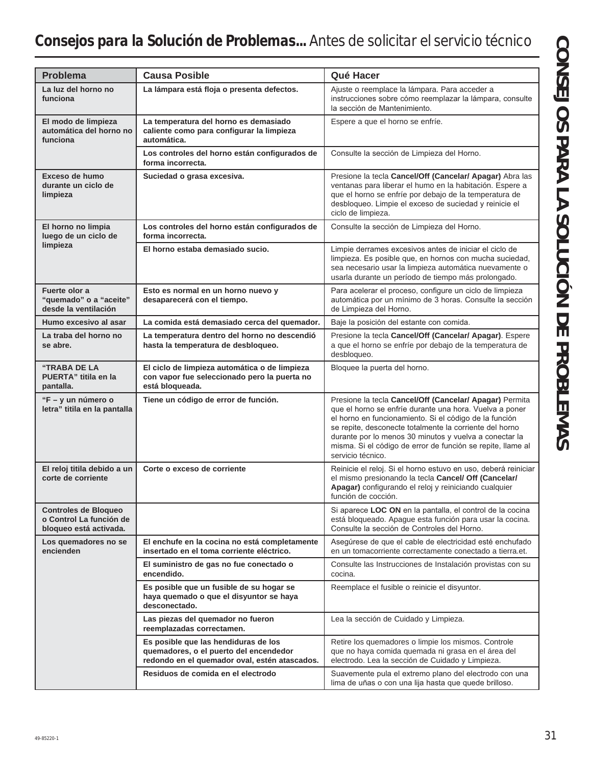## **Consejos para la Solución de Problemas...** Antes de solicitar el servicio técnico

| Problema | Causa Posible | Qué Hacer |
|---|---|---|
| **La luz del horno no funciona** | **La lámpara está floja o presenta defectos.** | Ajuste o reemplace la lámpara. Para acceder a instrucciones sobre cómo reemplazar la lámpara, consulte la sección de Mantenimiento. |
| **El modo de limpieza automática del horno no funciona** | **La temperatura del horno es demasiado caliente como para configurar la limpieza automática.** | Espere a que el horno se enfríe. |
| | **Los controles del horno están configurados de forma incorrecta.** | Consulte la sección de Limpieza del Horno. |
| **Exceso de humo durante un ciclo de limpieza** | **Suciedad o grasa excesiva.** | Presione la tecla **Cancel/Off (Cancelar/ Apagar)** Abra las ventanas para liberar el humo en la habitación. Espere a que el horno se enfríe por debajo de la temperatura de desbloqueo. Limpie el exceso de suciedad y reinicie el ciclo de limpieza. |
| **El horno no limpia luego de un ciclo de limpieza** | **Los controles del horno están configurados de forma incorrecta.** | Consulte la sección de Limpieza del Horno. |
| | **El horno estaba demasiado sucio.** | Limpie derrames excesivos antes de iniciar el ciclo de limpieza. Es posible que, en hornos con mucha suciedad, sea necesario usar la limpieza automática nuevamente o usarla durante un período de tiempo más prolongado. |
| **Fuerte olor a "quemado" o a "aceite" desde la ventilación** | **Esto es normal en un horno nuevo y desaparecerá con el tiempo.** | Para acelerar el proceso, configure un ciclo de limpieza automática por un mínimo de 3 horas. Consulte la sección de Limpieza del Horno. |
| **Humo excesivo al asar** | **La comida está demasiado cerca del quemador.** | Baje la posición del estante con comida. |
| **La traba del horno no se abre.** | **La temperatura dentro del horno no descendió hasta la temperatura de desbloqueo.** | Presione la tecla **Cancel/Off (Cancelar/ Apagar)**. Espere a que el horno se enfríe por debajo de la temperatura de desbloqueo. |
| **"TRABA DE LA PUERTA" titila en la pantalla.** | **El ciclo de limpieza automática o de limpieza con vapor fue seleccionado pero la puerta no está bloqueada.** | Bloquee la puerta del horno. |
| **"F – y un número o letra" titila en la pantalla** | **Tiene un código de error de función.** | Presione la tecla **Cancel/Off (Cancelar/ Apagar)** Permita que el horno se enfríe durante una hora. Vuelva a poner el horno en funcionamiento. Si el código de la función se repite, desconecte totalmente la corriente del horno durante por lo menos 30 minutos y vuelva a conectar la misma. Si el código de error de función se repite, llame al servicio técnico. |
| **El reloj titila debido a un corte de corriente** | **Corte o exceso de corriente** | Reinicie el reloj. Si el horno estuvo en uso, deberá reiniciar el mismo presionando la tecla **Cancel/ Off (Cancelar/ Apagar)** configurando el reloj y reiniciando cualquier función de cocción. |
| **Controles de Bloqueo o Control La función de bloqueo está activada.** | | Si aparece **LOC ON** en la pantalla, el control de la cocina está bloqueado. Apague esta función para usar la cocina. Consulte la sección de Controles del Horno. |
| **Los quemadores no se encienden** | **El enchufe en la cocina no está completamente insertado en el toma corriente eléctrico.** | Asegúrese de que el cable de electricidad esté enchufado en un tomacorriente correctamente conectado a tierra.et. |
| | **El suministro de gas no fue conectado o encendido.** | Consulte las Instrucciones de Instalación provistas con su cocina. |
| | **Es posible que un fusible de su hogar se haya quemado o que el disyuntor se haya desconectado.** | Reemplace el fusible o reinicie el disyuntor. |
| | **Las piezas del quemador no fueron reemplazadas correctamen.** | Lea la sección de Cuidado y Limpieza. |
| | **Es posible que las hendiduras de los quemadores, o el puerto del encendedor redondo en el quemador oval, estén atascados.** | Retire los quemadores o limpie los mismos. Controle que no haya comida quemada ni grasa en el área del electrodo. Lea la sección de Cuidado y Limpieza. |
| | **Residuos de comida en el electrodo** | Suavemente pula el extremo plano del electrodo con una lima de uñas o con una lija hasta que quede brilloso. |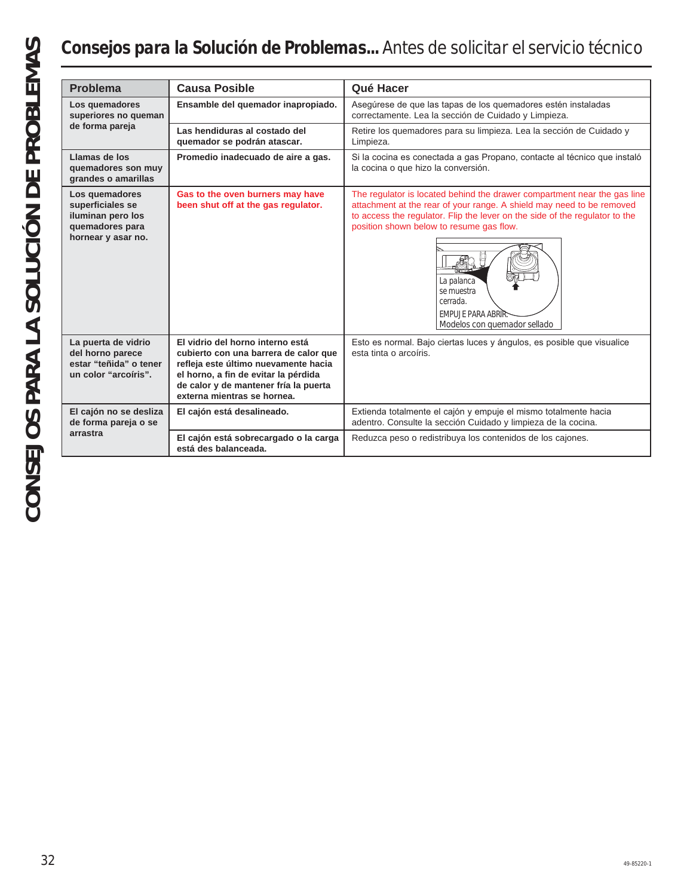# **Consejos para la Solución de Problemas...** Antes de solicitar el servicio técnico

| Problema | Causa Posible | Qué Hacer |
|---|---|---|
| **Los quemadores superiores no queman de forma pareja** | **Ensamble del quemador inapropiado.** | Asegúrese de que las tapas de los quemadores estén instaladas correctamente. Lea la sección de Cuidado y Limpieza. |
| | **Las hendiduras al costado del quemador se podrán atascar.** | Retire los quemadores para su limpieza. Lea la sección de Cuidado y Limpieza. |
| **Llamas de los quemadores son muy grandes o amarillas** | **Promedio inadecuado de aire a gas.** | Si la cocina es conectada a gas Propano, contacte al técnico que instaló la cocina o que hizo la conversión. |
| **Los quemadores superficiales se iluminan pero los quemadores para hornear y asar no.** | **Gas to the oven burners may have been shut off at the gas regulator.** | The regulator is located behind the drawer compartment near the gas line attachment at the rear of your range. A shield may need to be removed to access the regulator. Flip the lever on the side of the regulator to the position shown below to resume gas flow. La palanca se muestra cerrada. EMPUJE PARA ABRIR. Modelos con quemador sellado |
| **La puerta de vidrio del horno parece estar "teñida" o tener un color "arcoíris".** | **El vidrio del horno interno está cubierto con una barrera de calor que refleja este último nuevamente hacia el horno, a fin de evitar la pérdida de calor y de mantener fría la puerta externa mientras se hornea.** | Esto es normal. Bajo ciertas luces y ángulos, es posible que visualice esta tinta o arcoíris. |
| **El cajón no se desliza de forma pareja o se arrastra** | **El cajón está desalineado.** | Extienda totalmente el cajón y empuje el mismo totalmente hacia adentro. Consulte la sección Cuidado y limpieza de la cocina. |
| | **El cajón está sobrecargado o la carga está des balanceada.** | Reduzca peso o redistribuya los contenidos de los cajones. |